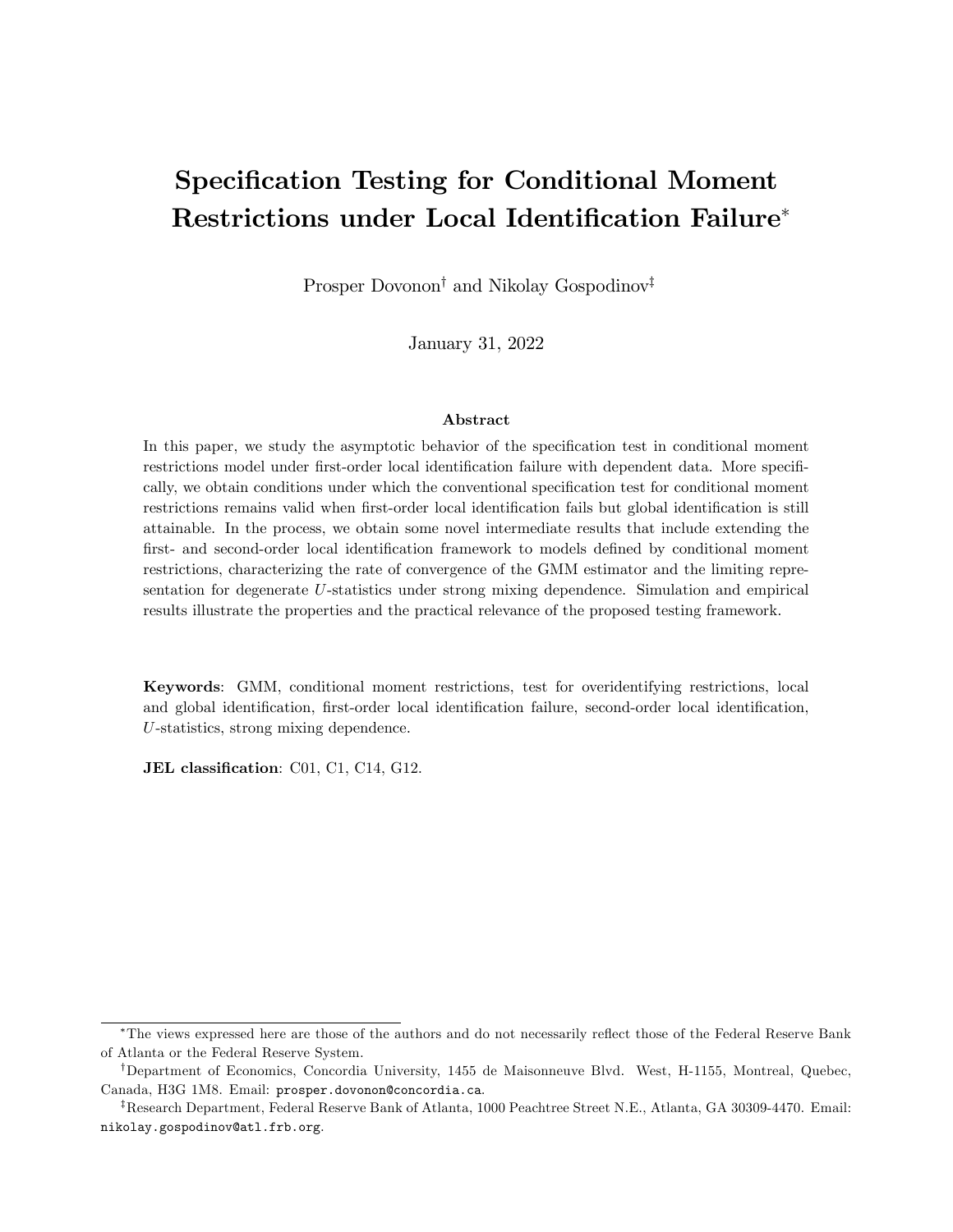# Specification Testing for Conditional Moment Restrictions under Local Identification Failure[*]

Prosper Dovonon[†] and Nikolay Gospodinov[‡]

January 31, 2022

### Abstract

In this paper, we study the asymptotic behavior of the specification test in conditional moment restrictions model under first-order local identification failure with dependent data. More specifically, we obtain conditions under which the conventional specification test for conditional moment restrictions remains valid when first-order local identification fails but global identification is still attainable. In the process, we obtain some novel intermediate results that include extending the first- and second-order local identification framework to models defined by conditional moment restrictions, characterizing the rate of convergence of the GMM estimator and the limiting representation for degenerate $U$-statistics under strong mixing dependence. Simulation and empirical results illustrate the properties and the practical relevance of the proposed testing framework.

**Keywords**: GMM, conditional moment restrictions, test for overidentifying restrictions, local and global identification, first-order local identification failure, second-order local identification, $U$-statistics, strong mixing dependence.

**JEL classification**: C01, C1, C14, G12.

---

[*]The views expressed here are those of the authors and do not necessarily reflect those of the Federal Reserve Bank of Atlanta or the Federal Reserve System.

[†]Department of Economics, Concordia University, 1455 de Maisonneuve Blvd. West, H-1155, Montreal, Quebec, Canada, H3G 1M8. Email: prosper.dovonon@concordia.ca.

[‡]Research Department, Federal Reserve Bank of Atlanta, 1000 Peachtree Street N.E., Atlanta, GA 30309-4470. Email: nikolay.gospodinov@atl.frb.org.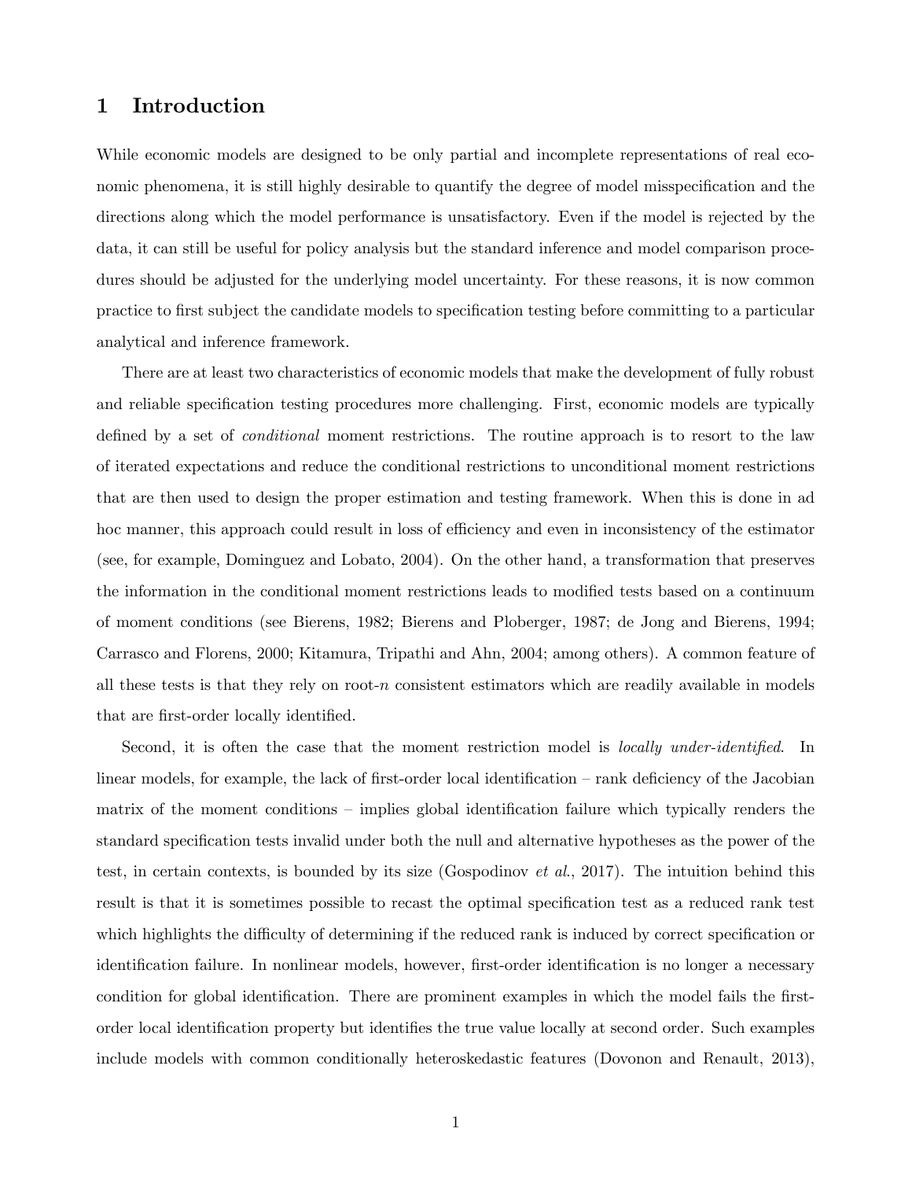# 1 Introduction

While economic models are designed to be only partial and incomplete representations of real economic phenomena, it is still highly desirable to quantify the degree of model misspecification and the directions along which the model performance is unsatisfactory. Even if the model is rejected by the data, it can still be useful for policy analysis but the standard inference and model comparison procedures should be adjusted for the underlying model uncertainty. For these reasons, it is now common practice to first subject the candidate models to specification testing before committing to a particular analytical and inference framework.

There are at least two characteristics of economic models that make the development of fully robust and reliable specification testing procedures more challenging. First, economic models are typically defined by a set of *conditional* moment restrictions. The routine approach is to resort to the law of iterated expectations and reduce the conditional restrictions to unconditional moment restrictions that are then used to design the proper estimation and testing framework. When this is done in ad hoc manner, this approach could result in loss of efficiency and even in inconsistency of the estimator (see, for example, Dominguez and Lobato, 2004). On the other hand, a transformation that preserves the information in the conditional moment restrictions leads to modified tests based on a continuum of moment conditions (see Bierens, 1982; Bierens and Ploberger, 1987; de Jong and Bierens, 1994; Carrasco and Florens, 2000; Kitamura, Tripathi and Ahn, 2004; among others). A common feature of all these tests is that they rely on root-$n$ consistent estimators which are readily available in models that are first-order locally identified.

Second, it is often the case that the moment restriction model is *locally under-identified*. In linear models, for example, the lack of first-order local identification – rank deficiency of the Jacobian matrix of the moment conditions – implies global identification failure which typically renders the standard specification tests invalid under both the null and alternative hypotheses as the power of the test, in certain contexts, is bounded by its size (Gospodinov *et al.*, 2017). The intuition behind this result is that it is sometimes possible to recast the optimal specification test as a reduced rank test which highlights the difficulty of determining if the reduced rank is induced by correct specification or identification failure. In nonlinear models, however, first-order identification is no longer a necessary condition for global identification. There are prominent examples in which the model fails the first-order local identification property but identifies the true value locally at second order. Such examples include models with common conditionally heteroskedastic features (Dovonon and Renault, 2013),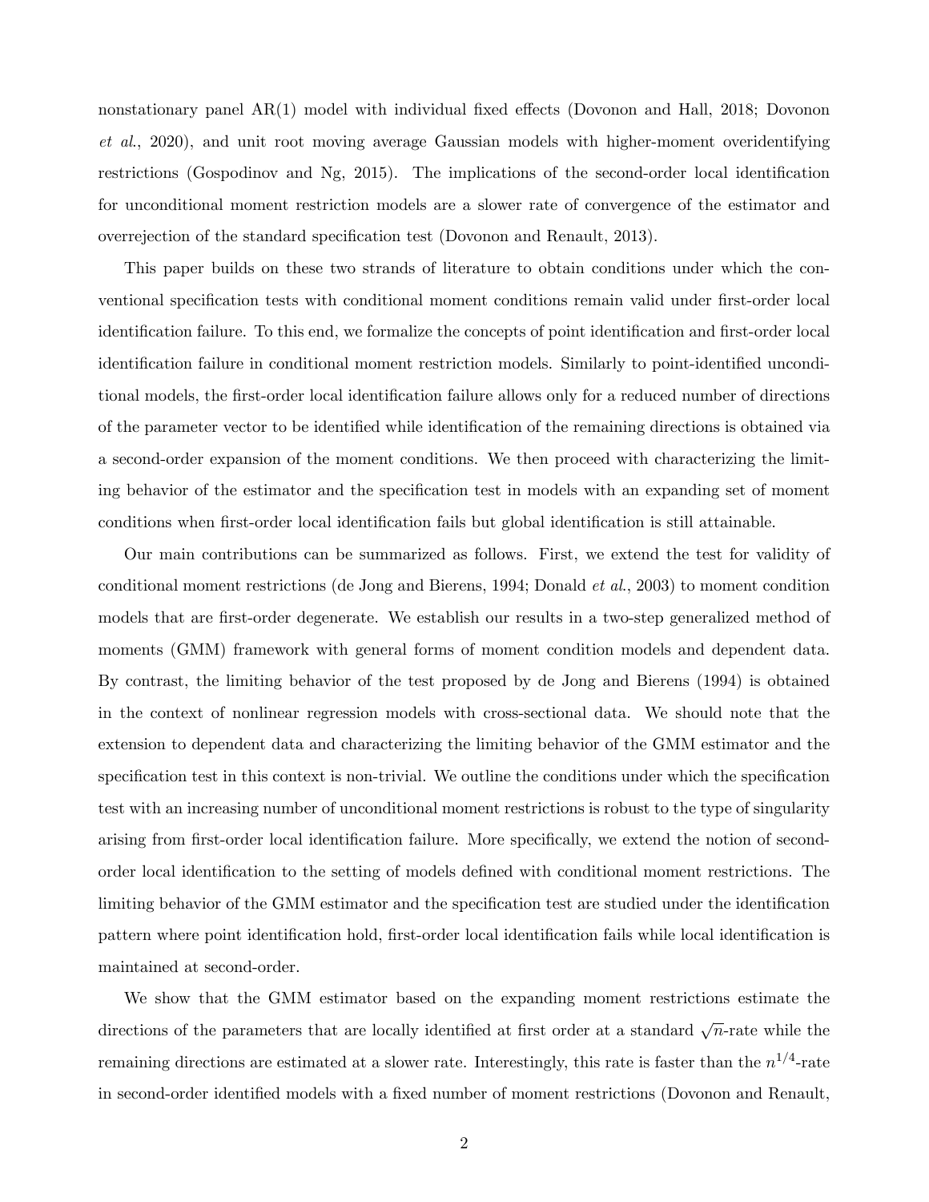nonstationary panel AR(1) model with individual fixed effects (Dovonon and Hall, 2018; Dovonon *et al.*, 2020), and unit root moving average Gaussian models with higher-moment overidentifying restrictions (Gospodinov and Ng, 2015). The implications of the second-order local identification for unconditional moment restriction models are a slower rate of convergence of the estimator and overrejection of the standard specification test (Dovonon and Renault, 2013).

This paper builds on these two strands of literature to obtain conditions under which the conventional specification tests with conditional moment conditions remain valid under first-order local identification failure. To this end, we formalize the concepts of point identification and first-order local identification failure in conditional moment restriction models. Similarly to point-identified unconditional models, the first-order local identification failure allows only for a reduced number of directions of the parameter vector to be identified while identification of the remaining directions is obtained via a second-order expansion of the moment conditions. We then proceed with characterizing the limiting behavior of the estimator and the specification test in models with an expanding set of moment conditions when first-order local identification fails but global identification is still attainable.

Our main contributions can be summarized as follows. First, we extend the test for validity of conditional moment restrictions (de Jong and Bierens, 1994; Donald *et al.*, 2003) to moment condition models that are first-order degenerate. We establish our results in a two-step generalized method of moments (GMM) framework with general forms of moment condition models and dependent data. By contrast, the limiting behavior of the test proposed by de Jong and Bierens (1994) is obtained in the context of nonlinear regression models with cross-sectional data. We should note that the extension to dependent data and characterizing the limiting behavior of the GMM estimator and the specification test in this context is non-trivial. We outline the conditions under which the specification test with an increasing number of unconditional moment restrictions is robust to the type of singularity arising from first-order local identification failure. More specifically, we extend the notion of second-order local identification to the setting of models defined with conditional moment restrictions. The limiting behavior of the GMM estimator and the specification test are studied under the identification pattern where point identification hold, first-order local identification fails while local identification is maintained at second-order.

We show that the GMM estimator based on the expanding moment restrictions estimate the directions of the parameters that are locally identified at first order at a standard $\sqrt{n}$-rate while the remaining directions are estimated at a slower rate. Interestingly, this rate is faster than the $n^{1/4}$-rate in second-order identified models with a fixed number of moment restrictions (Dovonon and Renault,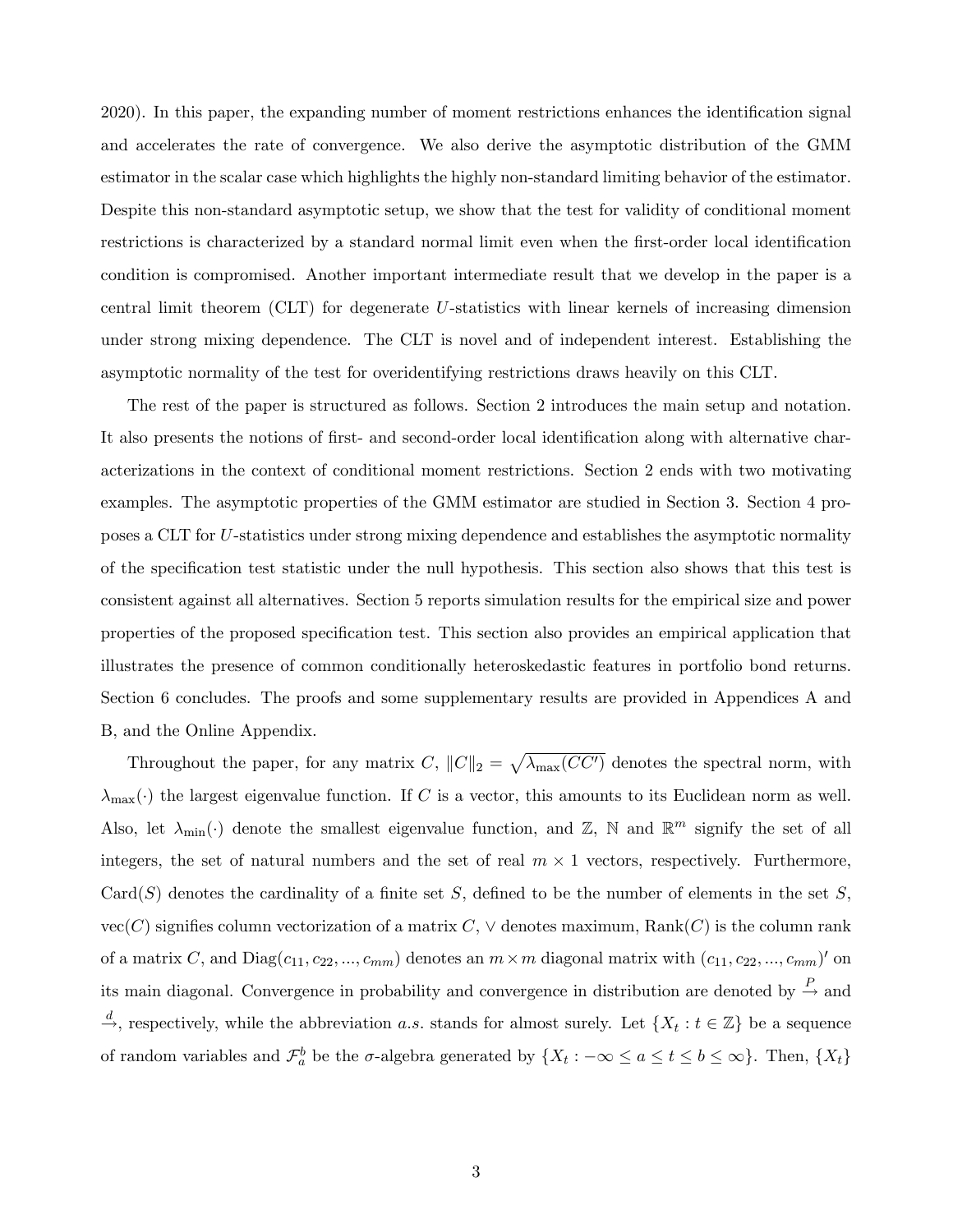2020). In this paper, the expanding number of moment restrictions enhances the identification signal and accelerates the rate of convergence. We also derive the asymptotic distribution of the GMM estimator in the scalar case which highlights the highly non-standard limiting behavior of the estimator. Despite this non-standard asymptotic setup, we show that the test for validity of conditional moment restrictions is characterized by a standard normal limit even when the first-order local identification condition is compromised. Another important intermediate result that we develop in the paper is a central limit theorem (CLT) for degenerate $U$-statistics with linear kernels of increasing dimension under strong mixing dependence. The CLT is novel and of independent interest. Establishing the asymptotic normality of the test for overidentifying restrictions draws heavily on this CLT.

The rest of the paper is structured as follows. Section 2 introduces the main setup and notation. It also presents the notions of first- and second-order local identification along with alternative characterizations in the context of conditional moment restrictions. Section 2 ends with two motivating examples. The asymptotic properties of the GMM estimator are studied in Section 3. Section 4 proposes a CLT for $U$-statistics under strong mixing dependence and establishes the asymptotic normality of the specification test statistic under the null hypothesis. This section also shows that this test is consistent against all alternatives. Section 5 reports simulation results for the empirical size and power properties of the proposed specification test. This section also provides an empirical application that illustrates the presence of common conditionally heteroskedastic features in portfolio bond returns. Section 6 concludes. The proofs and some supplementary results are provided in Appendices A and B, and the Online Appendix.

Throughout the paper, for any matrix $C$, $\|C\|_2 = \sqrt{\lambda_{\max}(CC')}$ denotes the spectral norm, with $\lambda_{\max}(\cdot)$ the largest eigenvalue function. If $C$ is a vector, this amounts to its Euclidean norm as well. Also, let $\lambda_{\min}(\cdot)$ denote the smallest eigenvalue function, and $\mathbb{Z}$, $\mathbb{N}$ and $\mathbb{R}^m$ signify the set of all integers, the set of natural numbers and the set of real $m \times 1$ vectors, respectively. Furthermore, $\mathrm{Card}(S)$ denotes the cardinality of a finite set $S$, defined to be the number of elements in the set $S$, $\mathrm{vec}(C)$ signifies column vectorization of a matrix $C$, $\vee$ denotes maximum, $\mathrm{Rank}(C)$ is the column rank of a matrix $C$, and $\mathrm{Diag}(c_{11}, c_{22}, ..., c_{mm})$ denotes an $m \times m$ diagonal matrix with $(c_{11}, c_{22}, ..., c_{mm})'$ on its main diagonal. Convergence in probability and convergence in distribution are denoted by $\xrightarrow{P}$ and $\xrightarrow{d}$, respectively, while the abbreviation $a.s.$ stands for almost surely. Let $\{X_t : t \in \mathbb{Z}\}$ be a sequence of random variables and $\mathcal{F}_a^b$ be the $\sigma$-algebra generated by $\{X_t : -\infty \leq a \leq t \leq b \leq \infty\}$. Then, $\{X_t\}$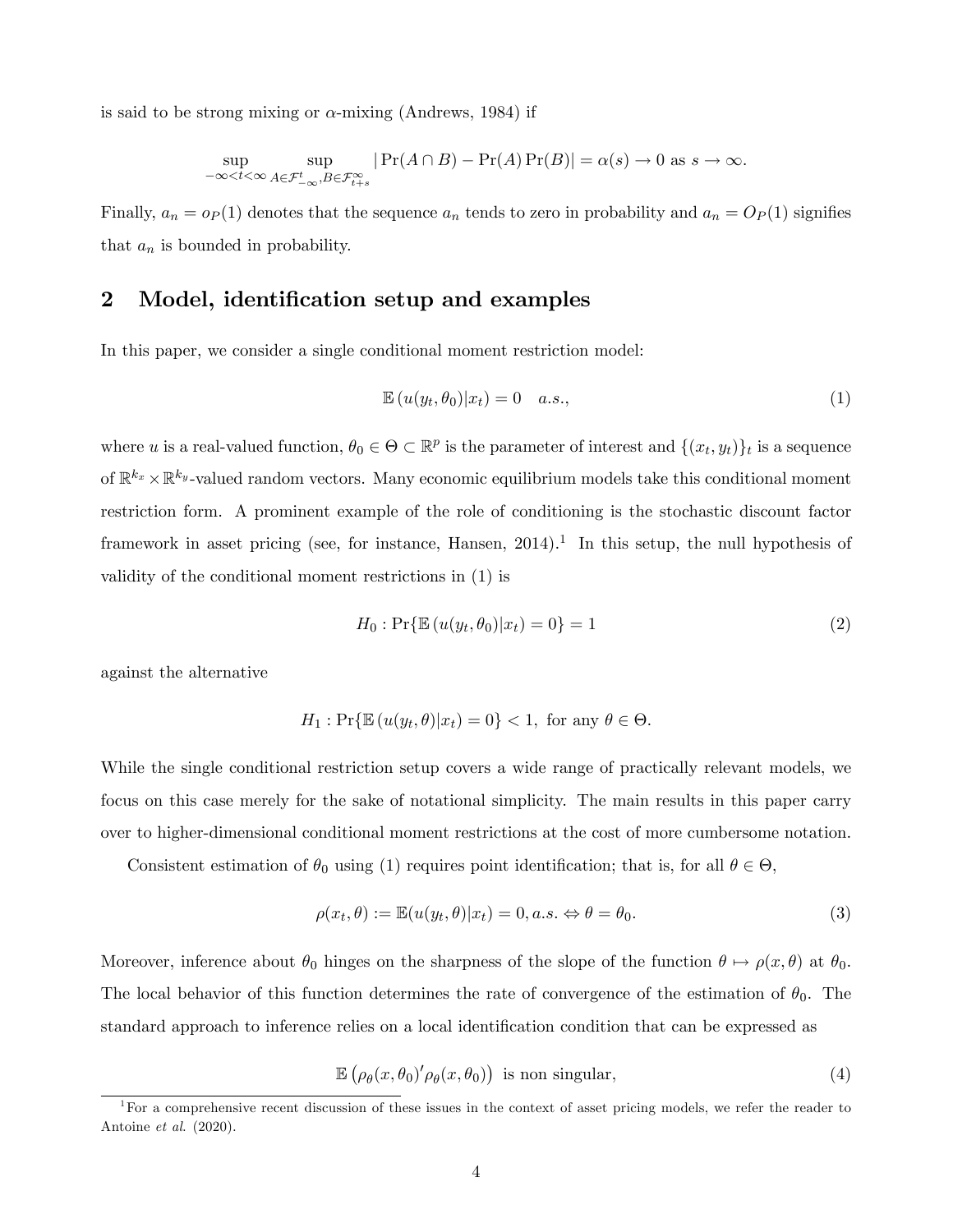is said to be strong mixing or $\alpha$-mixing (Andrews, 1984) if

$$\sup_{-\infty<t<\infty} \sup_{A\in\mathcal{F}_{-\infty}^{t}, B\in\mathcal{F}_{t+s}^{\infty}} |\Pr(A\cap B) - \Pr(A)\Pr(B)| = \alpha(s) \to 0 \text{ as } s\to\infty.$$

Finally, $a_n = o_P(1)$ denotes that the sequence $a_n$ tends to zero in probability and $a_n = O_P(1)$ signifies that $a_n$ is bounded in probability.

## 2 Model, identification setup and examples

In this paper, we consider a single conditional moment restriction model:

$$\mathbb{E}\left(u(y_t, \theta_0)|x_t\right) = 0 \quad a.s., \tag{1}$$

where $u$ is a real-valued function, $\theta_0 \in \Theta \subset \mathbb{R}^p$ is the parameter of interest and $\{(x_t, y_t)\}_t$ is a sequence of $\mathbb{R}^{k_x} \times \mathbb{R}^{k_y}$-valued random vectors. Many economic equilibrium models take this conditional moment restriction form. A prominent example of the role of conditioning is the stochastic discount factor framework in asset pricing (see, for instance, Hansen, 2014).[1] In this setup, the null hypothesis of validity of the conditional moment restrictions in (1) is

$$H_0 : \Pr\{\mathbb{E}\left(u(y_t, \theta_0)|x_t\right) = 0\} = 1 \tag{2}$$

against the alternative

$$H_1 : \Pr\{\mathbb{E}\left(u(y_t, \theta)|x_t\right) = 0\} < 1, \text{ for any } \theta \in \Theta.$$

While the single conditional restriction setup covers a wide range of practically relevant models, we focus on this case merely for the sake of notational simplicity. The main results in this paper carry over to higher-dimensional conditional moment restrictions at the cost of more cumbersome notation.

Consistent estimation of $\theta_0$ using (1) requires point identification; that is, for all $\theta \in \Theta$,

$$\rho(x_t, \theta) := \mathbb{E}(u(y_t, \theta)|x_t) = 0, a.s. \Leftrightarrow \theta = \theta_0. \tag{3}$$

Moreover, inference about $\theta_0$ hinges on the sharpness of the slope of the function $\theta \mapsto \rho(x, \theta)$ at $\theta_0$. The local behavior of this function determines the rate of convergence of the estimation of $\theta_0$. The standard approach to inference relies on a local identification condition that can be expressed as

$$\mathbb{E}\left(\rho_\theta(x, \theta_0)'\rho_\theta(x, \theta_0)\right) \text{ is non singular,} \tag{4}$$

[1] For a comprehensive recent discussion of these issues in the context of asset pricing models, we refer the reader to Antoine *et al.* (2020).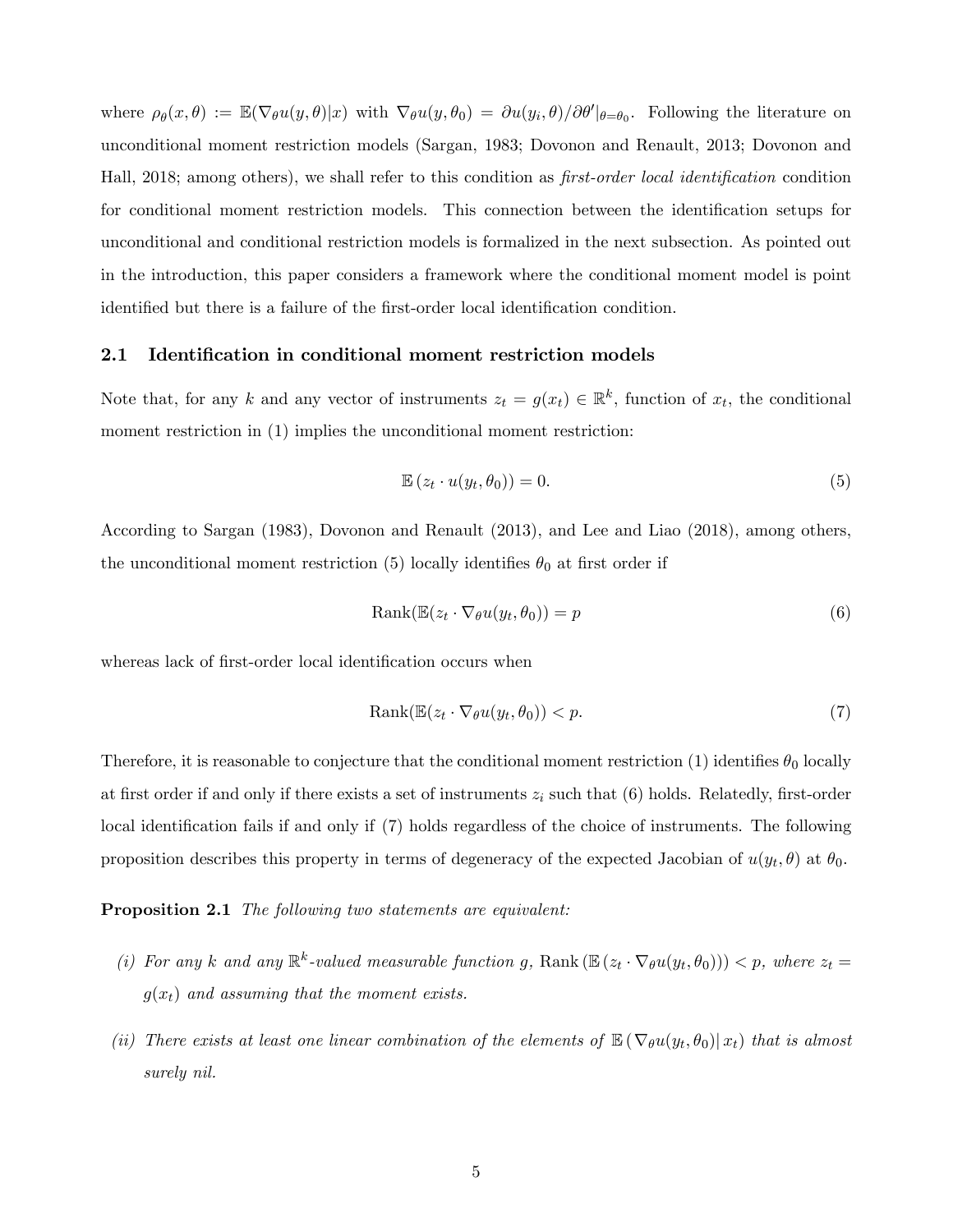where $\rho_\theta(x, \theta) := \mathbb{E}(\nabla_\theta u(y, \theta)|x)$ with $\nabla_\theta u(y, \theta_0) = \partial u(y_i, \theta)/\partial\theta'|_{\theta=\theta_0}$. Following the literature on unconditional moment restriction models (Sargan, 1983; Dovonon and Renault, 2013; Dovonon and Hall, 2018; among others), we shall refer to this condition as *first-order local identification* condition for conditional moment restriction models. This connection between the identification setups for unconditional and conditional restriction models is formalized in the next subsection. As pointed out in the introduction, this paper considers a framework where the conditional moment model is point identified but there is a failure of the first-order local identification condition.

### 2.1 Identification in conditional moment restriction models

Note that, for any $k$ and any vector of instruments $z_t = g(x_t) \in \mathbb{R}^k$, function of $x_t$, the conditional moment restriction in (1) implies the unconditional moment restriction:

$$\mathbb{E}\left(z_t \cdot u(y_t, \theta_0)\right) = 0. \tag{5}$$

According to Sargan (1983), Dovonon and Renault (2013), and Lee and Liao (2018), among others, the unconditional moment restriction (5) locally identifies $\theta_0$ at first order if

$$\text{Rank}(\mathbb{E}(z_t \cdot \nabla_\theta u(y_t, \theta_0)) = p \tag{6}$$

whereas lack of first-order local identification occurs when

$$\text{Rank}(\mathbb{E}(z_t \cdot \nabla_\theta u(y_t, \theta_0)) < p. \tag{7}$$

Therefore, it is reasonable to conjecture that the conditional moment restriction (1) identifies $\theta_0$ locally at first order if and only if there exists a set of instruments $z_i$ such that (6) holds. Relatedly, first-order local identification fails if and only if (7) holds regardless of the choice of instruments. The following proposition describes this property in terms of degeneracy of the expected Jacobian of $u(y_t, \theta)$ at $\theta_0$.

**Proposition 2.1** *The following two statements are equivalent:*

*(i) For any $k$ and any $\mathbb{R}^k$-valued measurable function $g$, $\text{Rank}\left(\mathbb{E}\left(z_t \cdot \nabla_\theta u(y_t, \theta_0)\right)\right) < p$, where $z_t = g(x_t)$ and assuming that the moment exists.*

*(ii) There exists at least one linear combination of the elements of $\mathbb{E}\left(\nabla_\theta u(y_t, \theta_0)\right| x_t)$ that is almost surely nil.*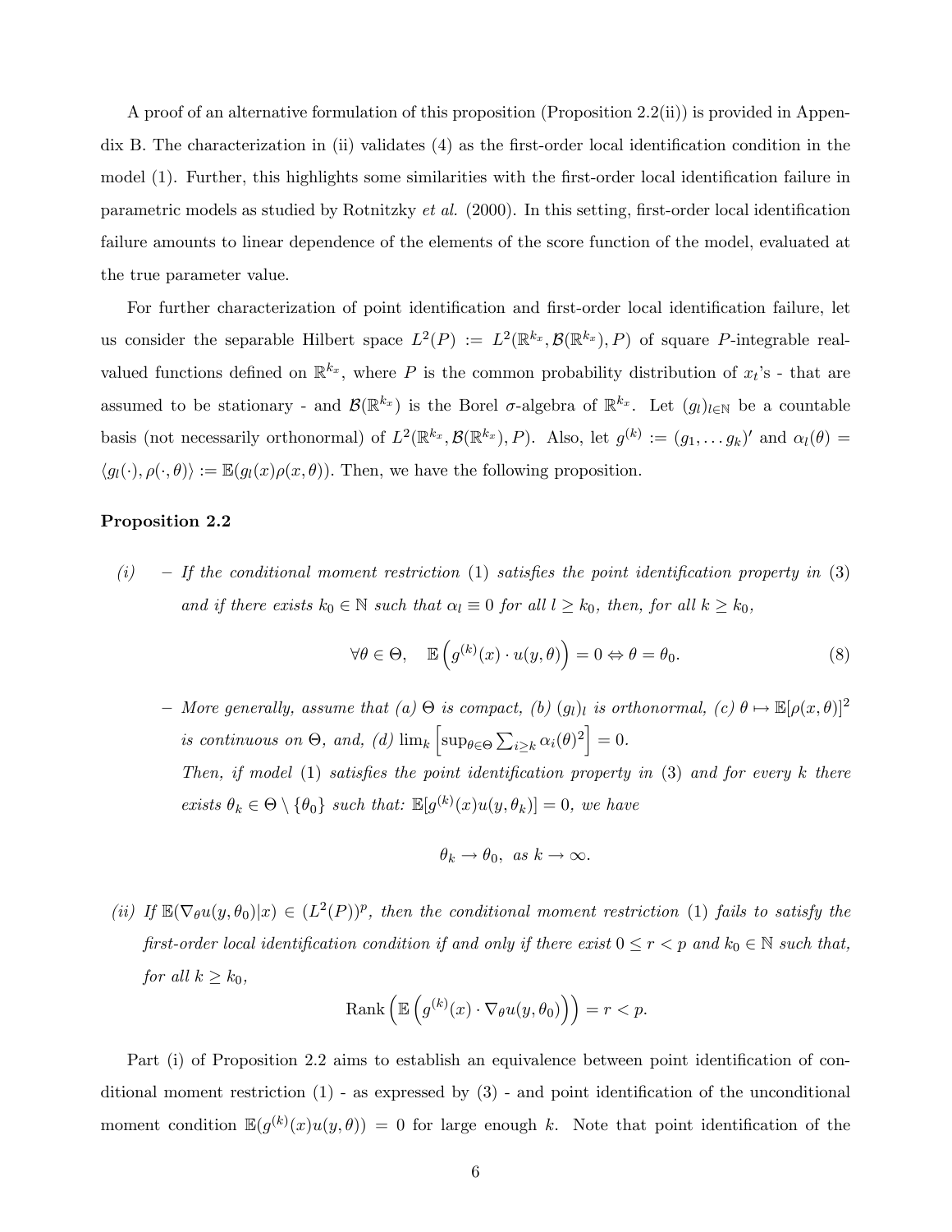A proof of an alternative formulation of this proposition (Proposition 2.2(ii)) is provided in Appendix B. The characterization in (ii) validates (4) as the first-order local identification condition in the model (1). Further, this highlights some similarities with the first-order local identification failure in parametric models as studied by Rotnitzky *et al.* (2000). In this setting, first-order local identification failure amounts to linear dependence of the elements of the score function of the model, evaluated at the true parameter value.

For further characterization of point identification and first-order local identification failure, let us consider the separable Hilbert space $L^2(P) := L^2(\mathbb{R}^{k_x}, \mathcal{B}(\mathbb{R}^{k_x}), P)$ of square $P$-integrable real-valued functions defined on $\mathbb{R}^{k_x}$, where $P$ is the common probability distribution of $x_t$'s - that are assumed to be stationary - and $\mathcal{B}(\mathbb{R}^{k_x})$ is the Borel $\sigma$-algebra of $\mathbb{R}^{k_x}$. Let $(g_l)_{l\in\mathbb{N}}$ be a countable basis (not necessarily orthonormal) of $L^2(\mathbb{R}^{k_x}, \mathcal{B}(\mathbb{R}^{k_x}), P)$. Also, let $g^{(k)} := (g_1, \dots g_k)'$ and $\alpha_l(\theta) = \langle g_l(\cdot), \rho(\cdot, \theta)\rangle := \mathbb{E}(g_l(x)\rho(x,\theta))$. Then, we have the following proposition.

**Proposition 2.2**

*(i)* – *If the conditional moment restriction* (1) *satisfies the point identification property in* (3) *and if there exists $k_0 \in \mathbb{N}$ such that $\alpha_l \equiv 0$ for all $l \geq k_0$, then, for all $k \geq k_0$,*

$$\forall \theta \in \Theta, \quad \mathbb{E}\left(g^{(k)}(x) \cdot u(y,\theta)\right) = 0 \Leftrightarrow \theta = \theta_0. \tag{8}$$

– *More generally, assume that (a) $\Theta$ is compact, (b) $(g_l)_l$ is orthonormal, (c) $\theta \mapsto \mathbb{E}[\rho(x,\theta)]^2$ is continuous on $\Theta$, and, (d) $\lim_k \left[\sup_{\theta\in\Theta} \sum_{i\geq k} \alpha_i(\theta)^2\right] = 0$.*
*Then, if model* (1) *satisfies the point identification property in* (3) *and for every $k$ there exists $\theta_k \in \Theta \setminus \{\theta_0\}$ such that: $\mathbb{E}[g^{(k)}(x)u(y,\theta_k)] = 0$, we have*

$$\theta_k \to \theta_0, \text{ as } k \to \infty.$$

*(ii) If $\mathbb{E}(\nabla_\theta u(y,\theta_0)|x) \in (L^2(P))^p$, then the conditional moment restriction* (1) *fails to satisfy the first-order local identification condition if and only if there exist $0 \leq r < p$ and $k_0 \in \mathbb{N}$ such that, for all $k \geq k_0$,*

$$\text{Rank}\left(\mathbb{E}\left(g^{(k)}(x) \cdot \nabla_\theta u(y,\theta_0)\right)\right) = r < p.$$

Part (i) of Proposition 2.2 aims to establish an equivalence between point identification of conditional moment restriction (1) - as expressed by (3) - and point identification of the unconditional moment condition $\mathbb{E}(g^{(k)}(x)u(y,\theta)) = 0$ for large enough $k$. Note that point identification of the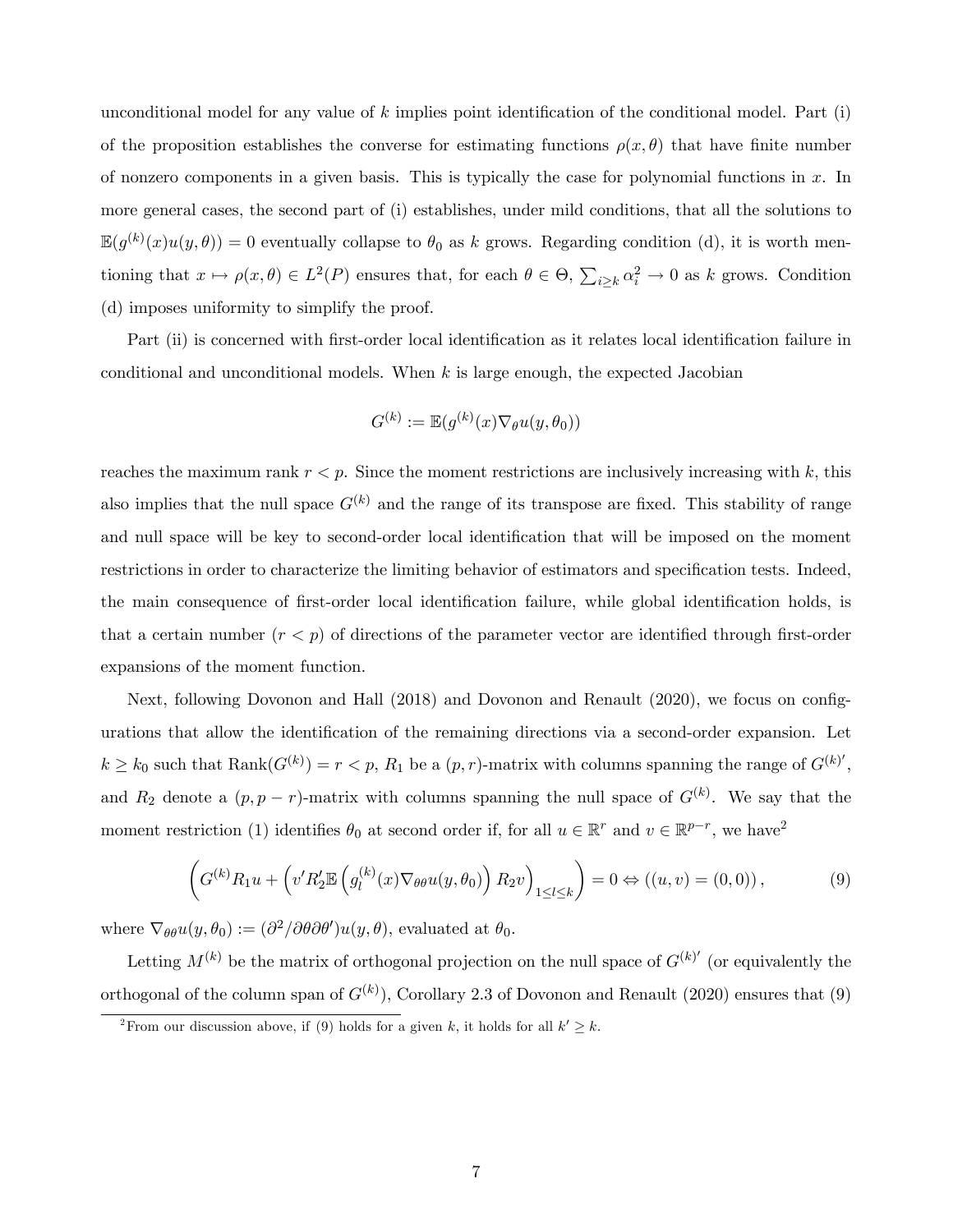unconditional model for any value of $k$ implies point identification of the conditional model. Part (i) of the proposition establishes the converse for estimating functions $\rho(x, \theta)$ that have finite number of nonzero components in a given basis. This is typically the case for polynomial functions in $x$. In more general cases, the second part of (i) establishes, under mild conditions, that all the solutions to $\mathbb{E}(g^{(k)}(x)u(y, \theta)) = 0$ eventually collapse to $\theta_0$ as $k$ grows. Regarding condition (d), it is worth mentioning that $x \mapsto \rho(x, \theta) \in L^2(P)$ ensures that, for each $\theta \in \Theta$, $\sum_{i \geq k} \alpha_i^2 \to 0$ as $k$ grows. Condition (d) imposes uniformity to simplify the proof.

Part (ii) is concerned with first-order local identification as it relates local identification failure in conditional and unconditional models. When $k$ is large enough, the expected Jacobian

$$G^{(k)} := \mathbb{E}(g^{(k)}(x) \nabla_\theta u(y, \theta_0))$$

reaches the maximum rank $r < p$. Since the moment restrictions are inclusively increasing with $k$, this also implies that the null space $G^{(k)}$ and the range of its transpose are fixed. This stability of range and null space will be key to second-order local identification that will be imposed on the moment restrictions in order to characterize the limiting behavior of estimators and specification tests. Indeed, the main consequence of first-order local identification failure, while global identification holds, is that a certain number ($r < p$) of directions of the parameter vector are identified through first-order expansions of the moment function.

Next, following Dovonon and Hall (2018) and Dovonon and Renault (2020), we focus on configurations that allow the identification of the remaining directions via a second-order expansion. Let $k \geq k_0$ such that $\text{Rank}(G^{(k)}) = r < p$, $R_1$ be a $(p, r)$-matrix with columns spanning the range of $G^{(k)\prime}$, and $R_2$ denote a $(p, p - r)$-matrix with columns spanning the null space of $G^{(k)}$. We say that the moment restriction (1) identifies $\theta_0$ at second order if, for all $u \in \mathbb{R}^r$ and $v \in \mathbb{R}^{p-r}$, we have[2]

$$\left( G^{(k)} R_1 u + \left( v' R_2' \mathbb{E}\left( g_l^{(k)}(x) \nabla_{\theta\theta} u(y, \theta_0) \right) R_2 v \right)_{1 \leq l \leq k} \right) = 0 \Leftrightarrow ((u, v) = (0, 0)), \tag{9}$$

where $\nabla_{\theta\theta} u(y, \theta_0) := (\partial^2 / \partial\theta\partial\theta') u(y, \theta)$, evaluated at $\theta_0$.

Letting $M^{(k)}$ be the matrix of orthogonal projection on the null space of $G^{(k)\prime}$ (or equivalently the orthogonal of the column span of $G^{(k)}$), Corollary 2.3 of Dovonon and Renault (2020) ensures that (9)

[2] From our discussion above, if (9) holds for a given $k$, it holds for all $k' \geq k$.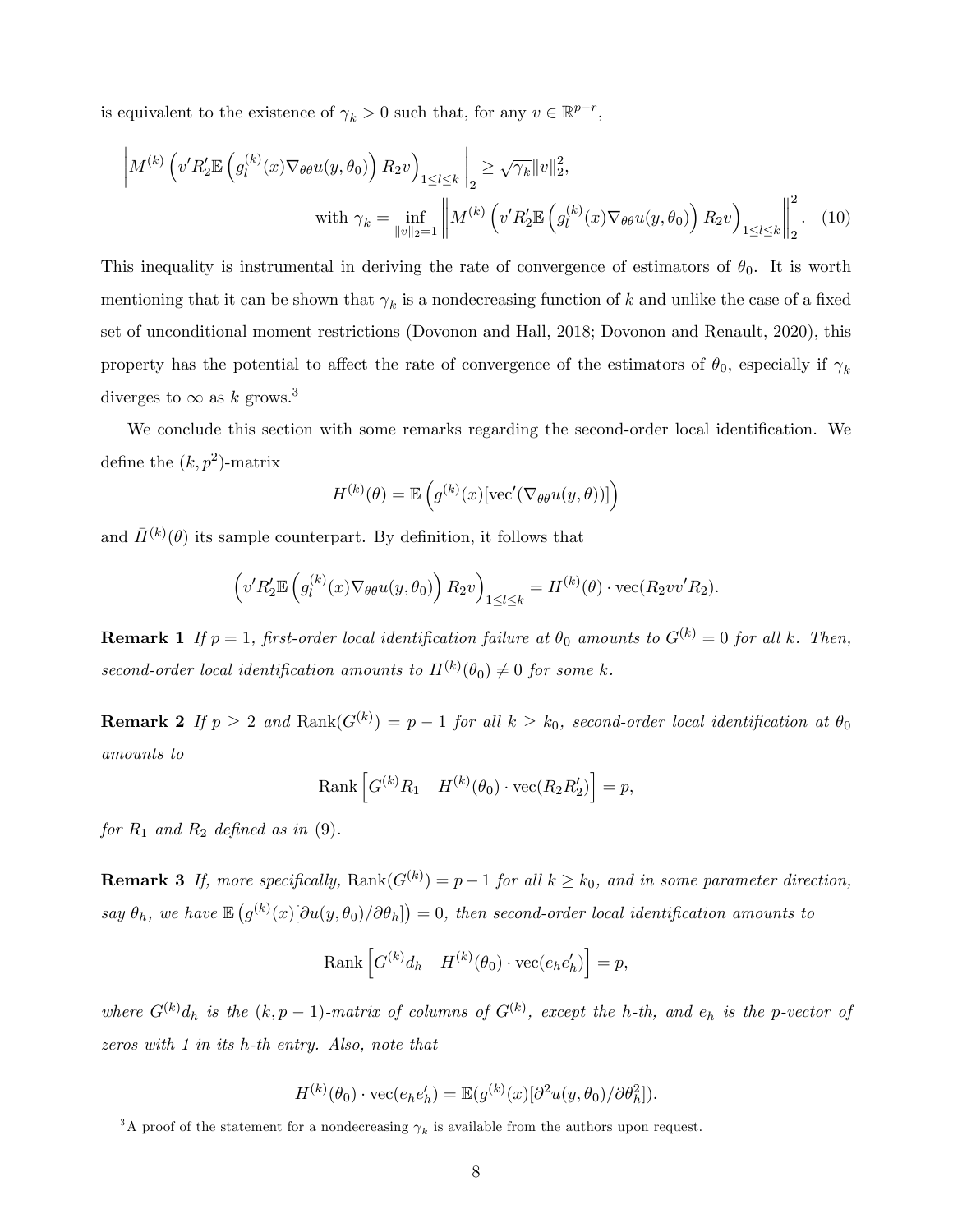is equivalent to the existence of $\gamma_k > 0$ such that, for any $v \in \mathbb{R}^{p-r}$,

$$\left\| M^{(k)} \left( v' R_2' \mathbb{E}\left( g_l^{(k)}(x) \nabla_{\theta\theta} u(y, \theta_0) \right) R_2 v \right)_{1 \le l \le k} \right\|_2 \ge \sqrt{\gamma_k} \|v\|_2^2,$$

$$\text{with } \gamma_k = \inf_{\|v\|_2 = 1} \left\| M^{(k)} \left( v' R_2' \mathbb{E}\left( g_l^{(k)}(x) \nabla_{\theta\theta} u(y, \theta_0) \right) R_2 v \right)_{1 \le l \le k} \right\|_2^2. \quad (10)$$

This inequality is instrumental in deriving the rate of convergence of estimators of $\theta_0$. It is worth mentioning that it can be shown that $\gamma_k$ is a nondecreasing function of $k$ and unlike the case of a fixed set of unconditional moment restrictions (Dovonon and Hall, 2018; Dovonon and Renault, 2020), this property has the potential to affect the rate of convergence of the estimators of $\theta_0$, especially if $\gamma_k$ diverges to $\infty$ as $k$ grows.[3]

We conclude this section with some remarks regarding the second-order local identification. We define the $(k, p^2)$-matrix

$$H^{(k)}(\theta) = \mathbb{E}\left( g^{(k)}(x)[\text{vec}'(\nabla_{\theta\theta} u(y, \theta))] \right)$$

and $\bar{H}^{(k)}(\theta)$ its sample counterpart. By definition, it follows that

$$\left( v' R_2' \mathbb{E}\left( g_l^{(k)}(x) \nabla_{\theta\theta} u(y, \theta_0) \right) R_2 v \right)_{1 \le l \le k} = H^{(k)}(\theta) \cdot \text{vec}(R_2 v v' R_2).$$

**Remark 1** *If $p = 1$, first-order local identification failure at $\theta_0$ amounts to $G^{(k)} = 0$ for all $k$. Then, second-order local identification amounts to $H^{(k)}(\theta_0) \neq 0$ for some $k$.*

**Remark 2** *If $p \ge 2$ and $\text{Rank}(G^{(k)}) = p - 1$ for all $k \ge k_0$, second-order local identification at $\theta_0$ amounts to*

$$\text{Rank}\left[ G^{(k)} R_1 \quad H^{(k)}(\theta_0) \cdot \text{vec}(R_2 R_2') \right] = p,$$

*for $R_1$ and $R_2$ defined as in (9).*

**Remark 3** *If, more specifically, $\text{Rank}(G^{(k)}) = p - 1$ for all $k \ge k_0$, and in some parameter direction, say $\theta_h$, we have $\mathbb{E}\left( g^{(k)}(x)[\partial u(y, \theta_0)/\partial \theta_h] \right) = 0$, then second-order local identification amounts to*

$$\text{Rank}\left[ G^{(k)} d_h \quad H^{(k)}(\theta_0) \cdot \text{vec}(e_h e_h') \right] = p,$$

*where $G^{(k)} d_h$ is the $(k, p-1)$-matrix of columns of $G^{(k)}$, except the $h$-th, and $e_h$ is the $p$-vector of zeros with 1 in its $h$-th entry. Also, note that*

$$H^{(k)}(\theta_0) \cdot \text{vec}(e_h e_h') = \mathbb{E}(g^{(k)}(x)[\partial^2 u(y, \theta_0)/\partial \theta_h^2]).$$

[3] A proof of the statement for a nondecreasing $\gamma_k$ is available from the authors upon request.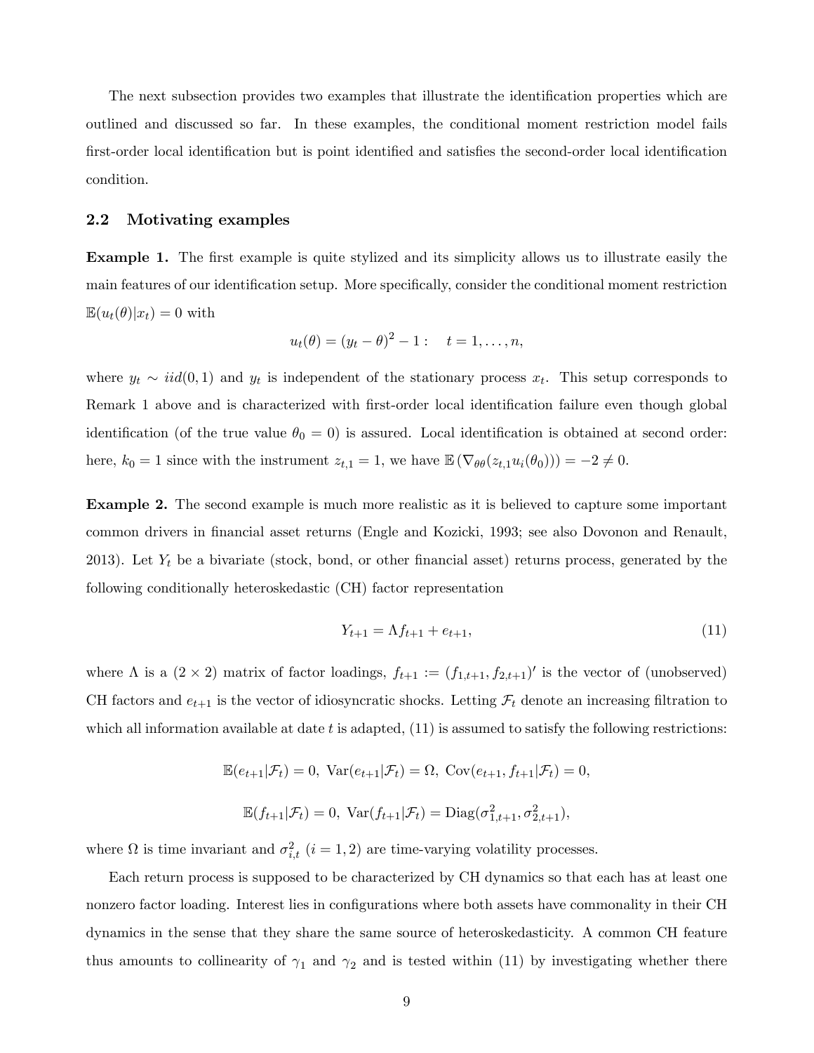The next subsection provides two examples that illustrate the identification properties which are outlined and discussed so far. In these examples, the conditional moment restriction model fails first-order local identification but is point identified and satisfies the second-order local identification condition.

## 2.2 Motivating examples

**Example 1.** The first example is quite stylized and its simplicity allows us to illustrate easily the main features of our identification setup. More specifically, consider the conditional moment restriction $\mathbb{E}(u_t(\theta)|x_t) = 0$ with

$$u_t(\theta) = (y_t - \theta)^2 - 1: \quad t = 1, \ldots, n,$$

where $y_t \sim iid(0,1)$ and $y_t$ is independent of the stationary process $x_t$. This setup corresponds to Remark 1 above and is characterized with first-order local identification failure even though global identification (of the true value $\theta_0 = 0$) is assured. Local identification is obtained at second order: here, $k_0 = 1$ since with the instrument $z_{t,1} = 1$, we have $\mathbb{E}\left(\nabla_{\theta\theta}(z_{t,1}u_i(\theta_0))\right) = -2 \neq 0$.

**Example 2.** The second example is much more realistic as it is believed to capture some important common drivers in financial asset returns (Engle and Kozicki, 1993; see also Dovonon and Renault, 2013). Let $Y_t$ be a bivariate (stock, bond, or other financial asset) returns process, generated by the following conditionally heteroskedastic (CH) factor representation

$$Y_{t+1} = \Lambda f_{t+1} + e_{t+1}, \tag{11}$$

where $\Lambda$ is a $(2 \times 2)$ matrix of factor loadings, $f_{t+1} := (f_{1,t+1}, f_{2,t+1})'$ is the vector of (unobserved) CH factors and $e_{t+1}$ is the vector of idiosyncratic shocks. Letting $\mathcal{F}_t$ denote an increasing filtration to which all information available at date $t$ is adapted, (11) is assumed to satisfy the following restrictions:

$$\mathbb{E}(e_{t+1}|\mathcal{F}_t) = 0, \ \mathrm{Var}(e_{t+1}|\mathcal{F}_t) = \Omega, \ \mathrm{Cov}(e_{t+1}, f_{t+1}|\mathcal{F}_t) = 0,$$

$$\mathbb{E}(f_{t+1}|\mathcal{F}_t) = 0, \ \mathrm{Var}(f_{t+1}|\mathcal{F}_t) = \mathrm{Diag}(\sigma^2_{1,t+1}, \sigma^2_{2,t+1}),$$

where $\Omega$ is time invariant and $\sigma^2_{i,t}$ $(i = 1, 2)$ are time-varying volatility processes.

Each return process is supposed to be characterized by CH dynamics so that each has at least one nonzero factor loading. Interest lies in configurations where both assets have commonality in their CH dynamics in the sense that they share the same source of heteroskedasticity. A common CH feature thus amounts to collinearity of $\gamma_1$ and $\gamma_2$ and is tested within (11) by investigating whether there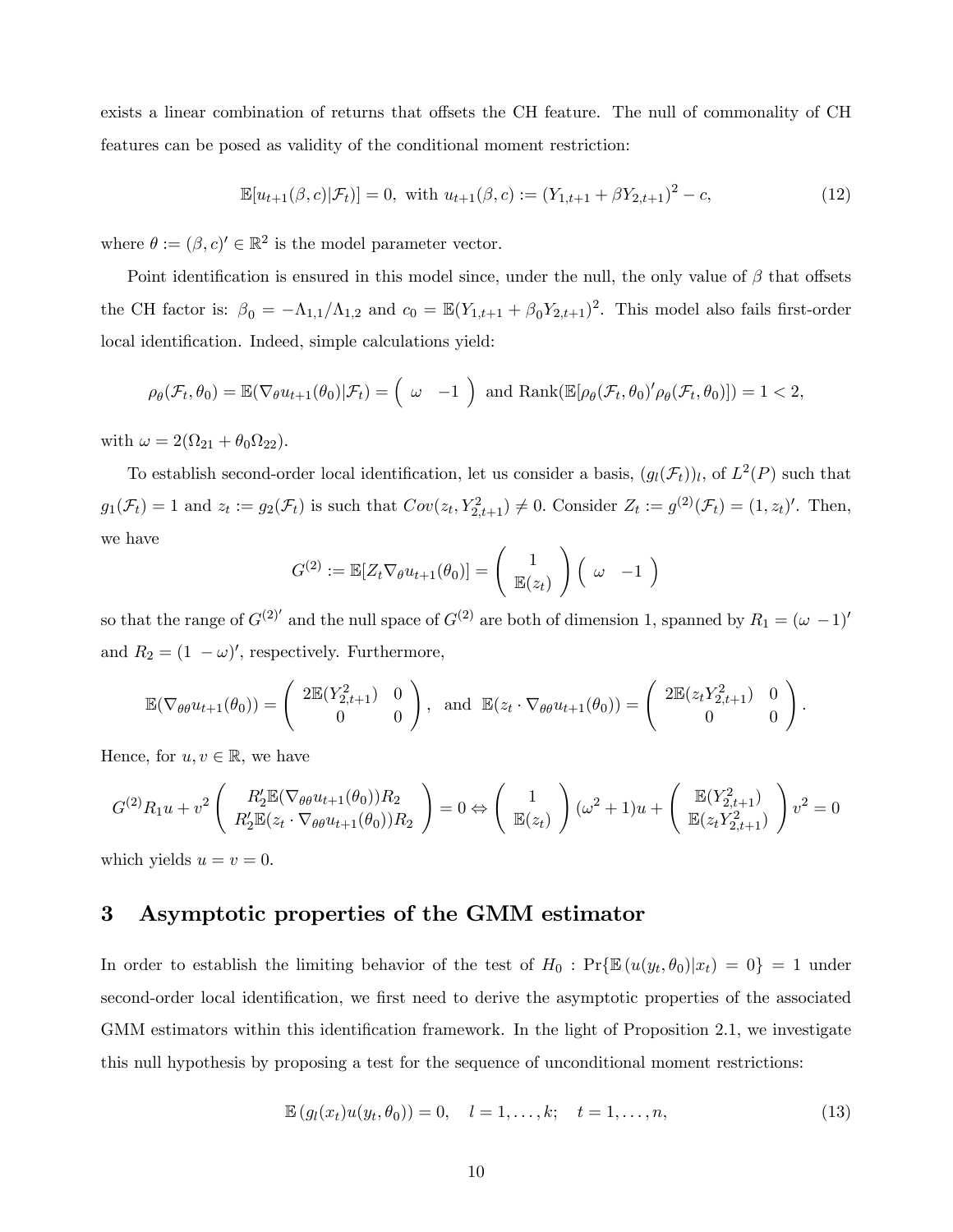exists a linear combination of returns that offsets the CH feature. The null of commonality of CH features can be posed as validity of the conditional moment restriction:

$$\mathbb{E}[u_{t+1}(\beta,c)|\mathcal{F}_t)] = 0, \text{ with } u_{t+1}(\beta,c) := (Y_{1,t+1} + \beta Y_{2,t+1})^2 - c, \tag{12}$$

where $\theta := (\beta, c)' \in \mathbb{R}^2$ is the model parameter vector.

Point identification is ensured in this model since, under the null, the only value of $\beta$ that offsets the CH factor is: $\beta_0 = -\Lambda_{1,1}/\Lambda_{1,2}$ and $c_0 = \mathbb{E}(Y_{1,t+1} + \beta_0 Y_{2,t+1})^2$. This model also fails first-order local identification. Indeed, simple calculations yield:

$$\rho_\theta(\mathcal{F}_t, \theta_0) = \mathbb{E}(\nabla_\theta u_{t+1}(\theta_0)|\mathcal{F}_t) = \begin{pmatrix} \omega & -1 \end{pmatrix} \text{ and } \mathrm{Rank}(\mathbb{E}[\rho_\theta(\mathcal{F}_t,\theta_0)'\rho_\theta(\mathcal{F}_t,\theta_0)]) = 1 < 2,$$

with $\omega = 2(\Omega_{21} + \theta_0 \Omega_{22})$.

To establish second-order local identification, let us consider a basis, $(g_l(\mathcal{F}_t))_l$, of $L^2(P)$ such that $g_1(\mathcal{F}_t) = 1$ and $z_t := g_2(\mathcal{F}_t)$ is such that $Cov(z_t, Y^2_{2,t+1}) \neq 0$. Consider $Z_t := g^{(2)}(\mathcal{F}_t) = (1, z_t)'$. Then, we have

$$G^{(2)} := \mathbb{E}[Z_t \nabla_\theta u_{t+1}(\theta_0)] = \begin{pmatrix} 1 \\ \mathbb{E}(z_t) \end{pmatrix} \begin{pmatrix} \omega & -1 \end{pmatrix}$$

so that the range of $G^{(2)'}$ and the null space of $G^{(2)}$ are both of dimension 1, spanned by $R_1 = (\omega \ -1)'$ and $R_2 = (1 \ -\omega)'$, respectively. Furthermore,

$$\mathbb{E}(\nabla_{\theta\theta} u_{t+1}(\theta_0)) = \begin{pmatrix} 2\mathbb{E}(Y^2_{2,t+1}) & 0 \\ 0 & 0 \end{pmatrix}, \text{ and } \mathbb{E}(z_t \cdot \nabla_{\theta\theta} u_{t+1}(\theta_0)) = \begin{pmatrix} 2\mathbb{E}(z_t Y^2_{2,t+1}) & 0 \\ 0 & 0 \end{pmatrix}.$$

Hence, for $u, v \in \mathbb{R}$, we have

$$G^{(2)} R_1 u + v^2 \begin{pmatrix} R_2' \mathbb{E}(\nabla_{\theta\theta} u_{t+1}(\theta_0)) R_2 \\ R_2' \mathbb{E}(z_t \cdot \nabla_{\theta\theta} u_{t+1}(\theta_0)) R_2 \end{pmatrix} = 0 \Leftrightarrow \begin{pmatrix} 1 \\ \mathbb{E}(z_t) \end{pmatrix} (\omega^2 + 1) u + \begin{pmatrix} \mathbb{E}(Y^2_{2,t+1}) \\ \mathbb{E}(z_t Y^2_{2,t+1}) \end{pmatrix} v^2 = 0$$

which yields $u = v = 0$.

## 3 Asymptotic properties of the GMM estimator

In order to establish the limiting behavior of the test of $H_0 : \Pr\{\mathbb{E}(u(y_t, \theta_0)|x_t) = 0\} = 1$ under second-order local identification, we first need to derive the asymptotic properties of the associated GMM estimators within this identification framework. In the light of Proposition 2.1, we investigate this null hypothesis by proposing a test for the sequence of unconditional moment restrictions:

$$\mathbb{E}(g_l(x_t) u(y_t, \theta_0)) = 0, \quad l = 1, \ldots, k; \quad t = 1, \ldots, n, \tag{13}$$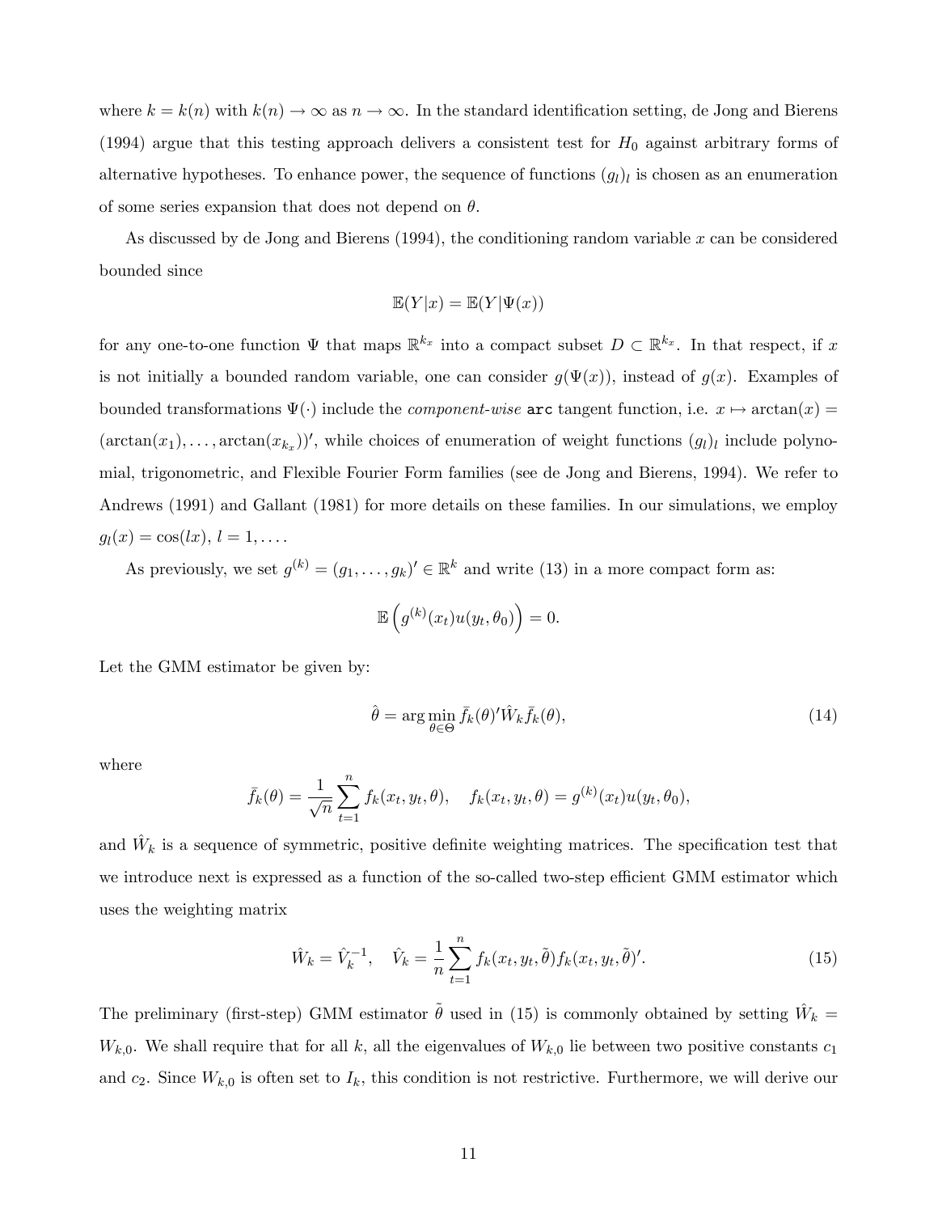where $k = k(n)$ with $k(n) \to \infty$ as $n \to \infty$. In the standard identification setting, de Jong and Bierens (1994) argue that this testing approach delivers a consistent test for $H_0$ against arbitrary forms of alternative hypotheses. To enhance power, the sequence of functions $(g_l)_l$ is chosen as an enumeration of some series expansion that does not depend on $\theta$.

As discussed by de Jong and Bierens (1994), the conditioning random variable $x$ can be considered bounded since

$$\mathbb{E}(Y|x) = \mathbb{E}(Y|\Psi(x))$$

for any one-to-one function $\Psi$ that maps $\mathbb{R}^{k_x}$ into a compact subset $D \subset \mathbb{R}^{k_x}$. In that respect, if $x$ is not initially a bounded random variable, one can consider $g(\Psi(x))$, instead of $g(x)$. Examples of bounded transformations $\Psi(\cdot)$ include the *component-wise* `arc` tangent function, i.e. $x \mapsto \arctan(x) = (\arctan(x_1), \ldots, \arctan(x_{k_x}))'$, while choices of enumeration of weight functions $(g_l)_l$ include polynomial, trigonometric, and Flexible Fourier Form families (see de Jong and Bierens, 1994). We refer to Andrews (1991) and Gallant (1981) for more details on these families. In our simulations, we employ $g_l(x) = \cos(lx)$, $l = 1, \ldots$.

As previously, we set $g^{(k)} = (g_1, \ldots, g_k)' \in \mathbb{R}^k$ and write (13) in a more compact form as:

$$\mathbb{E}\left(g^{(k)}(x_t)u(y_t, \theta_0)\right) = 0.$$

Let the GMM estimator be given by:

$$\hat{\theta} = \arg\min_{\theta \in \Theta} \bar{f}_k(\theta)'\hat{W}_k\bar{f}_k(\theta), \tag{14}$$

where

$$\bar{f}_k(\theta) = \frac{1}{\sqrt{n}}\sum_{t=1}^{n} f_k(x_t, y_t, \theta), \quad f_k(x_t, y_t, \theta) = g^{(k)}(x_t)u(y_t, \theta_0),$$

and $\hat{W}_k$ is a sequence of symmetric, positive definite weighting matrices. The specification test that we introduce next is expressed as a function of the so-called two-step efficient GMM estimator which uses the weighting matrix

$$\hat{W}_k = \hat{V}_k^{-1}, \quad \hat{V}_k = \frac{1}{n}\sum_{t=1}^{n} f_k(x_t, y_t, \tilde{\theta})f_k(x_t, y_t, \tilde{\theta})'. \tag{15}$$

The preliminary (first-step) GMM estimator $\tilde{\theta}$ used in (15) is commonly obtained by setting $\hat{W}_k = W_{k,0}$. We shall require that for all $k$, all the eigenvalues of $W_{k,0}$ lie between two positive constants $c_1$ and $c_2$. Since $W_{k,0}$ is often set to $I_k$, this condition is not restrictive. Furthermore, we will derive our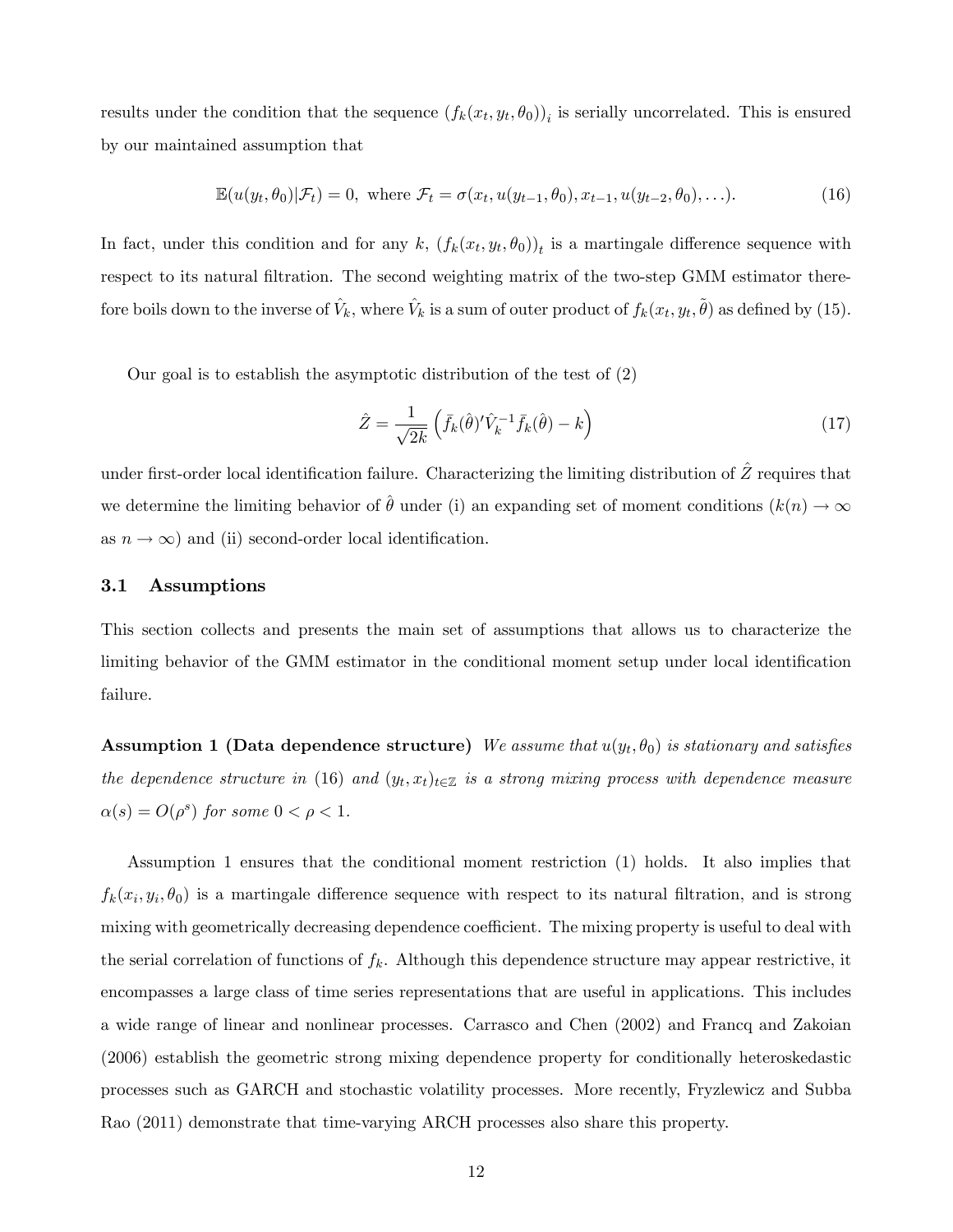results under the condition that the sequence $(f_k(x_t, y_t, \theta_0))_i$ is serially uncorrelated. This is ensured by our maintained assumption that

$$\mathbb{E}(u(y_t, \theta_0)|\mathcal{F}_t) = 0, \text{ where } \mathcal{F}_t = \sigma(x_t, u(y_{t-1}, \theta_0), x_{t-1}, u(y_{t-2}, \theta_0), \ldots). \tag{16}$$

In fact, under this condition and for any $k$, $(f_k(x_t, y_t, \theta_0))_t$ is a martingale difference sequence with respect to its natural filtration. The second weighting matrix of the two-step GMM estimator therefore boils down to the inverse of $\hat{V}_k$, where $\hat{V}_k$ is a sum of outer product of $f_k(x_t, y_t, \tilde{\theta})$ as defined by (15).

Our goal is to establish the asymptotic distribution of the test of (2)

$$\hat{Z} = \frac{1}{\sqrt{2k}} \left( \bar{f}_k(\hat{\theta})' \hat{V}_k^{-1} \bar{f}_k(\hat{\theta}) - k \right) \tag{17}$$

under first-order local identification failure. Characterizing the limiting distribution of $\hat{Z}$ requires that we determine the limiting behavior of $\hat{\theta}$ under (i) an expanding set of moment conditions ($k(n) \to \infty$ as $n \to \infty$) and (ii) second-order local identification.

### 3.1 Assumptions

This section collects and presents the main set of assumptions that allows us to characterize the limiting behavior of the GMM estimator in the conditional moment setup under local identification failure.

**Assumption 1 (Data dependence structure)** *We assume that $u(y_t, \theta_0)$ is stationary and satisfies the dependence structure in* (16) *and $(y_t, x_t)_{t \in \mathbb{Z}}$ is a strong mixing process with dependence measure $\alpha(s) = O(\rho^s)$ for some $0 < \rho < 1$.*

Assumption 1 ensures that the conditional moment restriction (1) holds. It also implies that $f_k(x_i, y_i, \theta_0)$ is a martingale difference sequence with respect to its natural filtration, and is strong mixing with geometrically decreasing dependence coefficient. The mixing property is useful to deal with the serial correlation of functions of $f_k$. Although this dependence structure may appear restrictive, it encompasses a large class of time series representations that are useful in applications. This includes a wide range of linear and nonlinear processes. Carrasco and Chen (2002) and Francq and Zakoian (2006) establish the geometric strong mixing dependence property for conditionally heteroskedastic processes such as GARCH and stochastic volatility processes. More recently, Fryzlewicz and Subba Rao (2011) demonstrate that time-varying ARCH processes also share this property.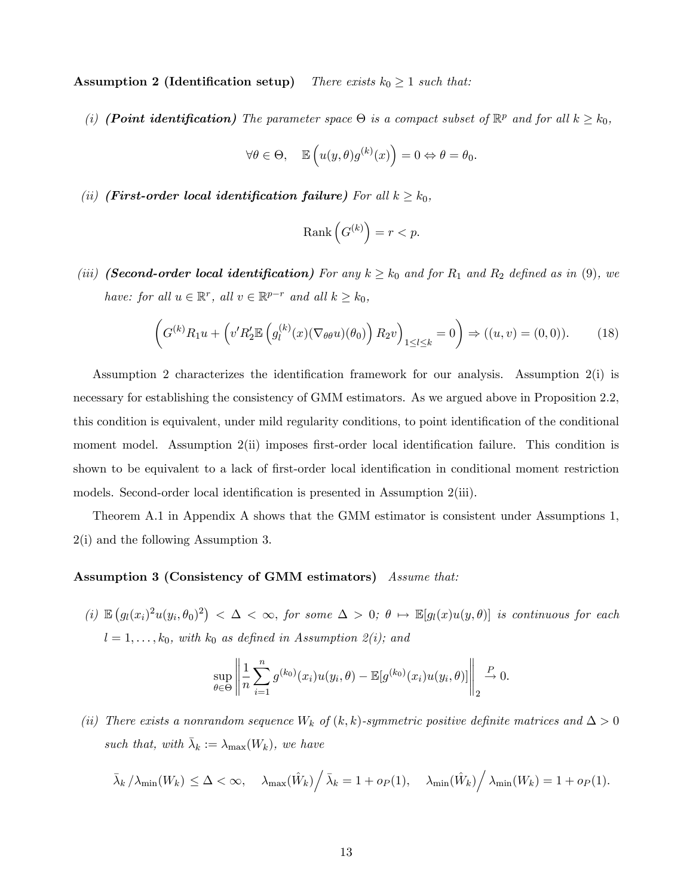**Assumption 2 (Identification setup)** *There exists $k_0 \geq 1$ such that:*

*(i)* ***(Point identification)*** *The parameter space $\Theta$ is a compact subset of $\mathbb{R}^p$ and for all $k \geq k_0$,*

$$\forall \theta \in \Theta, \quad \mathbb{E}\left(u(y,\theta)g^{(k)}(x)\right) = 0 \Leftrightarrow \theta = \theta_0.$$

*(ii)* ***(First-order local identification failure)*** *For all $k \geq k_0$,*

$$\text{Rank}\left(G^{(k)}\right) = r < p.$$

*(iii)* ***(Second-order local identification)*** *For any $k \geq k_0$ and for $R_1$ and $R_2$ defined as in (9), we have: for all $u \in \mathbb{R}^r$, all $v \in \mathbb{R}^{p-r}$ and all $k \geq k_0$,*

$$\left(G^{(k)}R_1 u + \left(v' R_2' \mathbb{E}\left(g_l^{(k)}(x)(\nabla_{\theta\theta}u)(\theta_0)\right) R_2 v\right)_{1 \leq l \leq k} = 0\right) \Rightarrow ((u,v) = (0,0)). \tag{18}$$

Assumption 2 characterizes the identification framework for our analysis. Assumption 2(i) is necessary for establishing the consistency of GMM estimators. As we argued above in Proposition 2.2, this condition is equivalent, under mild regularity conditions, to point identification of the conditional moment model. Assumption 2(ii) imposes first-order local identification failure. This condition is shown to be equivalent to a lack of first-order local identification in conditional moment restriction models. Second-order local identification is presented in Assumption 2(iii).

Theorem A.1 in Appendix A shows that the GMM estimator is consistent under Assumptions 1, 2(i) and the following Assumption 3.

**Assumption 3 (Consistency of GMM estimators)** *Assume that:*

*(i)* $\mathbb{E}\left(g_l(x_i)^2 u(y_i,\theta_0)^2\right) < \Delta < \infty$*, for some $\Delta > 0$; $\theta \mapsto \mathbb{E}[g_l(x)u(y,\theta)]$ is continuous for each $l = 1, \ldots, k_0$, with $k_0$ as defined in Assumption 2(i); and*

$$\sup_{\theta \in \Theta} \left\| \frac{1}{n}\sum_{i=1}^{n} g^{(k_0)}(x_i)u(y_i,\theta) - \mathbb{E}[g^{(k_0)}(x_i)u(y_i,\theta)] \right\|_2 \xrightarrow{P} 0.$$

*(ii) There exists a nonrandom sequence $W_k$ of $(k,k)$-symmetric positive definite matrices and $\Delta > 0$ such that, with $\bar{\lambda}_k := \lambda_{\max}(W_k)$, we have*

$$\bar{\lambda}_k \big/ \lambda_{\min}(W_k) \leq \Delta < \infty, \quad \lambda_{\max}(\hat{W}_k)\Big/ \bar{\lambda}_k = 1 + o_P(1), \quad \lambda_{\min}(\hat{W}_k)\Big/ \lambda_{\min}(W_k) = 1 + o_P(1).$$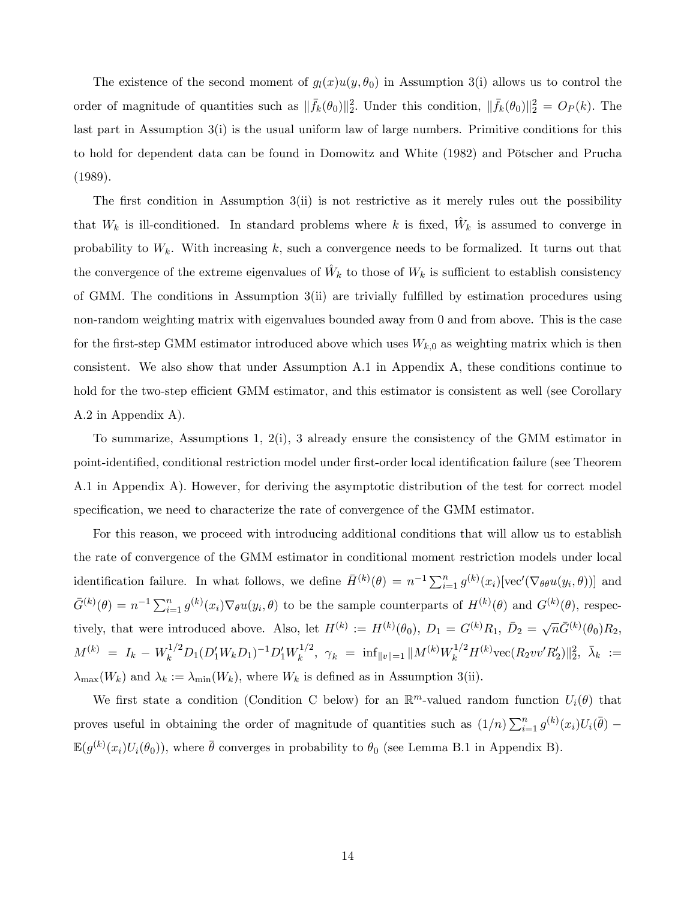The existence of the second moment of $g_l(x)u(y, \theta_0)$ in Assumption 3(i) allows us to control the order of magnitude of quantities such as $\|\bar{f}_k(\theta_0)\|_2^2$. Under this condition, $\|\bar{f}_k(\theta_0)\|_2^2 = O_P(k)$. The last part in Assumption 3(i) is the usual uniform law of large numbers. Primitive conditions for this to hold for dependent data can be found in Domowitz and White (1982) and Pötscher and Prucha (1989).

The first condition in Assumption 3(ii) is not restrictive as it merely rules out the possibility that $W_k$ is ill-conditioned. In standard problems where $k$ is fixed, $\hat{W}_k$ is assumed to converge in probability to $W_k$. With increasing $k$, such a convergence needs to be formalized. It turns out that the convergence of the extreme eigenvalues of $\hat{W}_k$ to those of $W_k$ is sufficient to establish consistency of GMM. The conditions in Assumption 3(ii) are trivially fulfilled by estimation procedures using non-random weighting matrix with eigenvalues bounded away from 0 and from above. This is the case for the first-step GMM estimator introduced above which uses $W_{k,0}$ as weighting matrix which is then consistent. We also show that under Assumption A.1 in Appendix A, these conditions continue to hold for the two-step efficient GMM estimator, and this estimator is consistent as well (see Corollary A.2 in Appendix A).

To summarize, Assumptions 1, 2(i), 3 already ensure the consistency of the GMM estimator in point-identified, conditional restriction model under first-order local identification failure (see Theorem A.1 in Appendix A). However, for deriving the asymptotic distribution of the test for correct model specification, we need to characterize the rate of convergence of the GMM estimator.

For this reason, we proceed with introducing additional conditions that will allow us to establish the rate of convergence of the GMM estimator in conditional moment restriction models under local identification failure. In what follows, we define $\bar{H}^{(k)}(\theta) = n^{-1}\sum_{i=1}^{n} g^{(k)}(x_i)[\text{vec}'(\nabla_{\theta\theta}u(y_i, \theta))]$ and $\bar{G}^{(k)}(\theta) = n^{-1}\sum_{i=1}^{n} g^{(k)}(x_i)\nabla_{\theta}u(y_i, \theta)$ to be the sample counterparts of $H^{(k)}(\theta)$ and $G^{(k)}(\theta)$, respectively, that were introduced above. Also, let $H^{(k)} := H^{(k)}(\theta_0)$, $D_1 = G^{(k)}R_1$, $\bar{D}_2 = \sqrt{n}\bar{G}^{(k)}(\theta_0)R_2$, $M^{(k)} = I_k - W_k^{1/2}D_1(D_1'W_kD_1)^{-1}D_1'W_k^{1/2}$, $\gamma_k = \inf_{\|v\|=1}\|M^{(k)}W_k^{1/2}H^{(k)}\text{vec}(R_2vv'R_2')\|_2^2$, $\bar{\lambda}_k := \lambda_{\max}(W_k)$ and $\lambda_k := \lambda_{\min}(W_k)$, where $W_k$ is defined as in Assumption 3(ii).

We first state a condition (Condition C below) for an $\mathbb{R}^m$-valued random function $U_i(\theta)$ that proves useful in obtaining the order of magnitude of quantities such as $(1/n)\sum_{i=1}^{n} g^{(k)}(x_i)U_i(\bar{\theta}) - \mathbb{E}(g^{(k)}(x_i)U_i(\theta_0))$, where $\bar{\theta}$ converges in probability to $\theta_0$ (see Lemma B.1 in Appendix B).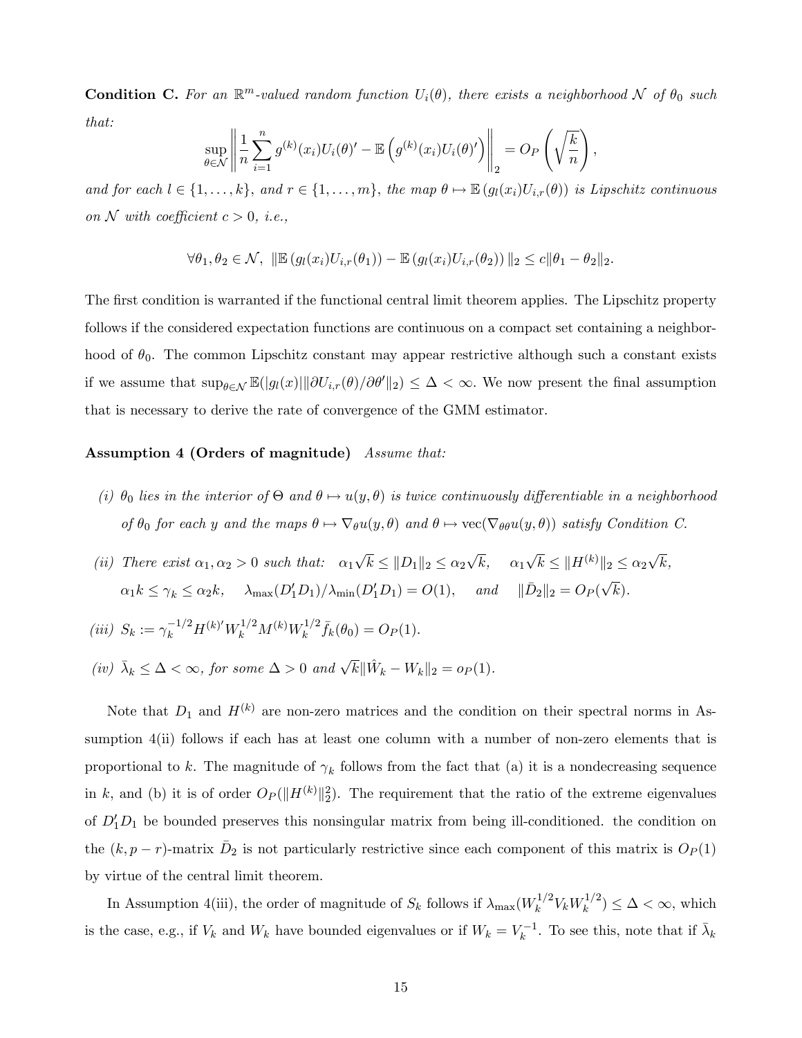**Condition C.** *For an $\mathbb{R}^m$-valued random function $U_i(\theta)$, there exists a neighborhood $\mathcal{N}$ of $\theta_0$ such that:*

$$\sup_{\theta \in \mathcal{N}} \left\| \frac{1}{n} \sum_{i=1}^{n} g^{(k)}(x_i) U_i(\theta)' - \mathbb{E}\left( g^{(k)}(x_i) U_i(\theta)' \right) \right\|_2 = O_P\left( \sqrt{\frac{k}{n}} \right),$$

*and for each $l \in \{1, \dots, k\}$, and $r \in \{1, \dots, m\}$, the map $\theta \mapsto \mathbb{E}\left( g_l(x_i) U_{i,r}(\theta) \right)$ is Lipschitz continuous on $\mathcal{N}$ with coefficient $c > 0$, i.e.,*

$$\forall \theta_1, \theta_2 \in \mathcal{N},\ \| \mathbb{E}\left( g_l(x_i) U_{i,r}(\theta_1) \right) - \mathbb{E}\left( g_l(x_i) U_{i,r}(\theta_2) \right) \|_2 \leq c \| \theta_1 - \theta_2 \|_2.$$

The first condition is warranted if the functional central limit theorem applies. The Lipschitz property follows if the considered expectation functions are continuous on a compact set containing a neighborhood of $\theta_0$. The common Lipschitz constant may appear restrictive although such a constant exists if we assume that $\sup_{\theta \in \mathcal{N}} \mathbb{E}(|g_l(x)| \| \partial U_{i,r}(\theta)/\partial \theta' \|_2) \leq \Delta < \infty$. We now present the final assumption that is necessary to derive the rate of convergence of the GMM estimator.

**Assumption 4 (Orders of magnitude)** *Assume that:*

*(i) $\theta_0$ lies in the interior of $\Theta$ and $\theta \mapsto u(y, \theta)$ is twice continuously differentiable in a neighborhood of $\theta_0$ for each $y$ and the maps $\theta \mapsto \nabla_\theta u(y, \theta)$ and $\theta \mapsto \mathrm{vec}(\nabla_{\theta\theta} u(y, \theta))$ satisfy Condition C.*

*(ii) There exist $\alpha_1, \alpha_2 > 0$ such that: $\alpha_1 \sqrt{k} \leq \|D_1\|_2 \leq \alpha_2 \sqrt{k}$, $\alpha_1 \sqrt{k} \leq \|H^{(k)}\|_2 \leq \alpha_2 \sqrt{k}$, $\alpha_1 k \leq \gamma_k \leq \alpha_2 k$, $\lambda_{\max}(D_1' D_1)/\lambda_{\min}(D_1' D_1) = O(1)$, and $\|\bar{D}_2\|_2 = O_P(\sqrt{k})$.*

*(iii) $S_k := \gamma_k^{-1/2} H^{(k)\prime} W_k^{1/2} M^{(k)} W_k^{1/2} \bar{f}_k(\theta_0) = O_P(1)$.*

*(iv) $\bar{\lambda}_k \leq \Delta < \infty$, for some $\Delta > 0$ and $\sqrt{k} \| \hat{W}_k - W_k \|_2 = o_P(1)$.*

Note that $D_1$ and $H^{(k)}$ are non-zero matrices and the condition on their spectral norms in Assumption 4(ii) follows if each has at least one column with a number of non-zero elements that is proportional to $k$. The magnitude of $\gamma_k$ follows from the fact that (a) it is a nondecreasing sequence in $k$, and (b) it is of order $O_P(\|H^{(k)}\|_2^2)$. The requirement that the ratio of the extreme eigenvalues of $D_1' D_1$ be bounded preserves this nonsingular matrix from being ill-conditioned. the condition on the $(k, p - r)$-matrix $\bar{D}_2$ is not particularly restrictive since each component of this matrix is $O_P(1)$ by virtue of the central limit theorem.

In Assumption 4(iii), the order of magnitude of $S_k$ follows if $\lambda_{\max}(W_k^{1/2} V_k W_k^{1/2}) \leq \Delta < \infty$, which is the case, e.g., if $V_k$ and $W_k$ have bounded eigenvalues or if $W_k = V_k^{-1}$. To see this, note that if $\bar{\lambda}_k$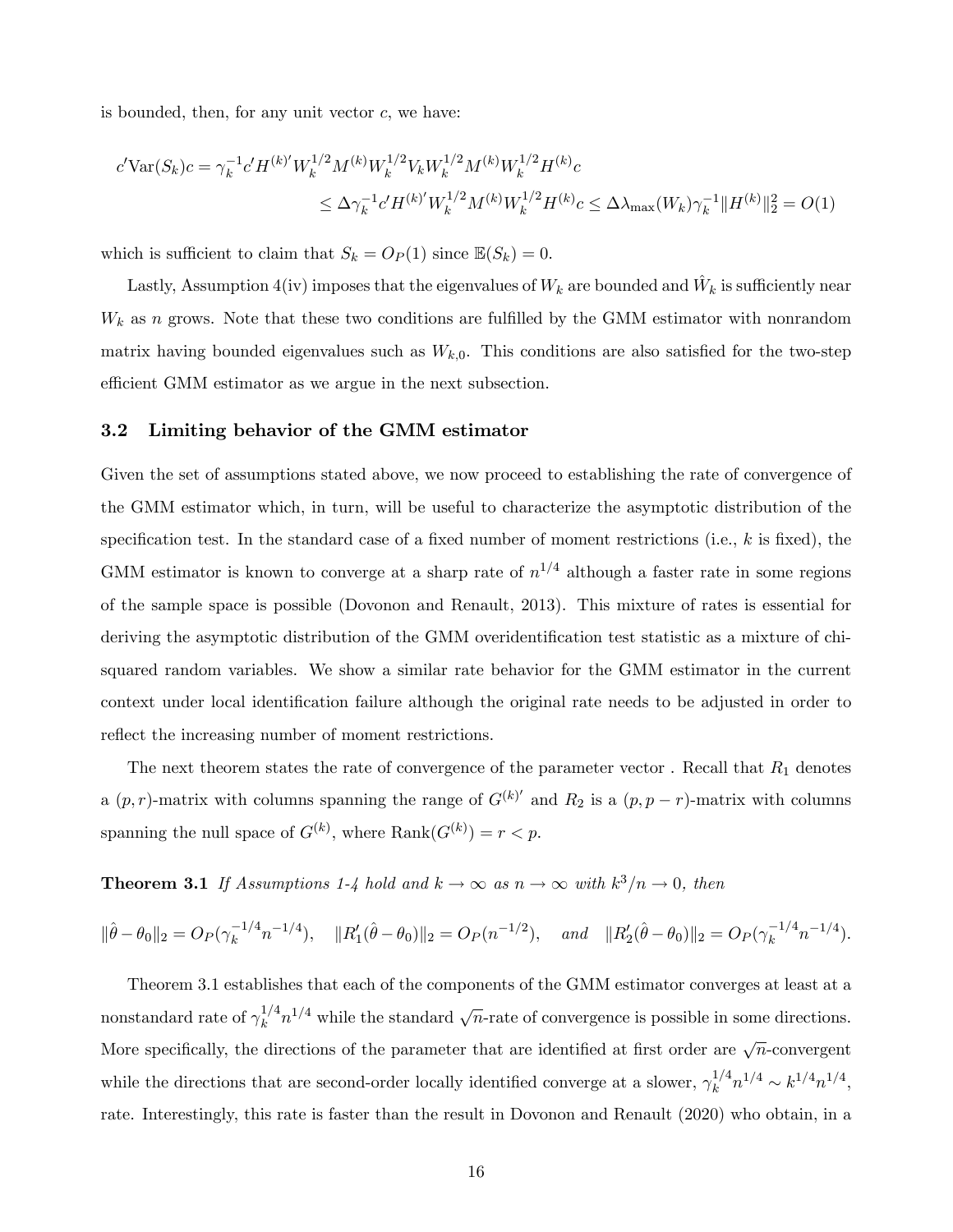is bounded, then, for any unit vector $c$, we have:

$$
\begin{aligned}
c'\text{Var}(S_k)c &= \gamma_k^{-1} c' H^{(k)'} W_k^{1/2} M^{(k)} W_k^{1/2} V_k W_k^{1/2} M^{(k)} W_k^{1/2} H^{(k)} c \\
&\leq \Delta \gamma_k^{-1} c' H^{(k)'} W_k^{1/2} M^{(k)} W_k^{1/2} H^{(k)} c \leq \Delta \lambda_{\max}(W_k) \gamma_k^{-1} \|H^{(k)}\|_2^2 = O(1)
\end{aligned}
$$

which is sufficient to claim that $S_k = O_P(1)$ since $\mathbb{E}(S_k) = 0$.

Lastly, Assumption 4(iv) imposes that the eigenvalues of $W_k$ are bounded and $\hat{W}_k$ is sufficiently near $W_k$ as $n$ grows. Note that these two conditions are fulfilled by the GMM estimator with nonrandom matrix having bounded eigenvalues such as $W_{k,0}$. This conditions are also satisfied for the two-step efficient GMM estimator as we argue in the next subsection.

### 3.2 Limiting behavior of the GMM estimator

Given the set of assumptions stated above, we now proceed to establishing the rate of convergence of the GMM estimator which, in turn, will be useful to characterize the asymptotic distribution of the specification test. In the standard case of a fixed number of moment restrictions (i.e., $k$ is fixed), the GMM estimator is known to converge at a sharp rate of $n^{1/4}$ although a faster rate in some regions of the sample space is possible (Dovonon and Renault, 2013). This mixture of rates is essential for deriving the asymptotic distribution of the GMM overidentification test statistic as a mixture of chi-squared random variables. We show a similar rate behavior for the GMM estimator in the current context under local identification failure although the original rate needs to be adjusted in order to reflect the increasing number of moment restrictions.

The next theorem states the rate of convergence of the parameter vector . Recall that $R_1$ denotes a $(p, r)$-matrix with columns spanning the range of $G^{(k)'}$ and $R_2$ is a $(p, p-r)$-matrix with columns spanning the null space of $G^{(k)}$, where $\text{Rank}(G^{(k)}) = r < p$.

**Theorem 3.1** *If Assumptions 1-4 hold and $k \to \infty$ as $n \to \infty$ with $k^3/n \to 0$, then*

$$
\|\hat{\theta} - \theta_0\|_2 = O_P(\gamma_k^{-1/4} n^{-1/4}), \quad \|R_1'(\hat{\theta} - \theta_0)\|_2 = O_P(n^{-1/2}), \quad \textit{and} \quad \|R_2'(\hat{\theta} - \theta_0)\|_2 = O_P(\gamma_k^{-1/4} n^{-1/4}).
$$

Theorem 3.1 establishes that each of the components of the GMM estimator converges at least at a nonstandard rate of $\gamma_k^{1/4} n^{1/4}$ while the standard $\sqrt{n}$-rate of convergence is possible in some directions. More specifically, the directions of the parameter that are identified at first order are $\sqrt{n}$-convergent while the directions that are second-order locally identified converge at a slower, $\gamma_k^{1/4} n^{1/4} \sim k^{1/4} n^{1/4}$, rate. Interestingly, this rate is faster than the result in Dovonon and Renault (2020) who obtain, in a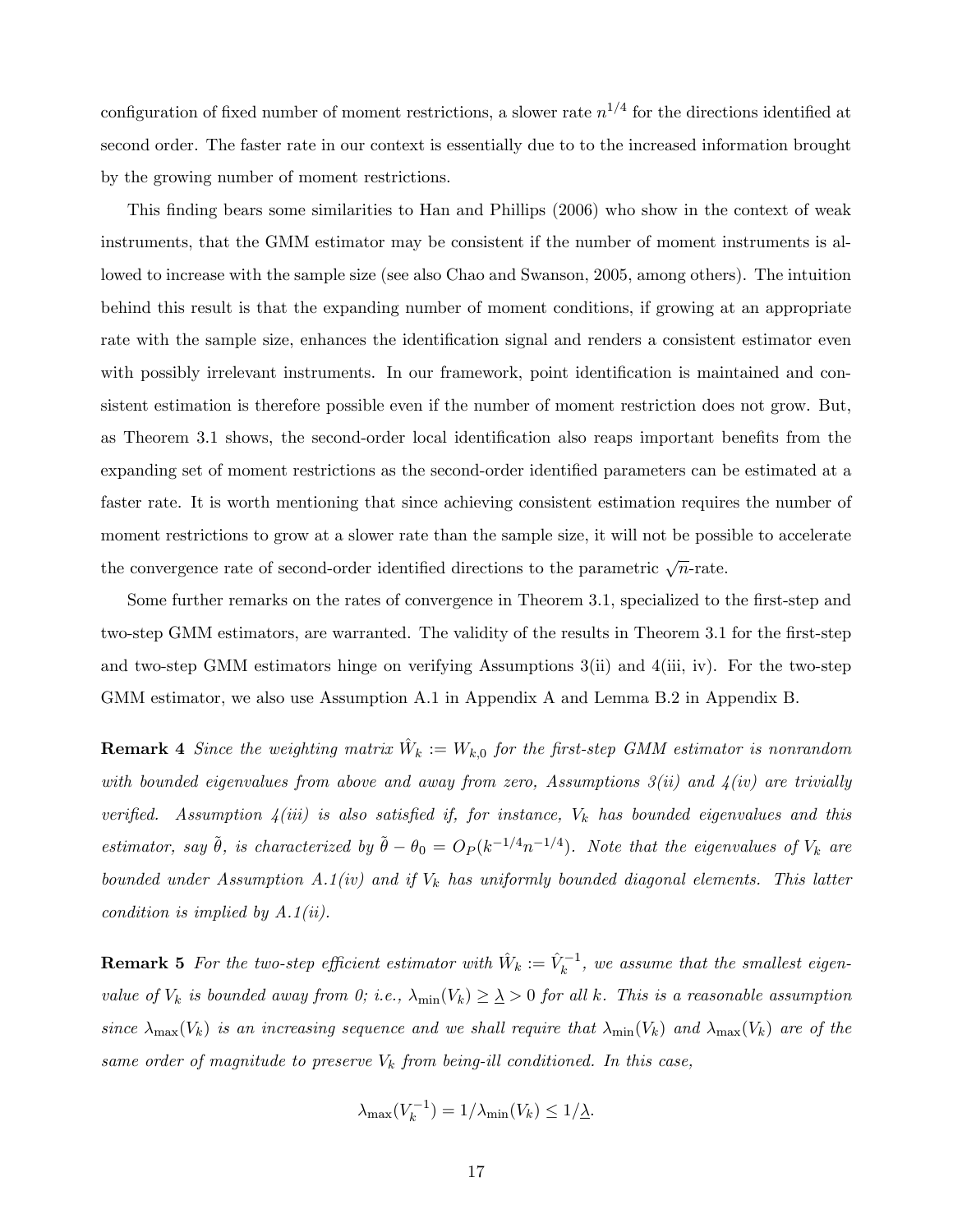configuration of fixed number of moment restrictions, a slower rate $n^{1/4}$ for the directions identified at second order. The faster rate in our context is essentially due to to the increased information brought by the growing number of moment restrictions.

This finding bears some similarities to Han and Phillips (2006) who show in the context of weak instruments, that the GMM estimator may be consistent if the number of moment instruments is allowed to increase with the sample size (see also Chao and Swanson, 2005, among others). The intuition behind this result is that the expanding number of moment conditions, if growing at an appropriate rate with the sample size, enhances the identification signal and renders a consistent estimator even with possibly irrelevant instruments. In our framework, point identification is maintained and consistent estimation is therefore possible even if the number of moment restriction does not grow. But, as Theorem 3.1 shows, the second-order local identification also reaps important benefits from the expanding set of moment restrictions as the second-order identified parameters can be estimated at a faster rate. It is worth mentioning that since achieving consistent estimation requires the number of moment restrictions to grow at a slower rate than the sample size, it will not be possible to accelerate the convergence rate of second-order identified directions to the parametric $\sqrt{n}$-rate.

Some further remarks on the rates of convergence in Theorem 3.1, specialized to the first-step and two-step GMM estimators, are warranted. The validity of the results in Theorem 3.1 for the first-step and two-step GMM estimators hinge on verifying Assumptions 3(ii) and 4(iii, iv). For the two-step GMM estimator, we also use Assumption A.1 in Appendix A and Lemma B.2 in Appendix B.

**Remark 4** *Since the weighting matrix $\hat{W}_k := W_{k,0}$ for the first-step GMM estimator is nonrandom with bounded eigenvalues from above and away from zero, Assumptions 3(ii) and 4(iv) are trivially verified. Assumption 4(iii) is also satisfied if, for instance, $V_k$ has bounded eigenvalues and this estimator, say $\tilde{\theta}$, is characterized by $\tilde{\theta} - \theta_0 = O_P(k^{-1/4}n^{-1/4})$. Note that the eigenvalues of $V_k$ are bounded under Assumption A.1(iv) and if $V_k$ has uniformly bounded diagonal elements. This latter condition is implied by A.1(ii).*

**Remark 5** *For the two-step efficient estimator with $\hat{W}_k := \hat{V}_k^{-1}$, we assume that the smallest eigenvalue of $V_k$ is bounded away from 0; i.e., $\lambda_{\min}(V_k) \geq \underline{\lambda} > 0$ for all $k$. This is a reasonable assumption since $\lambda_{\max}(V_k)$ is an increasing sequence and we shall require that $\lambda_{\min}(V_k)$ and $\lambda_{\max}(V_k)$ are of the same order of magnitude to preserve $V_k$ from being-ill conditioned. In this case,*

$$\lambda_{\max}(V_k^{-1}) = 1/\lambda_{\min}(V_k) \leq 1/\underline{\lambda}.$$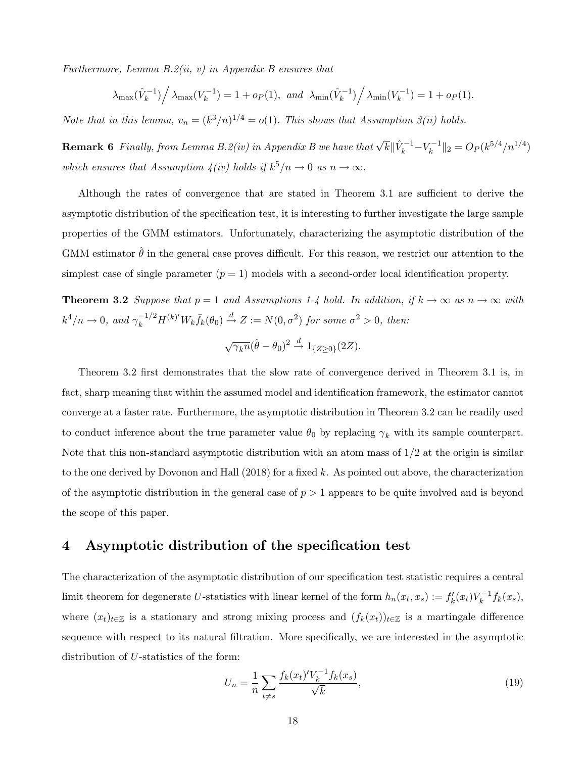*Furthermore, Lemma B.2(ii, v) in Appendix B ensures that*

$$\lambda_{\max}(\hat{V}_k^{-1}) \Big/ \lambda_{\max}(V_k^{-1}) = 1 + o_P(1), \text{ and } \lambda_{\min}(\hat{V}_k^{-1}) \Big/ \lambda_{\min}(V_k^{-1}) = 1 + o_P(1).$$

*Note that in this lemma, $v_n = (k^3/n)^{1/4} = o(1)$. This shows that Assumption 3(ii) holds.*

**Remark 6** *Finally, from Lemma B.2(iv) in Appendix B we have that $\sqrt{k}\|\hat{V}_k^{-1} - V_k^{-1}\|_2 = O_P(k^{5/4}/n^{1/4})$ which ensures that Assumption 4(iv) holds if $k^5/n \to 0$ as $n \to \infty$.*

Although the rates of convergence that are stated in Theorem 3.1 are sufficient to derive the asymptotic distribution of the specification test, it is interesting to further investigate the large sample properties of the GMM estimators. Unfortunately, characterizing the asymptotic distribution of the GMM estimator $\hat{\theta}$ in the general case proves difficult. For this reason, we restrict our attention to the simplest case of single parameter ($p = 1$) models with a second-order local identification property.

**Theorem 3.2** *Suppose that $p = 1$ and Assumptions 1-4 hold. In addition, if $k \to \infty$ as $n \to \infty$ with $k^4/n \to 0$, and $\gamma_k^{-1/2} H^{(k)\prime} W_k \bar{f}_k(\theta_0) \xrightarrow{d} Z := N(0, \sigma^2)$ for some $\sigma^2 > 0$, then:*

$$\sqrt{\gamma_k n}(\hat{\theta} - \theta_0)^2 \xrightarrow{d} 1_{\{Z \geq 0\}}(2Z).$$

Theorem 3.2 first demonstrates that the slow rate of convergence derived in Theorem 3.1 is, in fact, sharp meaning that within the assumed model and identification framework, the estimator cannot converge at a faster rate. Furthermore, the asymptotic distribution in Theorem 3.2 can be readily used to conduct inference about the true parameter value $\theta_0$ by replacing $\gamma_k$ with its sample counterpart. Note that this non-standard asymptotic distribution with an atom mass of 1/2 at the origin is similar to the one derived by Dovonon and Hall (2018) for a fixed $k$. As pointed out above, the characterization of the asymptotic distribution in the general case of $p > 1$ appears to be quite involved and is beyond the scope of this paper.

## 4 Asymptotic distribution of the specification test

The characterization of the asymptotic distribution of our specification test statistic requires a central limit theorem for degenerate $U$-statistics with linear kernel of the form $h_n(x_t, x_s) := f_k'(x_t) V_k^{-1} f_k(x_s)$, where $(x_t)_{t \in \mathbb{Z}}$ is a stationary and strong mixing process and $(f_k(x_t))_{t \in \mathbb{Z}}$ is a martingale difference sequence with respect to its natural filtration. More specifically, we are interested in the asymptotic distribution of $U$-statistics of the form:

$$U_n = \frac{1}{n} \sum_{t \neq s} \frac{f_k(x_t)' V_k^{-1} f_k(x_s)}{\sqrt{k}}, \tag{19}$$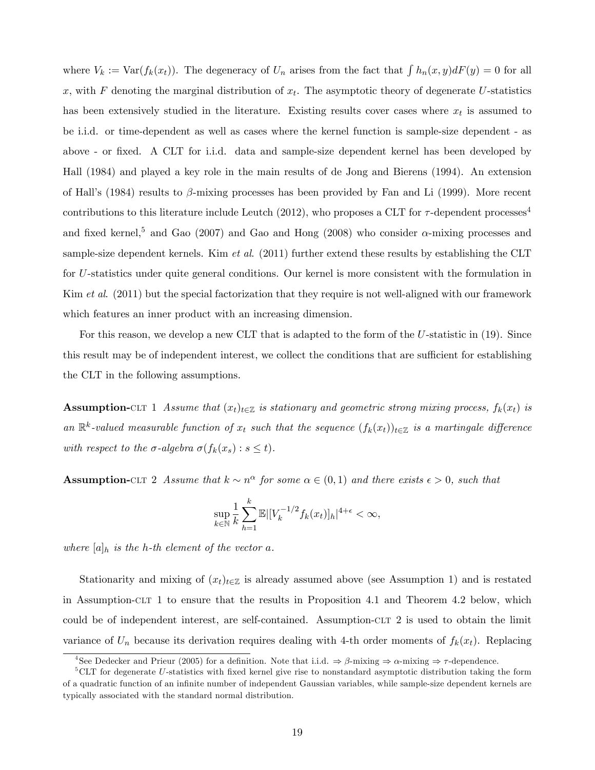where $V_k := \mathrm{Var}(f_k(x_t))$. The degeneracy of $U_n$ arises from the fact that $\int h_n(x,y)dF(y) = 0$ for all $x$, with $F$ denoting the marginal distribution of $x_t$. The asymptotic theory of degenerate $U$-statistics has been extensively studied in the literature. Existing results cover cases where $x_t$ is assumed to be i.i.d. or time-dependent as well as cases where the kernel function is sample-size dependent - as above - or fixed. A CLT for i.i.d. data and sample-size dependent kernel has been developed by Hall (1984) and played a key role in the main results of de Jong and Bierens (1994). An extension of Hall's (1984) results to $\beta$-mixing processes has been provided by Fan and Li (1999). More recent contributions to this literature include Leutch (2012), who proposes a CLT for $\tau$-dependent processes[4] and fixed kernel,[5] and Gao (2007) and Gao and Hong (2008) who consider $\alpha$-mixing processes and sample-size dependent kernels. Kim *et al*. (2011) further extend these results by establishing the CLT for $U$-statistics under quite general conditions. Our kernel is more consistent with the formulation in Kim *et al*. (2011) but the special factorization that they require is not well-aligned with our framework which features an inner product with an increasing dimension.

For this reason, we develop a new CLT that is adapted to the form of the $U$-statistic in (19). Since this result may be of independent interest, we collect the conditions that are sufficient for establishing the CLT in the following assumptions.

**Assumption-CLT 1** *Assume that $(x_t)_{t\in\mathbb{Z}}$ is stationary and geometric strong mixing process, $f_k(x_t)$ is an $\mathbb{R}^k$-valued measurable function of $x_t$ such that the sequence $(f_k(x_t))_{t\in\mathbb{Z}}$ is a martingale difference with respect to the $\sigma$-algebra $\sigma(f_k(x_s) : s \leq t)$.*

**Assumption-CLT 2** *Assume that $k \sim n^\alpha$ for some $\alpha \in (0,1)$ and there exists $\epsilon > 0$, such that*

$$\sup_{k\in\mathbb{N}} \frac{1}{k}\sum_{h=1}^{k} \mathbb{E}|[V_k^{-1/2}f_k(x_t)]_h|^{4+\epsilon} < \infty,$$

*where $[a]_h$ is the $h$-th element of the vector $a$.*

Stationarity and mixing of $(x_t)_{t\in\mathbb{Z}}$ is already assumed above (see Assumption 1) and is restated in Assumption-CLT 1 to ensure that the results in Proposition 4.1 and Theorem 4.2 below, which could be of independent interest, are self-contained. Assumption-CLT 2 is used to obtain the limit variance of $U_n$ because its derivation requires dealing with 4-th order moments of $f_k(x_t)$. Replacing

[4] See Dedecker and Prieur (2005) for a definition. Note that i.i.d. $\Rightarrow$ $\beta$-mixing $\Rightarrow$ $\alpha$-mixing $\Rightarrow$ $\tau$-dependence.

[5] CLT for degenerate $U$-statistics with fixed kernel give rise to nonstandard asymptotic distribution taking the form of a quadratic function of an infinite number of independent Gaussian variables, while sample-size dependent kernels are typically associated with the standard normal distribution.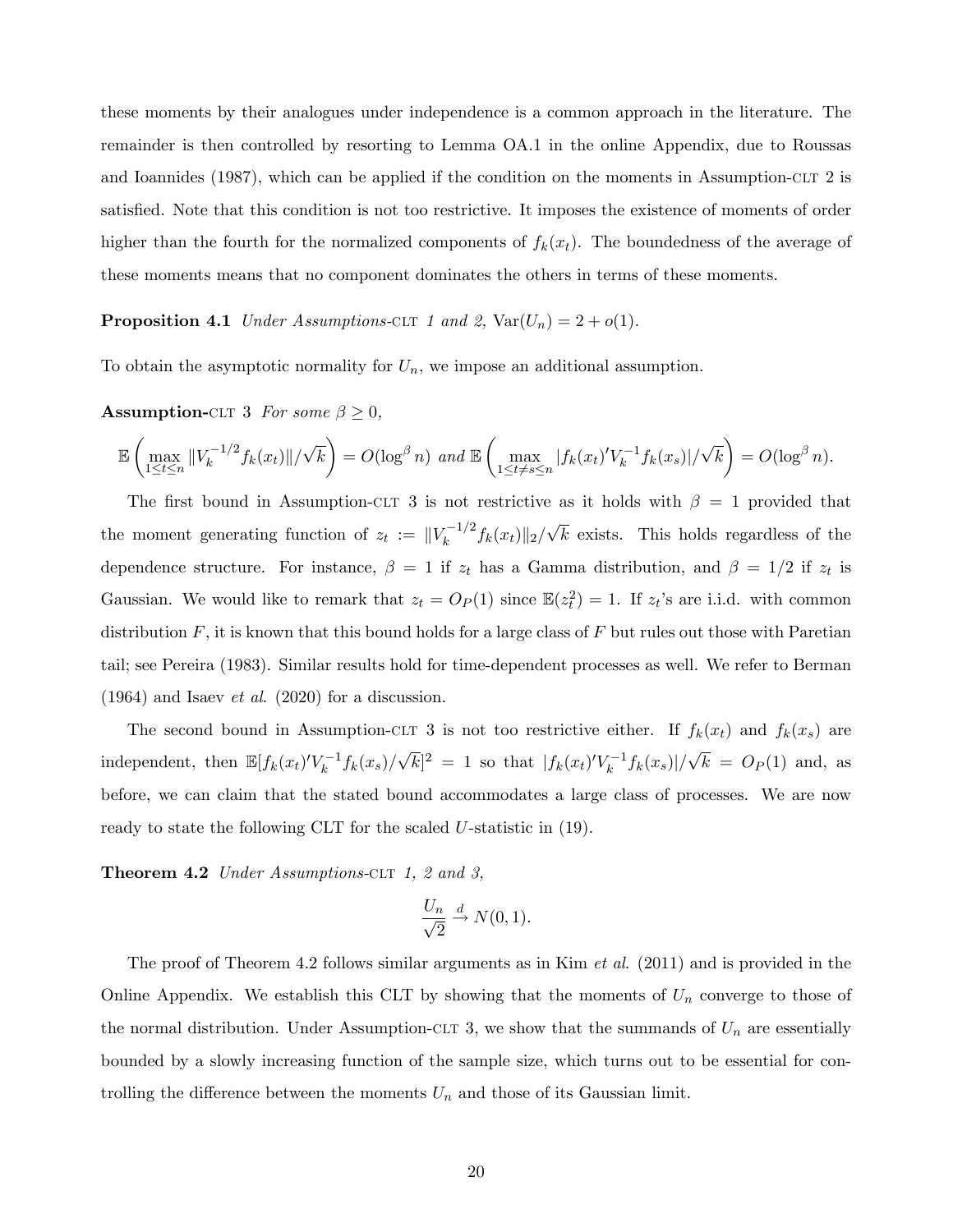these moments by their analogues under independence is a common approach in the literature. The remainder is then controlled by resorting to Lemma OA.1 in the online Appendix, due to Roussas and Ioannides (1987), which can be applied if the condition on the moments in Assumption-CLT 2 is satisfied. Note that this condition is not too restrictive. It imposes the existence of moments of order higher than the fourth for the normalized components of $f_k(x_t)$. The boundedness of the average of these moments means that no component dominates the others in terms of these moments.

**Proposition 4.1** *Under Assumptions-CLT 1 and 2,* $\text{Var}(U_n) = 2 + o(1)$.

To obtain the asymptotic normality for $U_n$, we impose an additional assumption.

**Assumption-CLT 3** *For some* $\beta \geq 0$,

$$\mathbb{E}\left(\max_{1\leq t\leq n} \|V_k^{-1/2} f_k(x_t)\|/\sqrt{k}\right) = O(\log^\beta n) \text{ and } \mathbb{E}\left(\max_{1\leq t\neq s\leq n} |f_k(x_t)'V_k^{-1} f_k(x_s)|/\sqrt{k}\right) = O(\log^\beta n).$$

The first bound in Assumption-CLT 3 is not restrictive as it holds with $\beta = 1$ provided that the moment generating function of $z_t := \|V_k^{-1/2} f_k(x_t)\|_2/\sqrt{k}$ exists. This holds regardless of the dependence structure. For instance, $\beta = 1$ if $z_t$ has a Gamma distribution, and $\beta = 1/2$ if $z_t$ is Gaussian. We would like to remark that $z_t = O_P(1)$ since $\mathbb{E}(z_t^2) = 1$. If $z_t$'s are i.i.d. with common distribution $F$, it is known that this bound holds for a large class of $F$ but rules out those with Paretian tail; see Pereira (1983). Similar results hold for time-dependent processes as well. We refer to Berman (1964) and Isaev *et al*. (2020) for a discussion.

The second bound in Assumption-CLT 3 is not too restrictive either. If $f_k(x_t)$ and $f_k(x_s)$ are independent, then $\mathbb{E}[f_k(x_t)'V_k^{-1} f_k(x_s)/\sqrt{k}]^2 = 1$ so that $|f_k(x_t)'V_k^{-1} f_k(x_s)|/\sqrt{k} = O_P(1)$ and, as before, we can claim that the stated bound accommodates a large class of processes. We are now ready to state the following CLT for the scaled $U$-statistic in (19).

**Theorem 4.2** *Under Assumptions-CLT 1, 2 and 3,*

$$\frac{U_n}{\sqrt{2}} \xrightarrow{d} N(0, 1).$$

The proof of Theorem 4.2 follows similar arguments as in Kim *et al*. (2011) and is provided in the Online Appendix. We establish this CLT by showing that the moments of $U_n$ converge to those of the normal distribution. Under Assumption-CLT 3, we show that the summands of $U_n$ are essentially bounded by a slowly increasing function of the sample size, which turns out to be essential for controlling the difference between the moments $U_n$ and those of its Gaussian limit.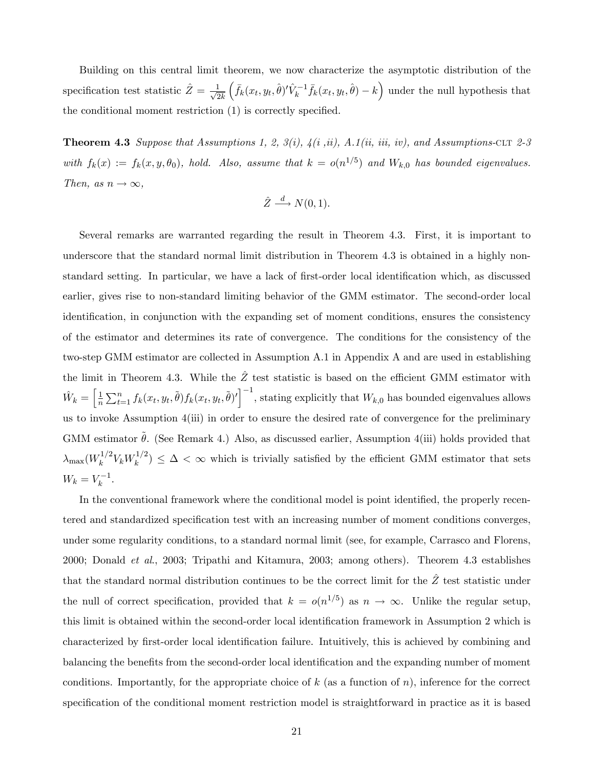Building on this central limit theorem, we now characterize the asymptotic distribution of the specification test statistic $\hat{Z} = \frac{1}{\sqrt{2k}} \left( \bar{f}_k(x_t, y_t, \hat{\theta})' \hat{V}_k^{-1} \bar{f}_k(x_t, y_t, \hat{\theta}) - k \right)$ under the null hypothesis that the conditional moment restriction (1) is correctly specified.

**Theorem 4.3** *Suppose that Assumptions 1, 2, 3(i), 4(i ,ii), A.1(ii, iii, iv), and Assumptions-*CLT *2-3 with $f_k(x) := f_k(x, y, \theta_0)$, hold. Also, assume that $k = o(n^{1/5})$ and $W_{k,0}$ has bounded eigenvalues. Then, as $n \to \infty$,*

$$\hat{Z} \xrightarrow{d} N(0, 1).$$

Several remarks are warranted regarding the result in Theorem 4.3. First, it is important to underscore that the standard normal limit distribution in Theorem 4.3 is obtained in a highly non-standard setting. In particular, we have a lack of first-order local identification which, as discussed earlier, gives rise to non-standard limiting behavior of the GMM estimator. The second-order local identification, in conjunction with the expanding set of moment conditions, ensures the consistency of the estimator and determines its rate of convergence. The conditions for the consistency of the two-step GMM estimator are collected in Assumption A.1 in Appendix A and are used in establishing the limit in Theorem 4.3. While the $\hat{Z}$ test statistic is based on the efficient GMM estimator with $\hat{W}_k = \left[ \frac{1}{n} \sum_{t=1}^{n} f_k(x_t, y_t, \tilde{\theta}) f_k(x_t, y_t, \tilde{\theta})' \right]^{-1}$, stating explicitly that $W_{k,0}$ has bounded eigenvalues allows us to invoke Assumption 4(iii) in order to ensure the desired rate of convergence for the preliminary GMM estimator $\tilde{\theta}$. (See Remark 4.) Also, as discussed earlier, Assumption 4(iii) holds provided that $\lambda_{\max}(W_k^{1/2} V_k W_k^{1/2}) \leq \Delta < \infty$ which is trivially satisfied by the efficient GMM estimator that sets $W_k = V_k^{-1}$.

In the conventional framework where the conditional model is point identified, the properly recentered and standardized specification test with an increasing number of moment conditions converges, under some regularity conditions, to a standard normal limit (see, for example, Carrasco and Florens, 2000; Donald *et al.*, 2003; Tripathi and Kitamura, 2003; among others). Theorem 4.3 establishes that the standard normal distribution continues to be the correct limit for the $\hat{Z}$ test statistic under the null of correct specification, provided that $k = o(n^{1/5})$ as $n \to \infty$. Unlike the regular setup, this limit is obtained within the second-order local identification framework in Assumption 2 which is characterized by first-order local identification failure. Intuitively, this is achieved by combining and balancing the benefits from the second-order local identification and the expanding number of moment conditions. Importantly, for the appropriate choice of $k$ (as a function of $n$), inference for the correct specification of the conditional moment restriction model is straightforward in practice as it is based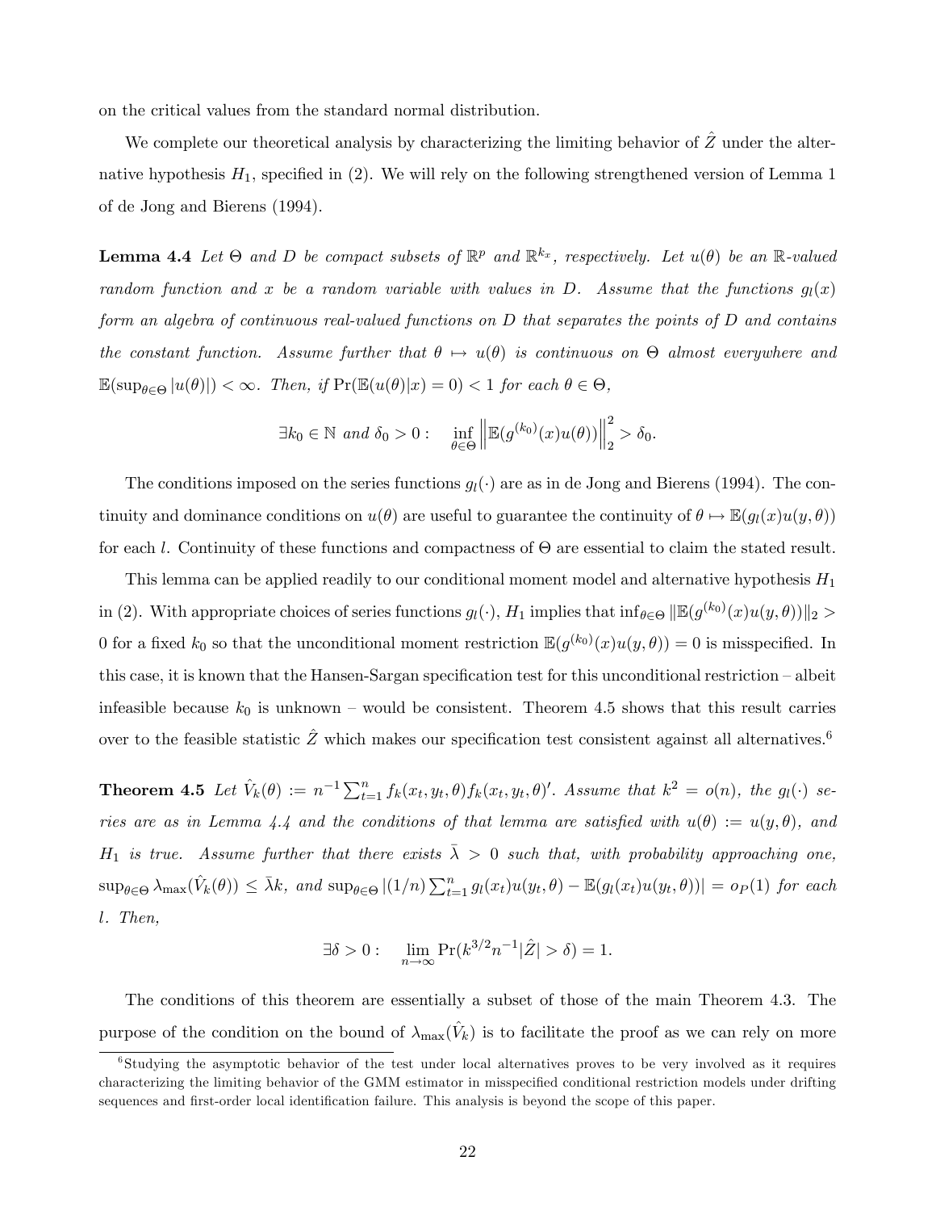on the critical values from the standard normal distribution.

We complete our theoretical analysis by characterizing the limiting behavior of $\hat{Z}$ under the alternative hypothesis $H_1$, specified in (2). We will rely on the following strengthened version of Lemma 1 of de Jong and Bierens (1994).

**Lemma 4.4** *Let $\Theta$ and $D$ be compact subsets of $\mathbb{R}^p$ and $\mathbb{R}^{k_x}$, respectively. Let $u(\theta)$ be an $\mathbb{R}$-valued random function and $x$ be a random variable with values in $D$. Assume that the functions $g_l(x)$ form an algebra of continuous real-valued functions on $D$ that separates the points of $D$ and contains the constant function. Assume further that $\theta \mapsto u(\theta)$ is continuous on $\Theta$ almost everywhere and $\mathbb{E}(\sup_{\theta\in\Theta}|u(\theta)|) < \infty$. Then, if $\Pr(\mathbb{E}(u(\theta)|x) = 0) < 1$ for each $\theta \in \Theta$,*

$$\exists k_0 \in \mathbb{N} \text{ and } \delta_0 > 0 : \quad \inf_{\theta\in\Theta} \left\| \mathbb{E}(g^{(k_0)}(x)u(\theta)) \right\|_2^2 > \delta_0.$$

The conditions imposed on the series functions $g_l(\cdot)$ are as in de Jong and Bierens (1994). The continuity and dominance conditions on $u(\theta)$ are useful to guarantee the continuity of $\theta \mapsto \mathbb{E}(g_l(x)u(y,\theta))$ for each $l$. Continuity of these functions and compactness of $\Theta$ are essential to claim the stated result.

This lemma can be applied readily to our conditional moment model and alternative hypothesis $H_1$ in (2). With appropriate choices of series functions $g_l(\cdot)$, $H_1$ implies that $\inf_{\theta\in\Theta} \|\mathbb{E}(g^{(k_0)}(x)u(y,\theta))\|_2 > 0$ for a fixed $k_0$ so that the unconditional moment restriction $\mathbb{E}(g^{(k_0)}(x)u(y,\theta)) = 0$ is misspecified. In this case, it is known that the Hansen-Sargan specification test for this unconditional restriction – albeit infeasible because $k_0$ is unknown – would be consistent. Theorem 4.5 shows that this result carries over to the feasible statistic $\hat{Z}$ which makes our specification test consistent against all alternatives.[6]

**Theorem 4.5** *Let $\hat{V}_k(\theta) := n^{-1}\sum_{t=1}^n f_k(x_t, y_t, \theta)f_k(x_t, y_t, \theta)'$. Assume that $k^2 = o(n)$, the $g_l(\cdot)$ series are as in Lemma 4.4 and the conditions of that lemma are satisfied with $u(\theta) := u(y,\theta)$, and $H_1$ is true. Assume further that there exists $\bar{\lambda} > 0$ such that, with probability approaching one, $\sup_{\theta\in\Theta} \lambda_{\max}(\hat{V}_k(\theta)) \leq \bar{\lambda}k$, and $\sup_{\theta\in\Theta} |(1/n)\sum_{t=1}^n g_l(x_t)u(y_t,\theta) - \mathbb{E}(g_l(x_t)u(y_t,\theta))| = o_P(1)$ for each $l$. Then,*

$$\exists \delta > 0 : \quad \lim_{n\to\infty} \Pr(k^{3/2}n^{-1}|\hat{Z}| > \delta) = 1.$$

The conditions of this theorem are essentially a subset of those of the main Theorem 4.3. The purpose of the condition on the bound of $\lambda_{\max}(\hat{V}_k)$ is to facilitate the proof as we can rely on more

[6] Studying the asymptotic behavior of the test under local alternatives proves to be very involved as it requires characterizing the limiting behavior of the GMM estimator in misspecified conditional restriction models under drifting sequences and first-order local identification failure. This analysis is beyond the scope of this paper.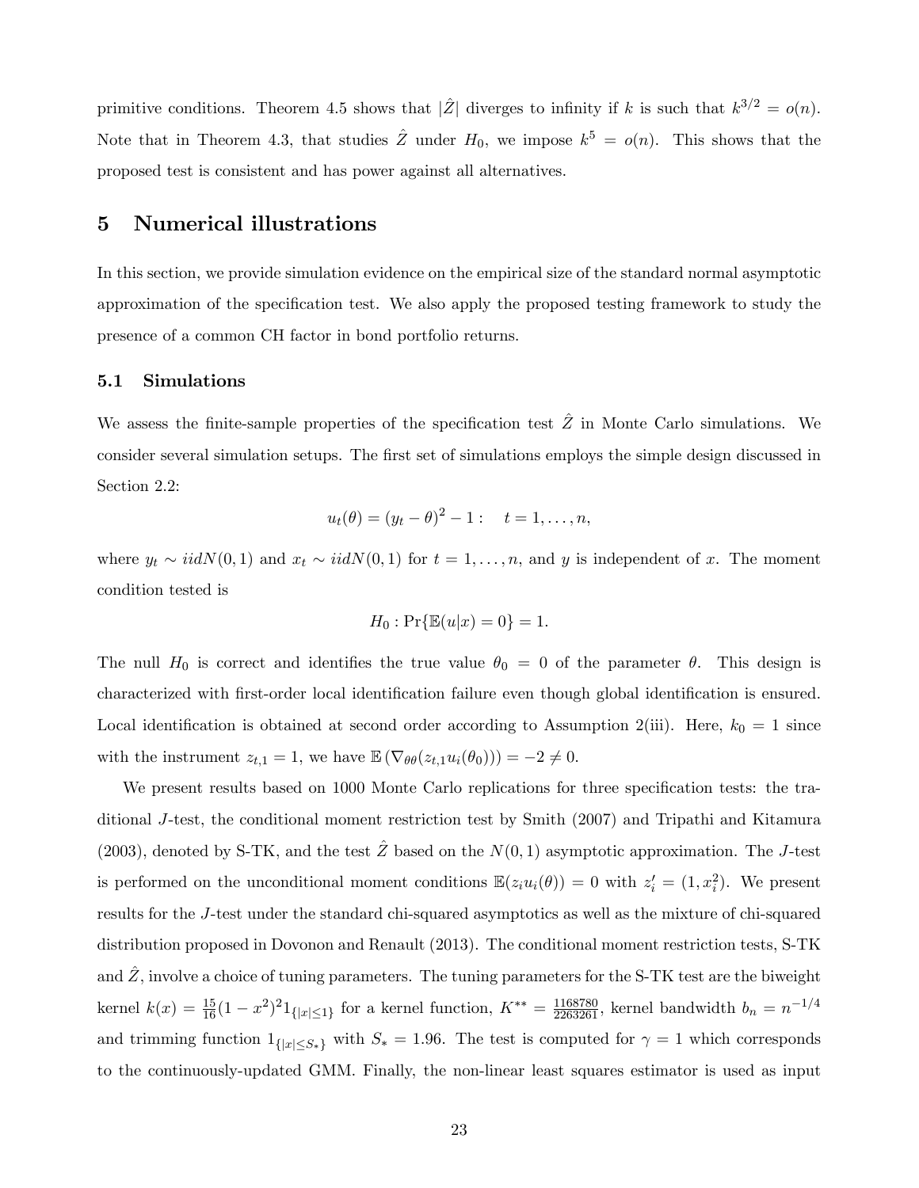primitive conditions. Theorem 4.5 shows that $|\hat{Z}|$ diverges to infinity if $k$ is such that $k^{3/2} = o(n)$. Note that in Theorem 4.3, that studies $\hat{Z}$ under $H_0$, we impose $k^5 = o(n)$. This shows that the proposed test is consistent and has power against all alternatives.

# 5 Numerical illustrations

In this section, we provide simulation evidence on the empirical size of the standard normal asymptotic approximation of the specification test. We also apply the proposed testing framework to study the presence of a common CH factor in bond portfolio returns.

## 5.1 Simulations

We assess the finite-sample properties of the specification test $\hat{Z}$ in Monte Carlo simulations. We consider several simulation setups. The first set of simulations employs the simple design discussed in Section 2.2:

$$u_t(\theta) = (y_t - \theta)^2 - 1 : \quad t = 1, \ldots, n,$$

where $y_t \sim iidN(0,1)$ and $x_t \sim iidN(0,1)$ for $t = 1, \ldots, n$, and $y$ is independent of $x$. The moment condition tested is

$$H_0 : \Pr\{\mathbb{E}(u|x) = 0\} = 1.$$

The null $H_0$ is correct and identifies the true value $\theta_0 = 0$ of the parameter $\theta$. This design is characterized with first-order local identification failure even though global identification is ensured. Local identification is obtained at second order according to Assumption 2(iii). Here, $k_0 = 1$ since with the instrument $z_{t,1} = 1$, we have $\mathbb{E}\left(\nabla_{\theta\theta}(z_{t,1}u_i(\theta_0))\right) = -2 \neq 0$.

We present results based on 1000 Monte Carlo replications for three specification tests: the traditional $J$-test, the conditional moment restriction test by Smith (2007) and Tripathi and Kitamura (2003), denoted by S-TK, and the test $\hat{Z}$ based on the $N(0,1)$ asymptotic approximation. The $J$-test is performed on the unconditional moment conditions $\mathbb{E}(z_i u_i(\theta)) = 0$ with $z_i' = (1, x_i^2)$. We present results for the $J$-test under the standard chi-squared asymptotics as well as the mixture of chi-squared distribution proposed in Dovonon and Renault (2013). The conditional moment restriction tests, S-TK and $\hat{Z}$, involve a choice of tuning parameters. The tuning parameters for the S-TK test are the biweight kernel $k(x) = \frac{15}{16}(1-x^2)^2 1_{\{|x|\leq 1\}}$ for a kernel function, $K^{**} = \frac{1168780}{2263261}$, kernel bandwidth $b_n = n^{-1/4}$ and trimming function $1_{\{|x|\leq S_*\}}$ with $S_* = 1.96$. The test is computed for $\gamma = 1$ which corresponds to the continuously-updated GMM. Finally, the non-linear least squares estimator is used as input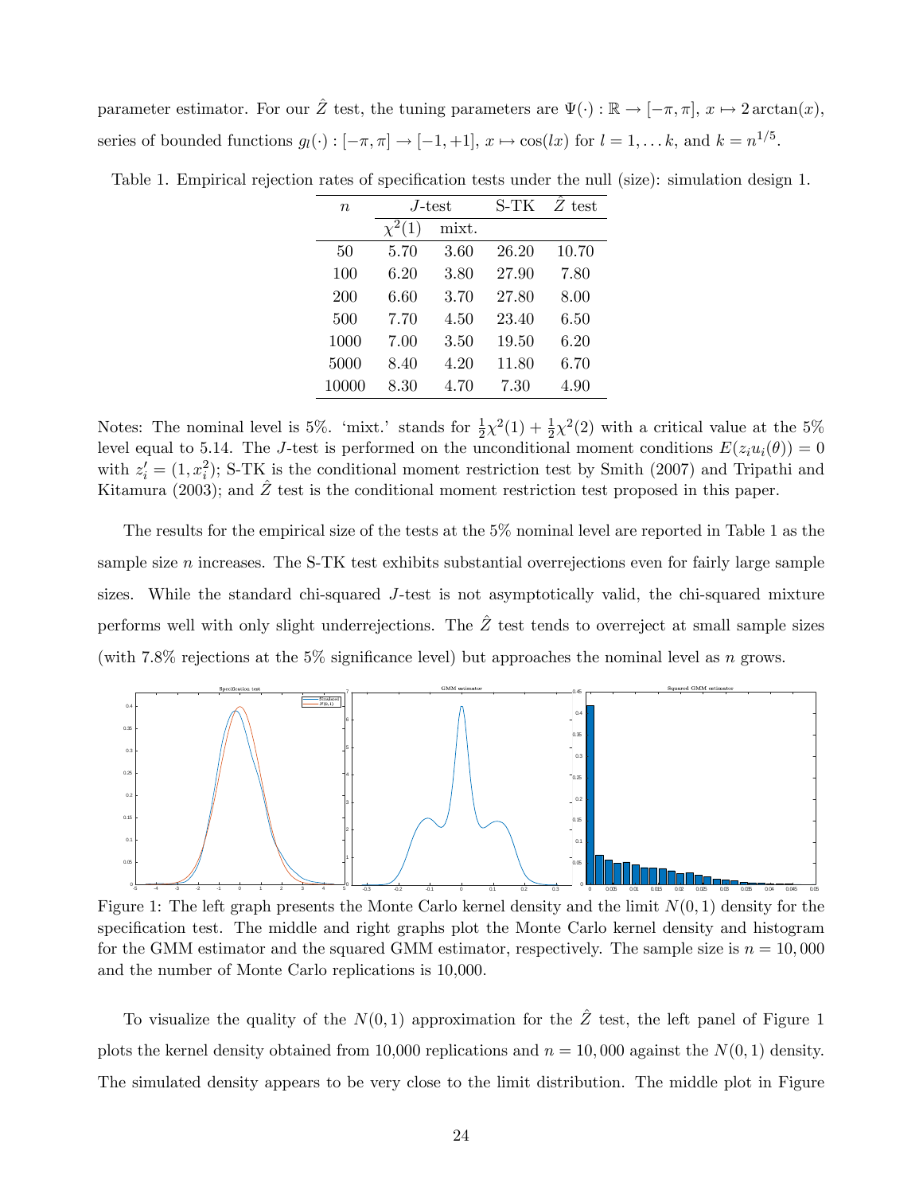parameter estimator. For our $\hat{Z}$ test, the tuning parameters are $\Psi(\cdot) : \mathbb{R} \to [-\pi, \pi]$, $x \mapsto 2\arctan(x)$, series of bounded functions $g_l(\cdot) : [-\pi, \pi] \to [-1, +1]$, $x \mapsto \cos(lx)$ for $l = 1, \ldots k$, and $k = n^{1/5}$.

Table 1. Empirical rejection rates of specification tests under the null (size): simulation design 1.

| $n$ | $J$-test | | S-TK | $\hat{Z}$ test |
|---|---|---|---|---|
| | $\chi^2(1)$ | mixt. | | |
| 50 | 5.70 | 3.60 | 26.20 | 10.70 |
| 100 | 6.20 | 3.80 | 27.90 | 7.80 |
| 200 | 6.60 | 3.70 | 27.80 | 8.00 |
| 500 | 7.70 | 4.50 | 23.40 | 6.50 |
| 1000 | 7.00 | 3.50 | 19.50 | 6.20 |
| 5000 | 8.40 | 4.20 | 11.80 | 6.70 |
| 10000 | 8.30 | 4.70 | 7.30 | 4.90 |

Notes: The nominal level is 5%. 'mixt.' stands for $\frac{1}{2}\chi^2(1) + \frac{1}{2}\chi^2(2)$ with a critical value at the 5% level equal to 5.14. The $J$-test is performed on the unconditional moment conditions $E(z_i u_i(\theta)) = 0$ with $z_i' = (1, x_i^2)$; S-TK is the conditional moment restriction test by Smith (2007) and Tripathi and Kitamura (2003); and $\hat{Z}$ test is the conditional moment restriction test proposed in this paper.

The results for the empirical size of the tests at the 5% nominal level are reported in Table 1 as the sample size $n$ increases. The S-TK test exhibits substantial overrejections even for fairly large sample sizes. While the standard chi-squared $J$-test is not asymptotically valid, the chi-squared mixture performs well with only slight underrejections. The $\hat{Z}$ test tends to overreject at small sample sizes (with 7.8% rejections at the 5% significance level) but approaches the nominal level as $n$ grows.

Figure 1: The left graph presents the Monte Carlo kernel density and the limit $N(0,1)$ density for the specification test. The middle and right graphs plot the Monte Carlo kernel density and histogram for the GMM estimator and the squared GMM estimator, respectively. The sample size is $n = 10,000$ and the number of Monte Carlo replications is 10,000.

To visualize the quality of the $N(0,1)$ approximation for the $\hat{Z}$ test, the left panel of Figure 1 plots the kernel density obtained from 10,000 replications and $n = 10,000$ against the $N(0,1)$ density. The simulated density appears to be very close to the limit distribution. The middle plot in Figure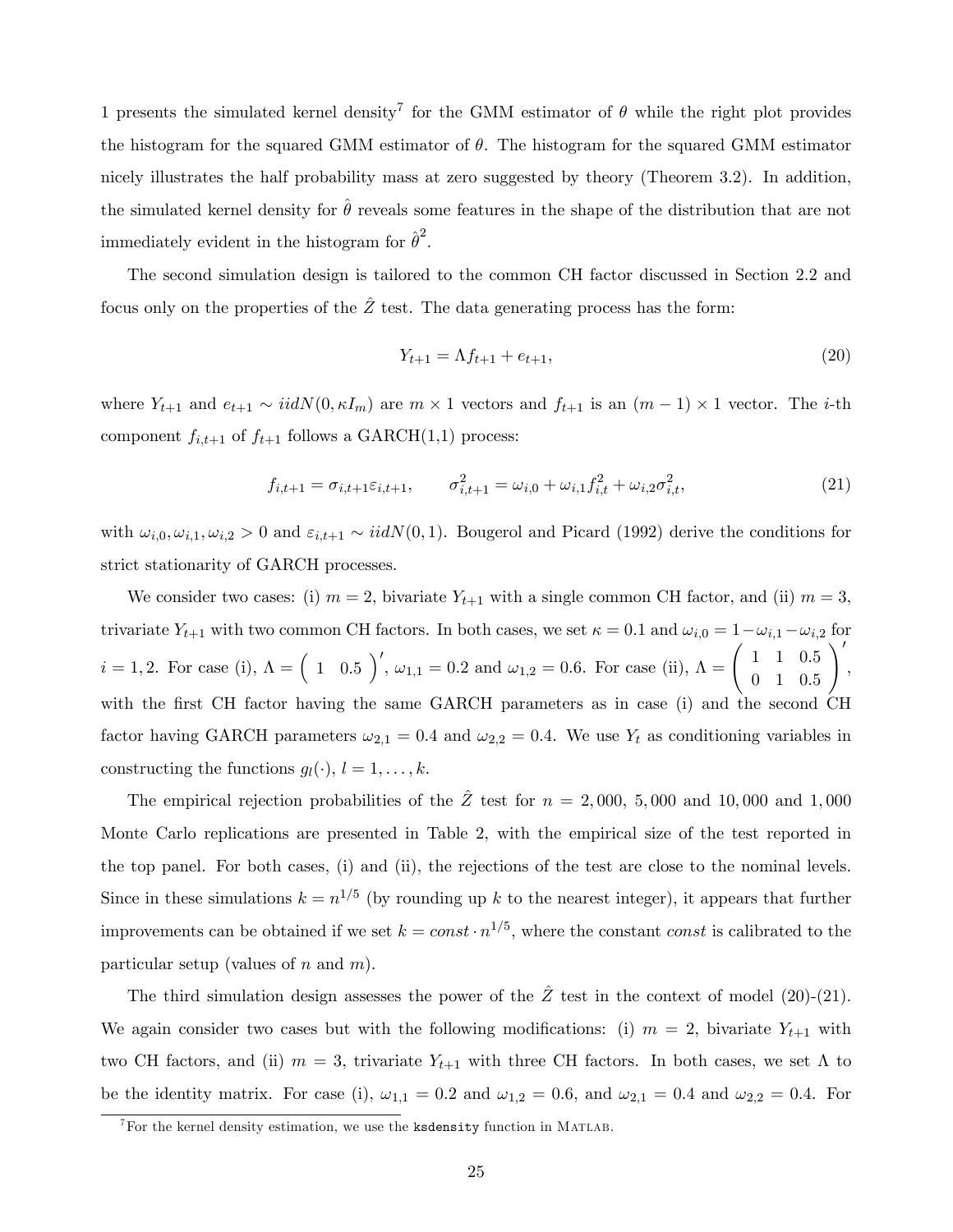1 presents the simulated kernel density[7] for the GMM estimator of $\theta$ while the right plot provides the histogram for the squared GMM estimator of $\theta$. The histogram for the squared GMM estimator nicely illustrates the half probability mass at zero suggested by theory (Theorem 3.2). In addition, the simulated kernel density for $\hat{\theta}$ reveals some features in the shape of the distribution that are not immediately evident in the histogram for $\hat{\theta}^2$.

The second simulation design is tailored to the common CH factor discussed in Section 2.2 and focus only on the properties of the $\hat{Z}$ test. The data generating process has the form:

$$Y_{t+1} = \Lambda f_{t+1} + e_{t+1}, \tag{20}$$

where $Y_{t+1}$ and $e_{t+1} \sim iidN(0, \kappa I_m)$ are $m \times 1$ vectors and $f_{t+1}$ is an $(m-1) \times 1$ vector. The $i$-th component $f_{i,t+1}$ of $f_{t+1}$ follows a GARCH(1,1) process:

$$f_{i,t+1} = \sigma_{i,t+1}\varepsilon_{i,t+1}, \qquad \sigma^2_{i,t+1} = \omega_{i,0} + \omega_{i,1} f^2_{i,t} + \omega_{i,2}\sigma^2_{i,t}, \tag{21}$$

with $\omega_{i,0}, \omega_{i,1}, \omega_{i,2} > 0$ and $\varepsilon_{i,t+1} \sim iidN(0,1)$. Bougerol and Picard (1992) derive the conditions for strict stationarity of GARCH processes.

We consider two cases: (i) $m = 2$, bivariate $Y_{t+1}$ with a single common CH factor, and (ii) $m = 3$, trivariate $Y_{t+1}$ with two common CH factors. In both cases, we set $\kappa = 0.1$ and $\omega_{i,0} = 1 - \omega_{i,1} - \omega_{i,2}$ for $i = 1, 2$. For case (i), $\Lambda = \begin{pmatrix} 1 & 0.5 \end{pmatrix}'$, $\omega_{1,1} = 0.2$ and $\omega_{1,2} = 0.6$. For case (ii), $\Lambda = \begin{pmatrix} 1 & 1 & 0.5 \\ 0 & 1 & 0.5 \end{pmatrix}'$, with the first CH factor having the same GARCH parameters as in case (i) and the second CH factor having GARCH parameters $\omega_{2,1} = 0.4$ and $\omega_{2,2} = 0.4$. We use $Y_t$ as conditioning variables in constructing the functions $g_l(\cdot)$, $l = 1, \ldots, k$.

The empirical rejection probabilities of the $\hat{Z}$ test for $n = 2,000$, $5,000$ and $10,000$ and $1,000$ Monte Carlo replications are presented in Table 2, with the empirical size of the test reported in the top panel. For both cases, (i) and (ii), the rejections of the test are close to the nominal levels. Since in these simulations $k = n^{1/5}$ (by rounding up $k$ to the nearest integer), it appears that further improvements can be obtained if we set $k = const \cdot n^{1/5}$, where the constant *const* is calibrated to the particular setup (values of $n$ and $m$).

The third simulation design assesses the power of the $\hat{Z}$ test in the context of model (20)-(21). We again consider two cases but with the following modifications: (i) $m = 2$, bivariate $Y_{t+1}$ with two CH factors, and (ii) $m = 3$, trivariate $Y_{t+1}$ with three CH factors. In both cases, we set $\Lambda$ to be the identity matrix. For case (i), $\omega_{1,1} = 0.2$ and $\omega_{1,2} = 0.6$, and $\omega_{2,1} = 0.4$ and $\omega_{2,2} = 0.4$. For

[7] For the kernel density estimation, we use the `ksdensity` function in MATLAB.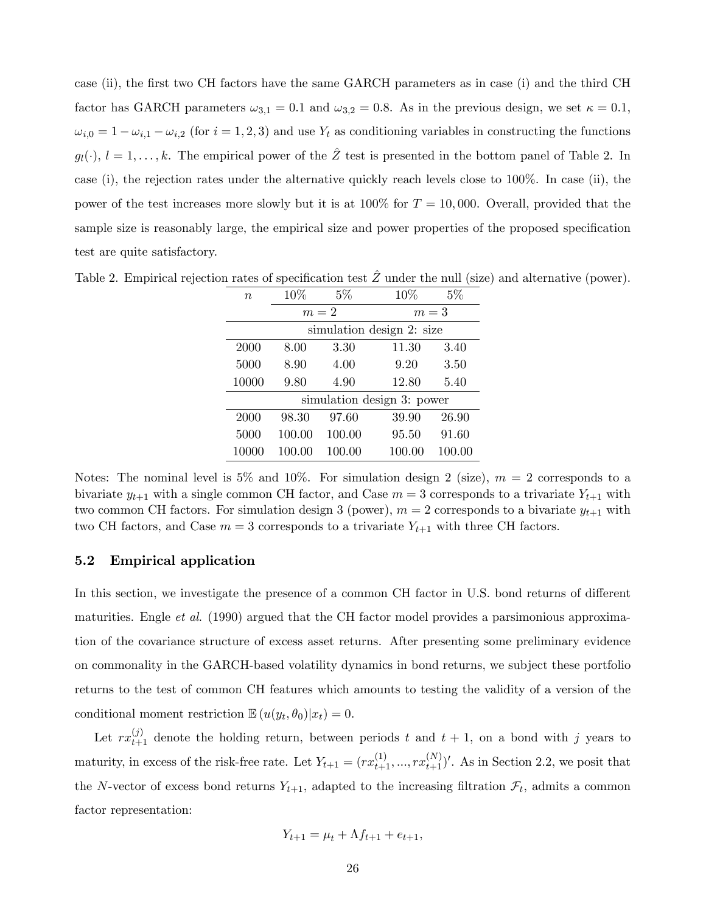case (ii), the first two CH factors have the same GARCH parameters as in case (i) and the third CH factor has GARCH parameters $\omega_{3,1} = 0.1$ and $\omega_{3,2} = 0.8$. As in the previous design, we set $\kappa = 0.1$, $\omega_{i,0} = 1 - \omega_{i,1} - \omega_{i,2}$ (for $i = 1, 2, 3$) and use $Y_t$ as conditioning variables in constructing the functions $g_l(\cdot)$, $l = 1, \ldots, k$. The empirical power of the $\hat{Z}$ test is presented in the bottom panel of Table 2. In case (i), the rejection rates under the alternative quickly reach levels close to 100%. In case (ii), the power of the test increases more slowly but it is at 100% for $T = 10,000$. Overall, provided that the sample size is reasonably large, the empirical size and power properties of the proposed specification test are quite satisfactory.

Table 2. Empirical rejection rates of specification test $\hat{Z}$ under the null (size) and alternative (power).

| $n$ | 10% | 5% | 10% | 5% |
|---|---|---|---|---|
| | $m = 2$ | | $m = 3$ | |
| | simulation design 2: size | | | |
| 2000 | 8.00 | 3.30 | 11.30 | 3.40 |
| 5000 | 8.90 | 4.00 | 9.20 | 3.50 |
| 10000 | 9.80 | 4.90 | 12.80 | 5.40 |
| | simulation design 3: power | | | |
| 2000 | 98.30 | 97.60 | 39.90 | 26.90 |
| 5000 | 100.00 | 100.00 | 95.50 | 91.60 |
| 10000 | 100.00 | 100.00 | 100.00 | 100.00 |

Notes: The nominal level is 5% and 10%. For simulation design 2 (size), $m = 2$ corresponds to a bivariate $y_{t+1}$ with a single common CH factor, and Case $m = 3$ corresponds to a trivariate $Y_{t+1}$ with two common CH factors. For simulation design 3 (power), $m = 2$ corresponds to a bivariate $y_{t+1}$ with two CH factors, and Case $m = 3$ corresponds to a trivariate $Y_{t+1}$ with three CH factors.

### 5.2 Empirical application

In this section, we investigate the presence of a common CH factor in U.S. bond returns of different maturities. Engle *et al.* (1990) argued that the CH factor model provides a parsimonious approximation of the covariance structure of excess asset returns. After presenting some preliminary evidence on commonality in the GARCH-based volatility dynamics in bond returns, we subject these portfolio returns to the test of common CH features which amounts to testing the validity of a version of the conditional moment restriction $\mathbb{E}\left(u(y_t, \theta_0)|x_t\right) = 0$.

Let $rx_{t+1}^{(j)}$ denote the holding return, between periods $t$ and $t+1$, on a bond with $j$ years to maturity, in excess of the risk-free rate. Let $Y_{t+1} = (rx_{t+1}^{(1)}, ..., rx_{t+1}^{(N)})'$. As in Section 2.2, we posit that the $N$-vector of excess bond returns $Y_{t+1}$, adapted to the increasing filtration $\mathcal{F}_t$, admits a common factor representation:

$$Y_{t+1} = \mu_t + \Lambda f_{t+1} + e_{t+1},$$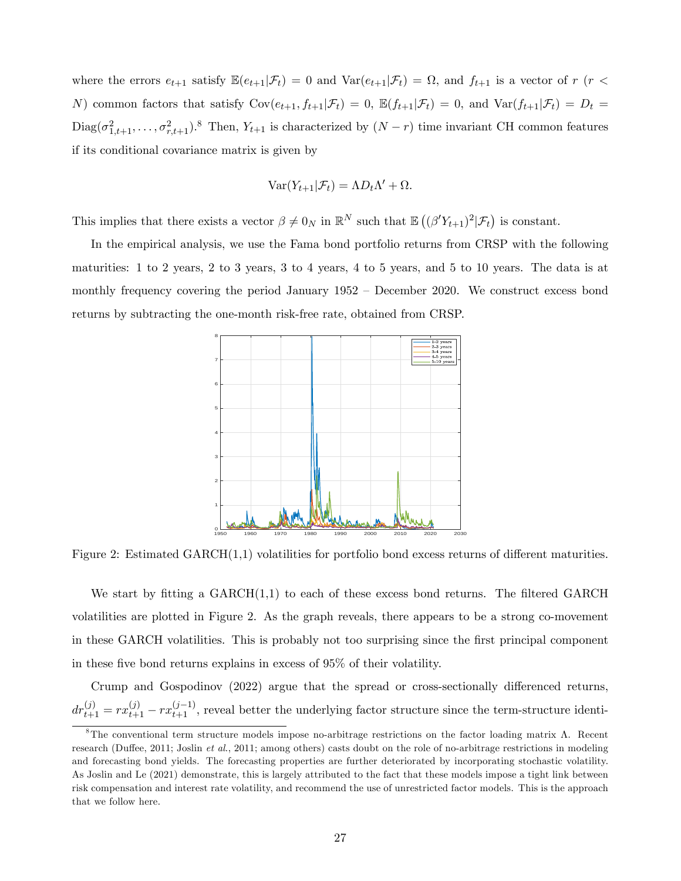where the errors $e_{t+1}$ satisfy $\mathbb{E}(e_{t+1}|\mathcal{F}_t) = 0$ and $\text{Var}(e_{t+1}|\mathcal{F}_t) = \Omega$, and $f_{t+1}$ is a vector of $r$ ($r < N$) common factors that satisfy $\text{Cov}(e_{t+1}, f_{t+1}|\mathcal{F}_t) = 0$, $\mathbb{E}(f_{t+1}|\mathcal{F}_t) = 0$, and $\text{Var}(f_{t+1}|\mathcal{F}_t) = D_t = \text{Diag}(\sigma^2_{1,t+1}, \ldots, \sigma^2_{r,t+1})$.[8] Then, $Y_{t+1}$ is characterized by $(N - r)$ time invariant CH common features if its conditional covariance matrix is given by

$$\text{Var}(Y_{t+1}|\mathcal{F}_t) = \Lambda D_t \Lambda' + \Omega.$$

This implies that there exists a vector $\beta \neq 0_N$ in $\mathbb{R}^N$ such that $\mathbb{E}\left((\beta' Y_{t+1})^2|\mathcal{F}_t\right)$ is constant.

In the empirical analysis, we use the Fama bond portfolio returns from CRSP with the following maturities: 1 to 2 years, 2 to 3 years, 3 to 4 years, 4 to 5 years, and 5 to 10 years. The data is at monthly frequency covering the period January 1952 – December 2020. We construct excess bond returns by subtracting the one-month risk-free rate, obtained from CRSP.

Figure 2: Estimated GARCH(1,1) volatilities for portfolio bond excess returns of different maturities.

We start by fitting a GARCH(1,1) to each of these excess bond returns. The filtered GARCH volatilities are plotted in Figure 2. As the graph reveals, there appears to be a strong co-movement in these GARCH volatilities. This is probably not too surprising since the first principal component in these five bond returns explains in excess of 95% of their volatility.

Crump and Gospodinov (2022) argue that the spread or cross-sectionally differenced returns, $dr^{(j)}_{t+1} = rx^{(j)}_{t+1} - rx^{(j-1)}_{t+1}$, reveal better the underlying factor structure since the term-structure identi-

[8] The conventional term structure models impose no-arbitrage restrictions on the factor loading matrix $\Lambda$. Recent research (Duffee, 2011; Joslin *et al.*, 2011; among others) casts doubt on the role of no-arbitrage restrictions in modeling and forecasting bond yields. The forecasting properties are further deteriorated by incorporating stochastic volatility. As Joslin and Le (2021) demonstrate, this is largely attributed to the fact that these models impose a tight link between risk compensation and interest rate volatility, and recommend the use of unrestricted factor models. This is the approach that we follow here.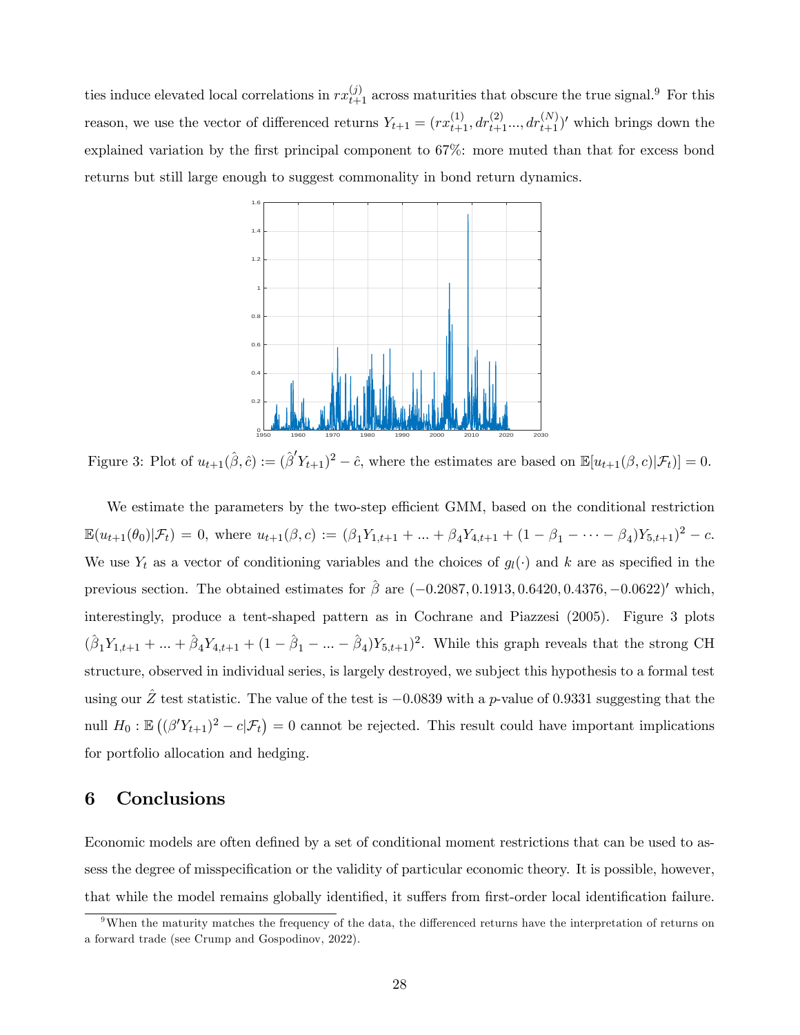ties induce elevated local correlations in $rx_{t+1}^{(j)}$ across maturities that obscure the true signal.[9] For this reason, we use the vector of differenced returns $Y_{t+1} = (rx_{t+1}^{(1)}, dr_{t+1}^{(2)} ..., dr_{t+1}^{(N)})'$ which brings down the explained variation by the first principal component to 67%: more muted than that for excess bond returns but still large enough to suggest commonality in bond return dynamics.

Figure 3: Plot of $u_{t+1}(\hat{\beta}, \hat{c}) := (\hat{\beta}' Y_{t+1})^2 - \hat{c}$, where the estimates are based on $\mathbb{E}[u_{t+1}(\beta, c)|\mathcal{F}_t)] = 0$.

We estimate the parameters by the two-step efficient GMM, based on the conditional restriction $\mathbb{E}(u_{t+1}(\theta_0)|\mathcal{F}_t) = 0$, where $u_{t+1}(\beta, c) := (\beta_1 Y_{1,t+1} + ... + \beta_4 Y_{4,t+1} + (1 - \beta_1 - \cdots - \beta_4) Y_{5,t+1})^2 - c$. We use $Y_t$ as a vector of conditioning variables and the choices of $g_l(\cdot)$ and $k$ are as specified in the previous section. The obtained estimates for $\hat{\beta}$ are $(-0.2087, 0.1913, 0.6420, 0.4376, -0.0622)'$ which, interestingly, produce a tent-shaped pattern as in Cochrane and Piazzesi (2005). Figure 3 plots $(\hat{\beta}_1 Y_{1,t+1} + ... + \hat{\beta}_4 Y_{4,t+1} + (1 - \hat{\beta}_1 - ... - \hat{\beta}_4) Y_{5,t+1})^2$. While this graph reveals that the strong CH structure, observed in individual series, is largely destroyed, we subject this hypothesis to a formal test using our $\hat{Z}$ test statistic. The value of the test is $-0.0839$ with a $p$-value of 0.9331 suggesting that the null $H_0 : \mathbb{E}\left((\beta' Y_{t+1})^2 - c|\mathcal{F}_t\right) = 0$ cannot be rejected. This result could have important implications for portfolio allocation and hedging.

# 6 Conclusions

Economic models are often defined by a set of conditional moment restrictions that can be used to assess the degree of misspecification or the validity of particular economic theory. It is possible, however, that while the model remains globally identified, it suffers from first-order local identification failure.

[9] When the maturity matches the frequency of the data, the differenced returns have the interpretation of returns on a forward trade (see Crump and Gospodinov, 2022).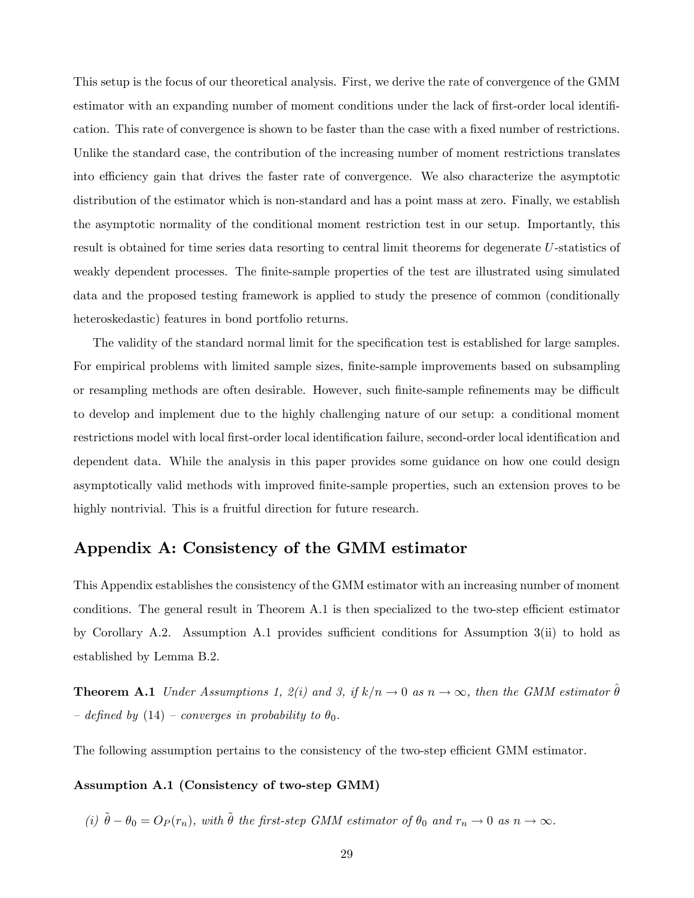This setup is the focus of our theoretical analysis. First, we derive the rate of convergence of the GMM estimator with an expanding number of moment conditions under the lack of first-order local identification. This rate of convergence is shown to be faster than the case with a fixed number of restrictions. Unlike the standard case, the contribution of the increasing number of moment restrictions translates into efficiency gain that drives the faster rate of convergence. We also characterize the asymptotic distribution of the estimator which is non-standard and has a point mass at zero. Finally, we establish the asymptotic normality of the conditional moment restriction test in our setup. Importantly, this result is obtained for time series data resorting to central limit theorems for degenerate $U$-statistics of weakly dependent processes. The finite-sample properties of the test are illustrated using simulated data and the proposed testing framework is applied to study the presence of common (conditionally heteroskedastic) features in bond portfolio returns.

The validity of the standard normal limit for the specification test is established for large samples. For empirical problems with limited sample sizes, finite-sample improvements based on subsampling or resampling methods are often desirable. However, such finite-sample refinements may be difficult to develop and implement due to the highly challenging nature of our setup: a conditional moment restrictions model with local first-order local identification failure, second-order local identification and dependent data. While the analysis in this paper provides some guidance on how one could design asymptotically valid methods with improved finite-sample properties, such an extension proves to be highly nontrivial. This is a fruitful direction for future research.

## Appendix A: Consistency of the GMM estimator

This Appendix establishes the consistency of the GMM estimator with an increasing number of moment conditions. The general result in Theorem A.1 is then specialized to the two-step efficient estimator by Corollary A.2. Assumption A.1 provides sufficient conditions for Assumption 3(ii) to hold as established by Lemma B.2.

**Theorem A.1** *Under Assumptions 1, 2(i) and 3, if $k/n \to 0$ as $n \to \infty$, then the GMM estimator $\hat{\theta}$ – defined by (14) – converges in probability to $\theta_0$.*

The following assumption pertains to the consistency of the two-step efficient GMM estimator.

**Assumption A.1 (Consistency of two-step GMM)**

*(i) $\tilde{\theta} - \theta_0 = O_P(r_n)$, with $\tilde{\theta}$ the first-step GMM estimator of $\theta_0$ and $r_n \to 0$ as $n \to \infty$.*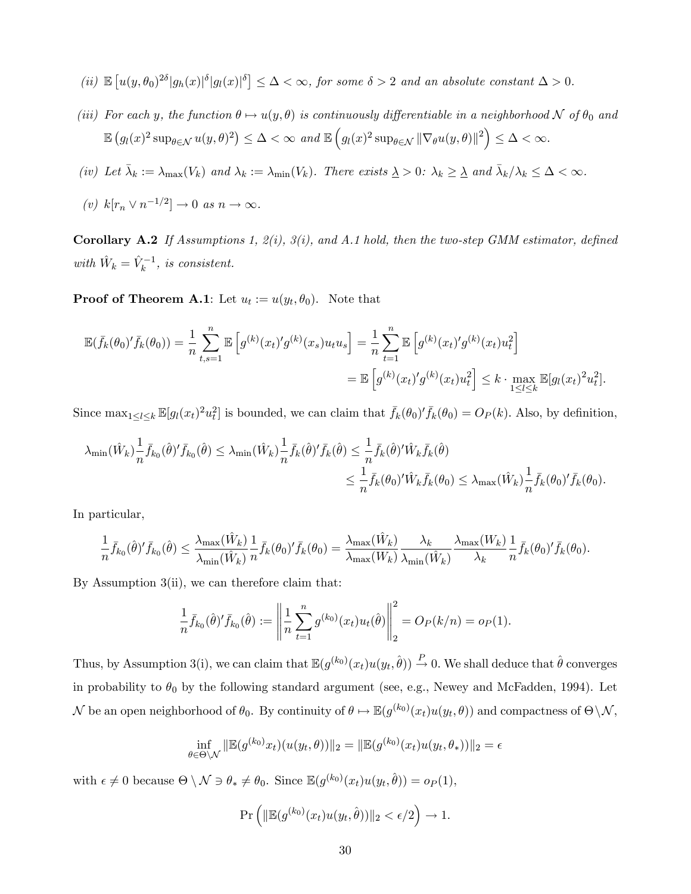*(ii)* $\mathbb{E}\left[u(y,\theta_0)^{2\delta}|g_h(x)|^{\delta}|g_l(x)|^{\delta}\right] \le \Delta < \infty$, *for some* $\delta > 2$ *and an absolute constant* $\Delta > 0$.

*(iii) For each* $y$*, the function* $\theta \mapsto u(y,\theta)$ *is continuously differentiable in a neighborhood* $\mathcal{N}$ *of* $\theta_0$ *and* $\mathbb{E}\left(g_l(x)^2 \sup_{\theta\in\mathcal{N}} u(y,\theta)^2\right) \le \Delta < \infty$ *and* $\mathbb{E}\left(g_l(x)^2 \sup_{\theta\in\mathcal{N}} \|\nabla_\theta u(y,\theta)\|^2\right) \le \Delta < \infty$.

*(iv) Let* $\bar{\lambda}_k := \lambda_{\max}(V_k)$ *and* $\lambda_k := \lambda_{\min}(V_k)$*. There exists* $\underline{\lambda} > 0$*:* $\lambda_k \ge \underline{\lambda}$ *and* $\bar{\lambda}_k/\lambda_k \le \Delta < \infty$.

*(v)* $k[r_n \vee n^{-1/2}] \to 0$ *as* $n \to \infty$.

**Corollary A.2** *If Assumptions 1, 2(i), 3(i), and A.1 hold, then the two-step GMM estimator, defined with* $\hat{W}_k = \hat{V}_k^{-1}$*, is consistent.*

**Proof of Theorem A.1**: Let $u_t := u(y_t, \theta_0)$. Note that

$$\mathbb{E}(\bar{f}_k(\theta_0)'\bar{f}_k(\theta_0)) = \frac{1}{n}\sum_{t,s=1}^{n} \mathbb{E}\left[g^{(k)}(x_t)'g^{(k)}(x_s)u_t u_s\right] = \frac{1}{n}\sum_{t=1}^{n} \mathbb{E}\left[g^{(k)}(x_t)'g^{(k)}(x_t)u_t^2\right]$$
$$= \mathbb{E}\left[g^{(k)}(x_t)'g^{(k)}(x_t)u_t^2\right] \le k \cdot \max_{1\le l\le k} \mathbb{E}[g_l(x_t)^2 u_t^2].$$

Since $\max_{1\le l\le k} \mathbb{E}[g_l(x_t)^2 u_t^2]$ is bounded, we can claim that $\bar{f}_k(\theta_0)'\bar{f}_k(\theta_0) = O_P(k)$. Also, by definition,

$$\lambda_{\min}(\hat{W}_k)\frac{1}{n}\bar{f}_{k_0}(\hat{\theta})'\bar{f}_{k_0}(\hat{\theta}) \le \lambda_{\min}(\hat{W}_k)\frac{1}{n}\bar{f}_k(\hat{\theta})'\bar{f}_k(\hat{\theta}) \le \frac{1}{n}\bar{f}_k(\hat{\theta})'\hat{W}_k\bar{f}_k(\hat{\theta})$$
$$\le \frac{1}{n}\bar{f}_k(\theta_0)'\hat{W}_k\bar{f}_k(\theta_0) \le \lambda_{\max}(\hat{W}_k)\frac{1}{n}\bar{f}_k(\theta_0)'\bar{f}_k(\theta_0).$$

In particular,

$$\frac{1}{n}\bar{f}_{k_0}(\hat{\theta})'\bar{f}_{k_0}(\hat{\theta}) \le \frac{\lambda_{\max}(\hat{W}_k)}{\lambda_{\min}(\hat{W}_k)}\frac{1}{n}\bar{f}_k(\theta_0)'\bar{f}_k(\theta_0) = \frac{\lambda_{\max}(\hat{W}_k)}{\lambda_{\max}(W_k)}\frac{\lambda_k}{\lambda_{\min}(\hat{W}_k)}\frac{\lambda_{\max}(W_k)}{\lambda_k}\frac{1}{n}\bar{f}_k(\theta_0)'\bar{f}_k(\theta_0).$$

By Assumption 3(ii), we can therefore claim that:

$$\frac{1}{n}\bar{f}_{k_0}(\hat{\theta})'\bar{f}_{k_0}(\hat{\theta}) := \left\|\frac{1}{n}\sum_{t=1}^{n} g^{(k_0)}(x_t)u_t(\hat{\theta})\right\|_2^2 = O_P(k/n) = o_P(1).$$

Thus, by Assumption 3(i), we can claim that $\mathbb{E}(g^{(k_0)}(x_t)u(y_t,\hat{\theta})) \xrightarrow{P} 0$. We shall deduce that $\hat{\theta}$ converges in probability to $\theta_0$ by the following standard argument (see, e.g., Newey and McFadden, 1994). Let $\mathcal{N}$ be an open neighborhood of $\theta_0$. By continuity of $\theta \mapsto \mathbb{E}(g^{(k_0)}(x_t)u(y_t,\theta))$ and compactness of $\Theta\backslash\mathcal{N}$,

$$\inf_{\theta\in\Theta\backslash\mathcal{N}} \|\mathbb{E}(g^{(k_0)}x_t)(u(y_t,\theta))\|_2 = \|\mathbb{E}(g^{(k_0)}(x_t)u(y_t,\theta_*))\|_2 = \epsilon$$

with $\epsilon \ne 0$ because $\Theta\setminus\mathcal{N} \ni \theta_* \ne \theta_0$. Since $\mathbb{E}(g^{(k_0)}(x_t)u(y_t,\hat{\theta})) = o_P(1)$,

$$\Pr\left(\|\mathbb{E}(g^{(k_0)}(x_t)u(y_t,\hat{\theta}))\|_2 < \epsilon/2\right) \to 1.$$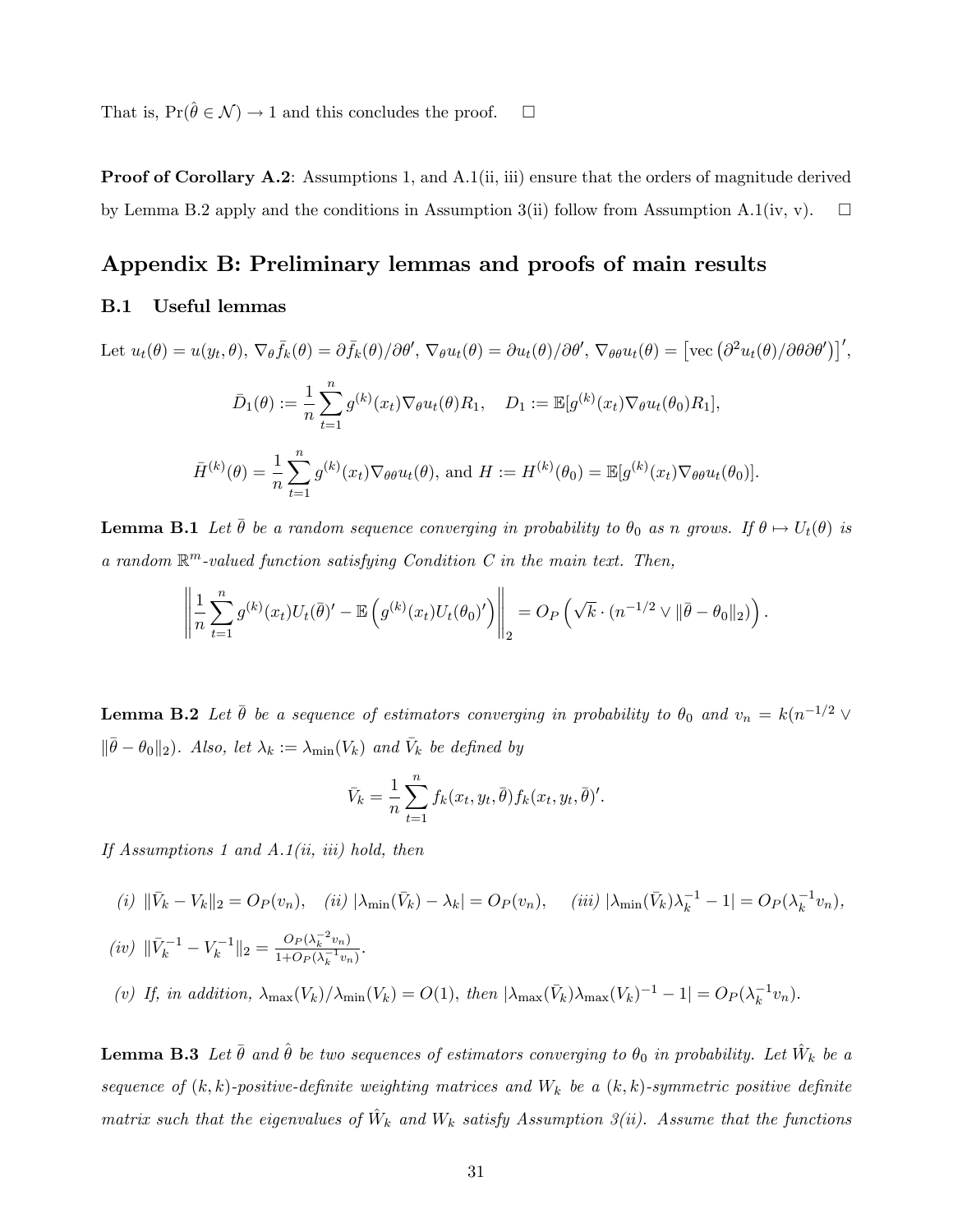That is, $\Pr(\hat{\theta} \in \mathcal{N}) \to 1$ and this concludes the proof. $\square$

**Proof of Corollary A.2**: Assumptions 1, and A.1(ii, iii) ensure that the orders of magnitude derived by Lemma B.2 apply and the conditions in Assumption 3(ii) follow from Assumption A.1(iv, v). $\square$

## Appendix B: Preliminary lemmas and proofs of main results

### B.1 Useful lemmas

Let $u_t(\theta) = u(y_t, \theta)$, $\nabla_\theta \bar{f}_k(\theta) = \partial \bar{f}_k(\theta)/\partial\theta'$, $\nabla_\theta u_t(\theta) = \partial u_t(\theta)/\partial\theta'$, $\nabla_{\theta\theta} u_t(\theta) = \left[\text{vec}\left(\partial^2 u_t(\theta)/\partial\theta\partial\theta'\right)\right]'$,

$$\bar{D}_1(\theta) := \frac{1}{n}\sum_{t=1}^{n} g^{(k)}(x_t)\nabla_\theta u_t(\theta) R_1, \quad D_1 := \mathbb{E}[g^{(k)}(x_t)\nabla_\theta u_t(\theta_0) R_1],$$

$$\bar{H}^{(k)}(\theta) = \frac{1}{n}\sum_{t=1}^{n} g^{(k)}(x_t)\nabla_{\theta\theta} u_t(\theta), \text{ and } H := H^{(k)}(\theta_0) = \mathbb{E}[g^{(k)}(x_t)\nabla_{\theta\theta} u_t(\theta_0)].$$

**Lemma B.1** *Let $\bar{\theta}$ be a random sequence converging in probability to $\theta_0$ as $n$ grows. If $\theta \mapsto U_t(\theta)$ is a random $\mathbb{R}^m$-valued function satisfying Condition C in the main text. Then,*

$$\left\| \frac{1}{n}\sum_{t=1}^{n} g^{(k)}(x_t) U_t(\bar{\theta})' - \mathbb{E}\left(g^{(k)}(x_t) U_t(\theta_0)'\right) \right\|_2 = O_P\left(\sqrt{k} \cdot (n^{-1/2} \vee \|\bar{\theta} - \theta_0\|_2)\right).$$

**Lemma B.2** *Let $\bar{\theta}$ be a sequence of estimators converging in probability to $\theta_0$ and $v_n = k(n^{-1/2} \vee \|\bar{\theta} - \theta_0\|_2)$. Also, let $\lambda_k := \lambda_{\min}(V_k)$ and $\bar{V}_k$ be defined by*

$$\bar{V}_k = \frac{1}{n}\sum_{t=1}^{n} f_k(x_t, y_t, \bar{\theta}) f_k(x_t, y_t, \bar{\theta})'.$$

*If Assumptions 1 and A.1(ii, iii) hold, then*

*(i)* $\|\bar{V}_k - V_k\|_2 = O_P(v_n)$, *(ii)* $|\lambda_{\min}(\bar{V}_k) - \lambda_k| = O_P(v_n)$, *(iii)* $|\lambda_{\min}(\bar{V}_k)\lambda_k^{-1} - 1| = O_P(\lambda_k^{-1} v_n)$,

*(iv)* $\|\bar{V}_k^{-1} - V_k^{-1}\|_2 = \frac{O_P(\lambda_k^{-2} v_n)}{1 + O_P(\lambda_k^{-1} v_n)}$.

*(v) If, in addition, $\lambda_{\max}(V_k)/\lambda_{\min}(V_k) = O(1)$, then $|\lambda_{\max}(\bar{V}_k)\lambda_{\max}(V_k)^{-1} - 1| = O_P(\lambda_k^{-1} v_n)$.*

**Lemma B.3** *Let $\bar{\theta}$ and $\hat{\theta}$ be two sequences of estimators converging to $\theta_0$ in probability. Let $\hat{W}_k$ be a sequence of $(k, k)$-positive-definite weighting matrices and $W_k$ be a $(k, k)$-symmetric positive definite matrix such that the eigenvalues of $\hat{W}_k$ and $W_k$ satisfy Assumption 3(ii). Assume that the functions*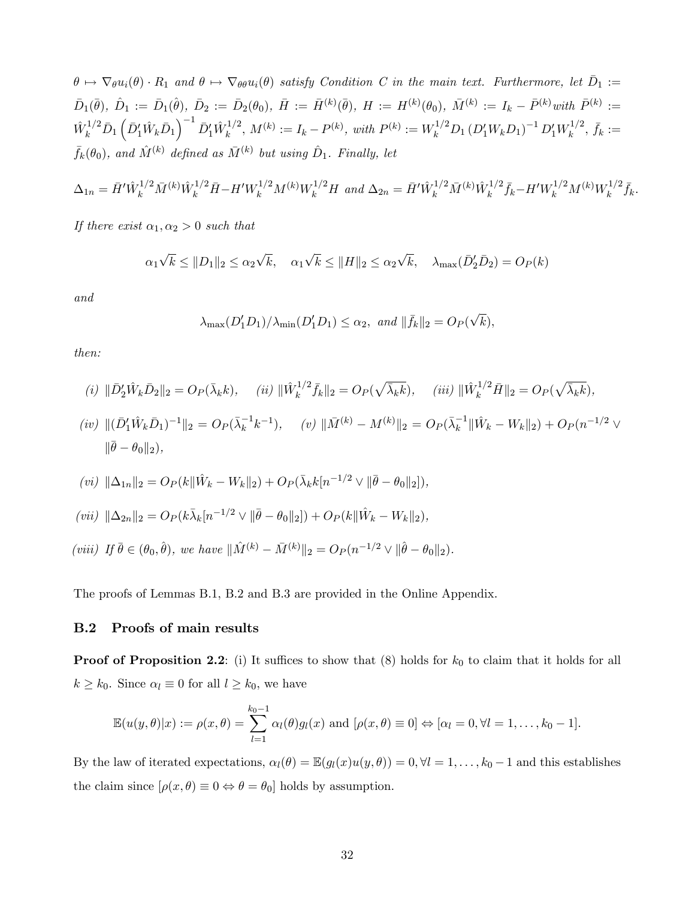$\theta \mapsto \nabla_\theta u_i(\theta) \cdot R_1$ *and* $\theta \mapsto \nabla_{\theta\theta} u_i(\theta)$ *satisfy Condition C in the main text. Furthermore, let* $\bar{D}_1 := \bar{D}_1(\bar{\theta})$, $\hat{D}_1 := \bar{D}_1(\hat{\theta})$, $\bar{D}_2 := \bar{D}_2(\theta_0)$, $\bar{H} := \bar{H}^{(k)}(\bar{\theta})$, $H := H^{(k)}(\theta_0)$, $\bar{M}^{(k)} := I_k - \bar{P}^{(k)}$ *with* $\bar{P}^{(k)} := \hat{W}_k^{1/2}\bar{D}_1\left(\bar{D}_1'\hat{W}_k\bar{D}_1\right)^{-1}\bar{D}_1'\hat{W}_k^{1/2}$, $M^{(k)} := I_k - P^{(k)}$, *with* $P^{(k)} := W_k^{1/2}D_1\left(D_1'W_kD_1\right)^{-1}D_1'W_k^{1/2}$, $\bar{f}_k := \bar{f}_k(\theta_0)$, *and* $\hat{M}^{(k)}$ *defined as* $\bar{M}^{(k)}$ *but using* $\hat{D}_1$. *Finally, let*

$$\Delta_{1n} = \bar{H}'\hat{W}_k^{1/2}\bar{M}^{(k)}\hat{W}_k^{1/2}\bar{H} - H'W_k^{1/2}M^{(k)}W_k^{1/2}H \text{ and } \Delta_{2n} = \bar{H}'\hat{W}_k^{1/2}\bar{M}^{(k)}\hat{W}_k^{1/2}\bar{f}_k - H'W_k^{1/2}M^{(k)}W_k^{1/2}\bar{f}_k.$$

*If there exist* $\alpha_1, \alpha_2 > 0$ *such that*

$$\alpha_1\sqrt{k} \leq \|D_1\|_2 \leq \alpha_2\sqrt{k}, \quad \alpha_1\sqrt{k} \leq \|H\|_2 \leq \alpha_2\sqrt{k}, \quad \lambda_{\max}(\bar{D}_2'\bar{D}_2) = O_P(k)$$

*and*

$$\lambda_{\max}(D_1'D_1)/\lambda_{\min}(D_1'D_1) \leq \alpha_2, \text{ and } \|\bar{f}_k\|_2 = O_P(\sqrt{k}),$$

*then:*

*(i)* $\|\bar{D}_2'\hat{W}_k\bar{D}_2\|_2 = O_P(\bar{\lambda}_k k)$, *(ii)* $\|\hat{W}_k^{1/2}\bar{f}_k\|_2 = O_P(\sqrt{\bar{\lambda}_k k})$, *(iii)* $\|\hat{W}_k^{1/2}\bar{H}\|_2 = O_P(\sqrt{\bar{\lambda}_k k})$,

*(iv)* $\|(\bar{D}_1'\hat{W}_k\bar{D}_1)^{-1}\|_2 = O_P(\bar{\lambda}_k^{-1}k^{-1})$, *(v)* $\|\bar{M}^{(k)} - M^{(k)}\|_2 = O_P(\bar{\lambda}_k^{-1}\|\hat{W}_k - W_k\|_2) + O_P(n^{-1/2} \vee \|\bar{\theta} - \theta_0\|_2)$,

*(vi)* $\|\Delta_{1n}\|_2 = O_P(k\|\hat{W}_k - W_k\|_2) + O_P(\bar{\lambda}_k k[n^{-1/2} \vee \|\bar{\theta} - \theta_0\|_2])$,

*(vii)* $\|\Delta_{2n}\|_2 = O_P(k\bar{\lambda}_k[n^{-1/2} \vee \|\bar{\theta} - \theta_0\|_2]) + O_P(k\|\hat{W}_k - W_k\|_2)$,

*(viii) If* $\bar{\theta} \in (\theta_0, \hat{\theta})$, *we have* $\|\hat{M}^{(k)} - \bar{M}^{(k)}\|_2 = O_P(n^{-1/2} \vee \|\hat{\theta} - \theta_0\|_2)$.

The proofs of Lemmas B.1, B.2 and B.3 are provided in the Online Appendix.

## B.2 Proofs of main results

**Proof of Proposition 2.2**: (i) It suffices to show that (8) holds for $k_0$ to claim that it holds for all $k \geq k_0$. Since $\alpha_l \equiv 0$ for all $l \geq k_0$, we have

$$\mathbb{E}(u(y,\theta)|x) := \rho(x,\theta) = \sum_{l=1}^{k_0-1}\alpha_l(\theta)g_l(x) \text{ and } [\rho(x,\theta) \equiv 0] \Leftrightarrow [\alpha_l = 0, \forall l = 1,\ldots,k_0-1].$$

By the law of iterated expectations, $\alpha_l(\theta) = \mathbb{E}(g_l(x)u(y,\theta)) = 0, \forall l = 1,\ldots,k_0-1$ and this establishes the claim since $[\rho(x,\theta) \equiv 0 \Leftrightarrow \theta = \theta_0]$ holds by assumption.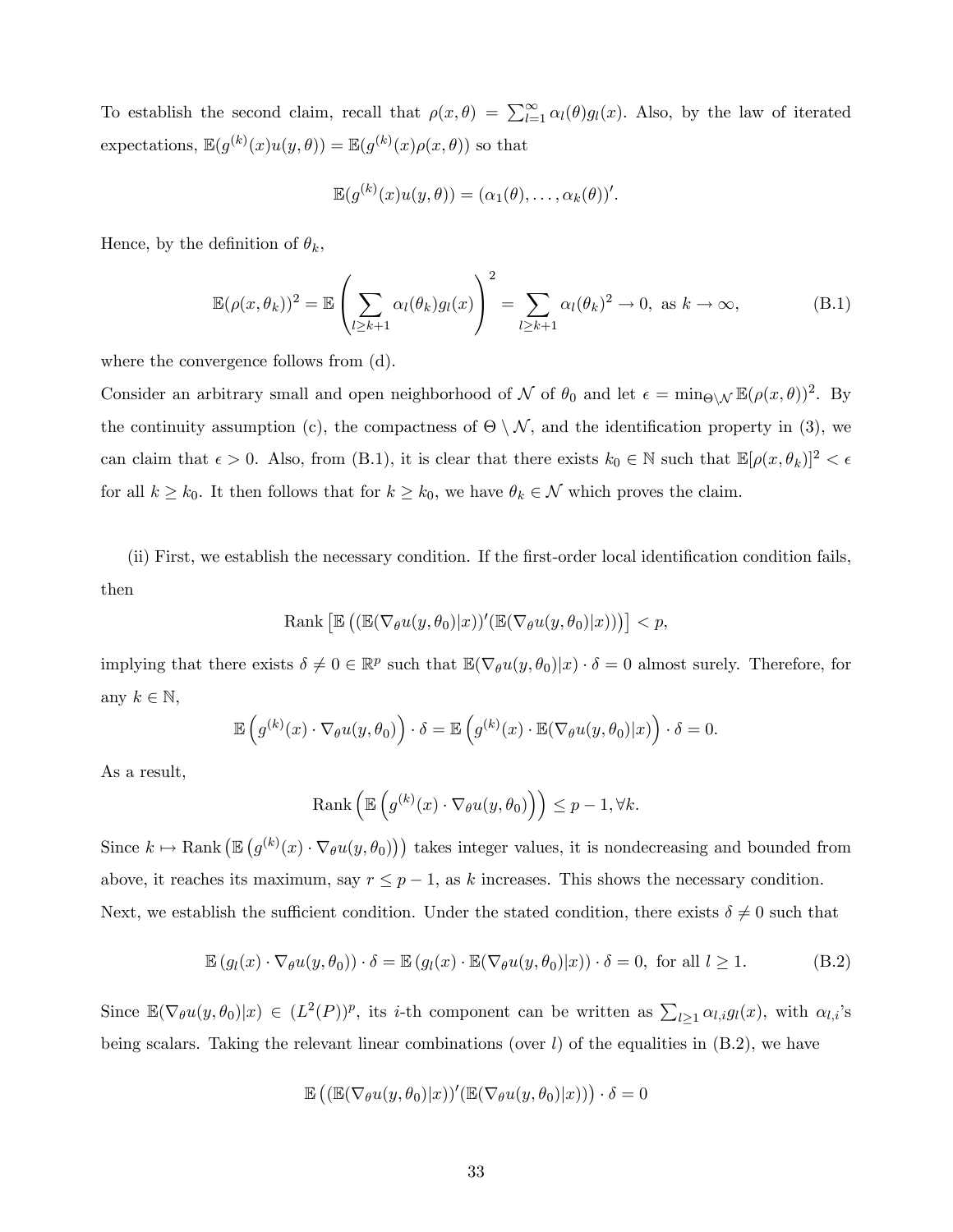To establish the second claim, recall that $\rho(x,\theta) = \sum_{l=1}^{\infty} \alpha_l(\theta) g_l(x)$. Also, by the law of iterated expectations, $\mathbb{E}(g^{(k)}(x)u(y,\theta)) = \mathbb{E}(g^{(k)}(x)\rho(x,\theta))$ so that

$$\mathbb{E}(g^{(k)}(x)u(y,\theta)) = (\alpha_1(\theta), \ldots, \alpha_k(\theta))'.$$

Hence, by the definition of $\theta_k$,

$$\mathbb{E}(\rho(x,\theta_k))^2 = \mathbb{E}\left(\sum_{l \geq k+1} \alpha_l(\theta_k) g_l(x)\right)^2 = \sum_{l \geq k+1} \alpha_l(\theta_k)^2 \to 0, \text{ as } k \to \infty, \tag{B.1}$$

where the convergence follows from (d).

Consider an arbitrary small and open neighborhood of $\mathcal{N}$ of $\theta_0$ and let $\epsilon = \min_{\Theta \setminus \mathcal{N}} \mathbb{E}(\rho(x,\theta))^2$. By the continuity assumption (c), the compactness of $\Theta \setminus \mathcal{N}$, and the identification property in (3), we can claim that $\epsilon > 0$. Also, from (B.1), it is clear that there exists $k_0 \in \mathbb{N}$ such that $\mathbb{E}[\rho(x,\theta_k)]^2 < \epsilon$ for all $k \geq k_0$. It then follows that for $k \geq k_0$, we have $\theta_k \in \mathcal{N}$ which proves the claim.

(ii) First, we establish the necessary condition. If the first-order local identification condition fails, then

$$\text{Rank}\left[\mathbb{E}\left((\mathbb{E}(\nabla_\theta u(y,\theta_0)|x))'(\mathbb{E}(\nabla_\theta u(y,\theta_0)|x))\right)\right] < p,$$

implying that there exists $\delta \neq 0 \in \mathbb{R}^p$ such that $\mathbb{E}(\nabla_\theta u(y,\theta_0)|x) \cdot \delta = 0$ almost surely. Therefore, for any $k \in \mathbb{N}$,

$$\mathbb{E}\left(g^{(k)}(x) \cdot \nabla_\theta u(y,\theta_0)\right) \cdot \delta = \mathbb{E}\left(g^{(k)}(x) \cdot \mathbb{E}(\nabla_\theta u(y,\theta_0)|x)\right) \cdot \delta = 0.$$

As a result,

$$\text{Rank}\left(\mathbb{E}\left(g^{(k)}(x) \cdot \nabla_\theta u(y,\theta_0)\right)\right) \leq p-1, \forall k.$$

Since $k \mapsto \text{Rank}\left(\mathbb{E}\left(g^{(k)}(x) \cdot \nabla_\theta u(y,\theta_0)\right)\right)$ takes integer values, it is nondecreasing and bounded from above, it reaches its maximum, say $r \leq p-1$, as $k$ increases. This shows the necessary condition.

Next, we establish the sufficient condition. Under the stated condition, there exists $\delta \neq 0$ such that

$$\mathbb{E}\left(g_l(x) \cdot \nabla_\theta u(y,\theta_0)\right) \cdot \delta = \mathbb{E}\left(g_l(x) \cdot \mathbb{E}(\nabla_\theta u(y,\theta_0)|x)\right) \cdot \delta = 0, \text{ for all } l \geq 1. \tag{B.2}$$

Since $\mathbb{E}(\nabla_\theta u(y,\theta_0)|x) \in (L^2(P))^p$, its $i$-th component can be written as $\sum_{l \geq 1} \alpha_{l,i} g_l(x)$, with $\alpha_{l,i}$'s being scalars. Taking the relevant linear combinations (over $l$) of the equalities in (B.2), we have

$$\mathbb{E}\left((\mathbb{E}(\nabla_\theta u(y,\theta_0)|x))'(\mathbb{E}(\nabla_\theta u(y,\theta_0)|x))\right) \cdot \delta = 0$$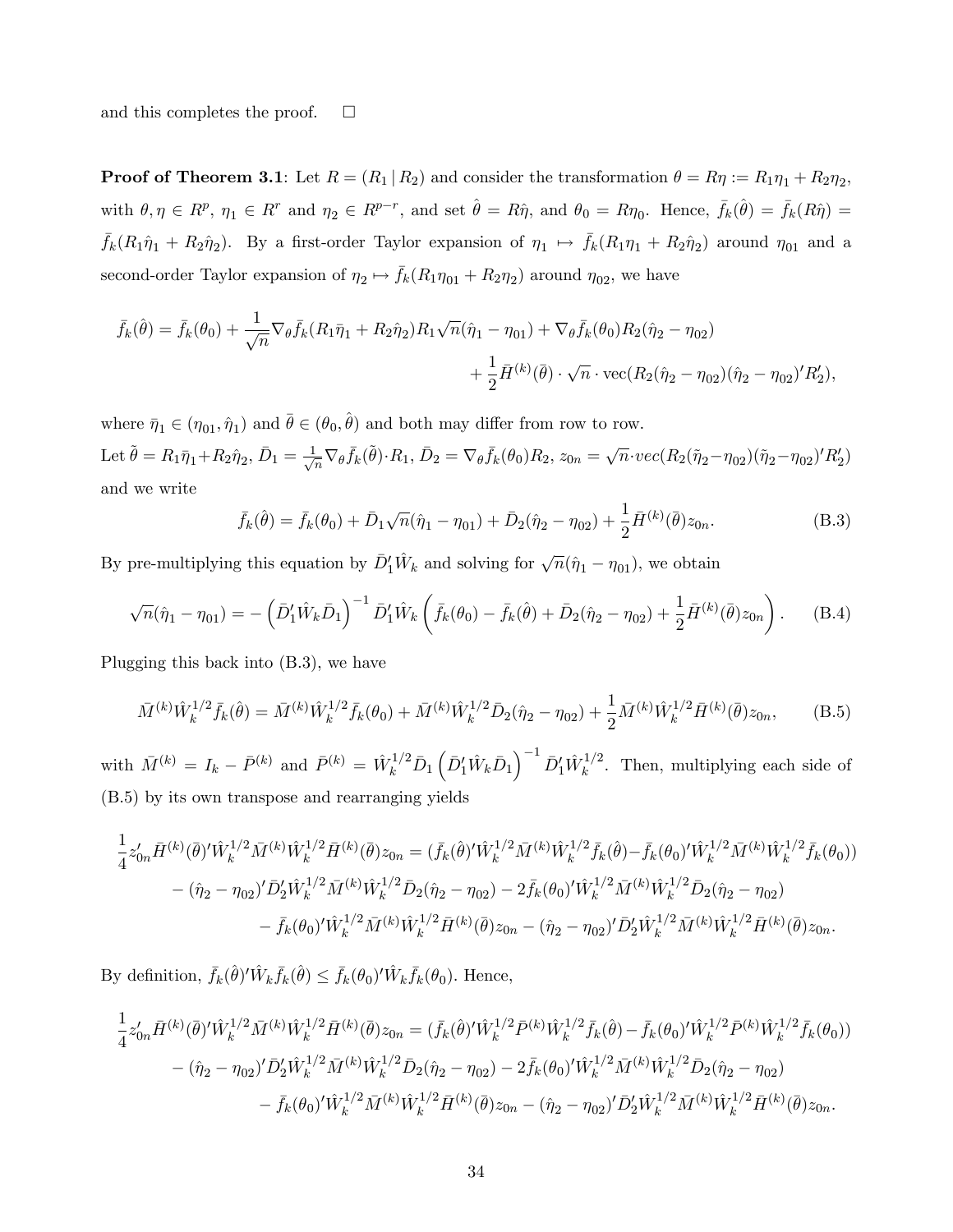and this completes the proof. $\square$

**Proof of Theorem 3.1**: Let $R = (R_1 \,|\, R_2)$ and consider the transformation $\theta = R\eta := R_1\eta_1 + R_2\eta_2$, with $\theta, \eta \in R^p$, $\eta_1 \in R^r$ and $\eta_2 \in R^{p-r}$, and set $\hat{\theta} = R\hat{\eta}$, and $\theta_0 = R\eta_0$. Hence, $\bar{f}_k(\hat{\theta}) = \bar{f}_k(R\hat{\eta}) = \bar{f}_k(R_1\hat{\eta}_1 + R_2\hat{\eta}_2)$. By a first-order Taylor expansion of $\eta_1 \mapsto \bar{f}_k(R_1\eta_1 + R_2\hat{\eta}_2)$ around $\eta_{01}$ and a second-order Taylor expansion of $\eta_2 \mapsto \bar{f}_k(R_1\eta_{01} + R_2\eta_2)$ around $\eta_{02}$, we have

$$
\begin{aligned}
\bar{f}_k(\hat{\theta}) = \bar{f}_k(\theta_0) + \frac{1}{\sqrt{n}}\nabla_\theta \bar{f}_k(R_1\bar{\eta}_1 + R_2\hat{\eta}_2)R_1\sqrt{n}(\hat{\eta}_1 - \eta_{01}) + \nabla_\theta \bar{f}_k(\theta_0)R_2(\hat{\eta}_2 - \eta_{02})& \\
+ \frac{1}{2}\bar{H}^{(k)}(\bar{\theta}) \cdot \sqrt{n} \cdot \text{vec}(R_2(\hat{\eta}_2 - \eta_{02})(\hat{\eta}_2 - \eta_{02})'R_2'),&
\end{aligned}
$$

where $\bar{\eta}_1 \in (\eta_{01}, \hat{\eta}_1)$ and $\bar{\theta} \in (\theta_0, \hat{\theta})$ and both may differ from row to row.
Let $\tilde{\theta} = R_1\bar{\eta}_1 + R_2\hat{\eta}_2$, $\bar{D}_1 = \frac{1}{\sqrt{n}}\nabla_\theta \bar{f}_k(\tilde{\theta}) \cdot R_1$, $\bar{D}_2 = \nabla_\theta \bar{f}_k(\theta_0)R_2$, $z_{0n} = \sqrt{n} \cdot vec(R_2(\tilde{\eta}_2 - \eta_{02})(\tilde{\eta}_2 - \eta_{02})'R_2')$ and we write

$$
\bar{f}_k(\hat{\theta}) = \bar{f}_k(\theta_0) + \bar{D}_1\sqrt{n}(\hat{\eta}_1 - \eta_{01}) + \bar{D}_2(\hat{\eta}_2 - \eta_{02}) + \frac{1}{2}\bar{H}^{(k)}(\bar{\theta})z_{0n}. \tag{B.3}
$$

By pre-multiplying this equation by $\bar{D}_1'\hat{W}_k$ and solving for $\sqrt{n}(\hat{\eta}_1 - \eta_{01})$, we obtain

$$
\sqrt{n}(\hat{\eta}_1 - \eta_{01}) = -\left(\bar{D}_1'\hat{W}_k\bar{D}_1\right)^{-1}\bar{D}_1'\hat{W}_k\left(\bar{f}_k(\theta_0) - \bar{f}_k(\hat{\theta}) + \bar{D}_2(\hat{\eta}_2 - \eta_{02}) + \frac{1}{2}\bar{H}^{(k)}(\bar{\theta})z_{0n}\right). \tag{B.4}
$$

Plugging this back into (B.3), we have

$$
\bar{M}^{(k)}\hat{W}_k^{1/2}\bar{f}_k(\hat{\theta}) = \bar{M}^{(k)}\hat{W}_k^{1/2}\bar{f}_k(\theta_0) + \bar{M}^{(k)}\hat{W}_k^{1/2}\bar{D}_2(\hat{\eta}_2 - \eta_{02}) + \frac{1}{2}\bar{M}^{(k)}\hat{W}_k^{1/2}\bar{H}^{(k)}(\bar{\theta})z_{0n}, \tag{B.5}
$$

with $\bar{M}^{(k)} = I_k - \bar{P}^{(k)}$ and $\bar{P}^{(k)} = \hat{W}_k^{1/2}\bar{D}_1\left(\bar{D}_1'\hat{W}_k\bar{D}_1\right)^{-1}\bar{D}_1'\hat{W}_k^{1/2}$. Then, multiplying each side of (B.5) by its own transpose and rearranging yields

$$
\begin{aligned}
\frac{1}{4}z_{0n}'\bar{H}^{(k)}(\bar{\theta})'\hat{W}_k^{1/2}\bar{M}^{(k)}\hat{W}_k^{1/2}\bar{H}^{(k)}(\bar{\theta})z_{0n} &= (\bar{f}_k(\hat{\theta})'\hat{W}_k^{1/2}\bar{M}^{(k)}\hat{W}_k^{1/2}\bar{f}_k(\hat{\theta}) - \bar{f}_k(\theta_0)'\hat{W}_k^{1/2}\bar{M}^{(k)}\hat{W}_k^{1/2}\bar{f}_k(\theta_0)) \\
&- (\hat{\eta}_2 - \eta_{02})'\bar{D}_2'\hat{W}_k^{1/2}\bar{M}^{(k)}\hat{W}_k^{1/2}\bar{D}_2(\hat{\eta}_2 - \eta_{02}) - 2\bar{f}_k(\theta_0)'\hat{W}_k^{1/2}\bar{M}^{(k)}\hat{W}_k^{1/2}\bar{D}_2(\hat{\eta}_2 - \eta_{02}) \\
&- \bar{f}_k(\theta_0)'\hat{W}_k^{1/2}\bar{M}^{(k)}\hat{W}_k^{1/2}\bar{H}^{(k)}(\bar{\theta})z_{0n} - (\hat{\eta}_2 - \eta_{02})'\bar{D}_2'\hat{W}_k^{1/2}\bar{M}^{(k)}\hat{W}_k^{1/2}\bar{H}^{(k)}(\bar{\theta})z_{0n}.
\end{aligned}
$$

By definition, $\bar{f}_k(\hat{\theta})'\hat{W}_k\bar{f}_k(\hat{\theta}) \leq \bar{f}_k(\theta_0)'\hat{W}_k\bar{f}_k(\theta_0)$. Hence,

$$
\begin{aligned}
\frac{1}{4}z_{0n}'\bar{H}^{(k)}(\bar{\theta})'\hat{W}_k^{1/2}\bar{M}^{(k)}\hat{W}_k^{1/2}\bar{H}^{(k)}(\bar{\theta})z_{0n} &= (\bar{f}_k(\hat{\theta})'\hat{W}_k^{1/2}\bar{P}^{(k)}\hat{W}_k^{1/2}\bar{f}_k(\hat{\theta}) - \bar{f}_k(\theta_0)'\hat{W}_k^{1/2}\bar{P}^{(k)}\hat{W}_k^{1/2}\bar{f}_k(\theta_0)) \\
&- (\hat{\eta}_2 - \eta_{02})'\bar{D}_2'\hat{W}_k^{1/2}\bar{M}^{(k)}\hat{W}_k^{1/2}\bar{D}_2(\hat{\eta}_2 - \eta_{02}) - 2\bar{f}_k(\theta_0)'\hat{W}_k^{1/2}\bar{M}^{(k)}\hat{W}_k^{1/2}\bar{D}_2(\hat{\eta}_2 - \eta_{02}) \\
&- \bar{f}_k(\theta_0)'\hat{W}_k^{1/2}\bar{M}^{(k)}\hat{W}_k^{1/2}\bar{H}^{(k)}(\bar{\theta})z_{0n} - (\hat{\eta}_2 - \eta_{02})'\bar{D}_2'\hat{W}_k^{1/2}\bar{M}^{(k)}\hat{W}_k^{1/2}\bar{H}^{(k)}(\bar{\theta})z_{0n}.
\end{aligned}
$$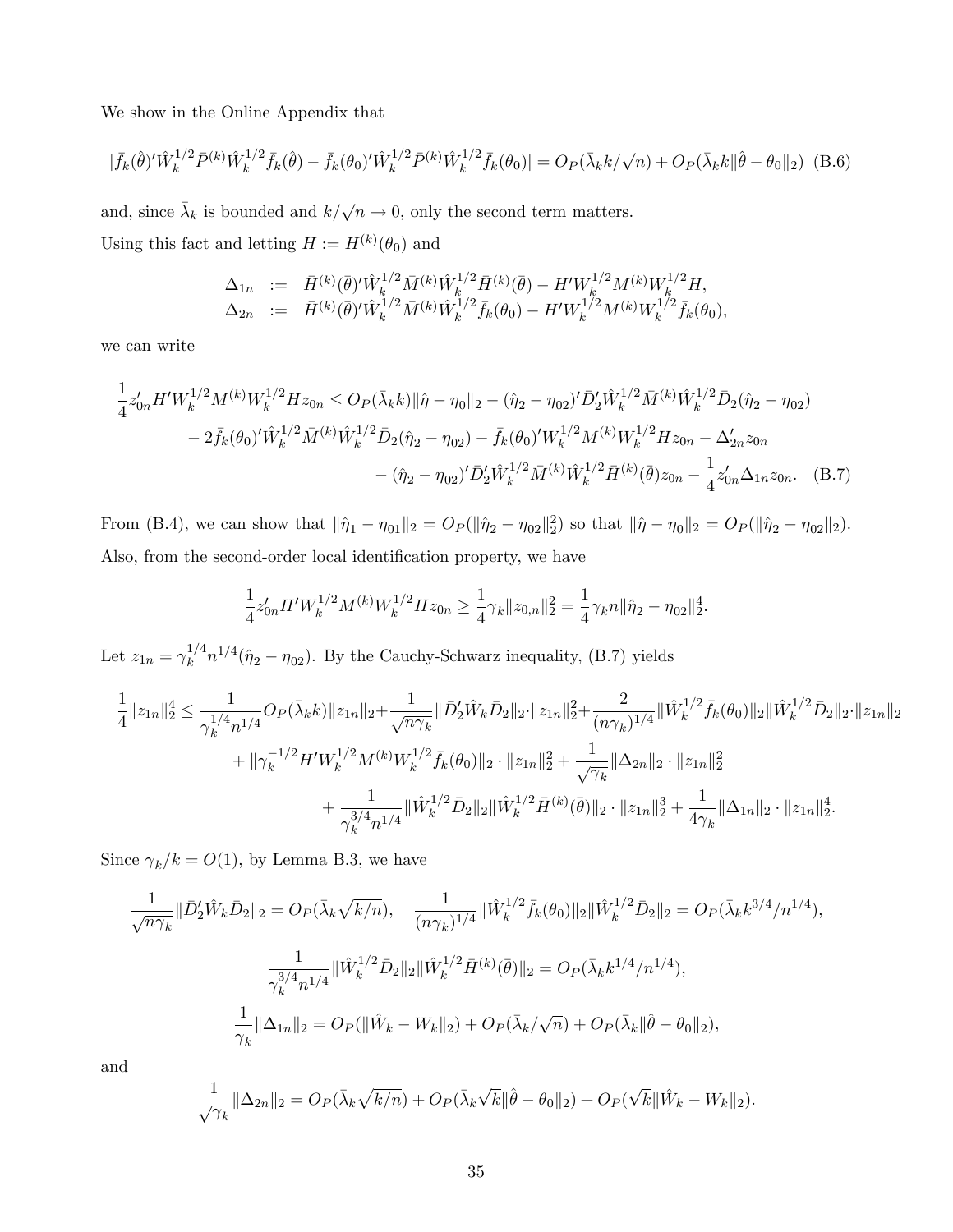We show in the Online Appendix that

$$|\bar{f}_k(\hat{\theta})'\hat{W}_k^{1/2}\bar{P}^{(k)}\hat{W}_k^{1/2}\bar{f}_k(\hat{\theta}) - \bar{f}_k(\theta_0)'\hat{W}_k^{1/2}\bar{P}^{(k)}\hat{W}_k^{1/2}\bar{f}_k(\theta_0)| = O_P(\bar{\lambda}_k k/\sqrt{n}) + O_P(\bar{\lambda}_k k\|\hat{\theta}-\theta_0\|_2) \quad \text{(B.6)}$$

and, since $\bar{\lambda}_k$ is bounded and $k/\sqrt{n} \to 0$, only the second term matters.

Using this fact and letting $H := H^{(k)}(\theta_0)$ and

$$\begin{aligned}
\Delta_{1n} &:= \bar{H}^{(k)}(\bar{\theta})'\hat{W}_k^{1/2}\bar{M}^{(k)}\hat{W}_k^{1/2}\bar{H}^{(k)}(\bar{\theta}) - H'W_k^{1/2}M^{(k)}W_k^{1/2}H, \\
\Delta_{2n} &:= \bar{H}^{(k)}(\bar{\theta})'\hat{W}_k^{1/2}\bar{M}^{(k)}\hat{W}_k^{1/2}\bar{f}_k(\theta_0) - H'W_k^{1/2}M^{(k)}W_k^{1/2}\bar{f}_k(\theta_0),
\end{aligned}$$

we can write

$$\begin{aligned}
\frac{1}{4}z_{0n}'H'W_k^{1/2}M^{(k)}W_k^{1/2}Hz_{0n} \le\ & O_P(\bar{\lambda}_k k)\|\hat{\eta}-\eta_0\|_2 - (\hat{\eta}_2-\eta_{02})'\bar{D}_2'\hat{W}_k^{1/2}\bar{M}^{(k)}\hat{W}_k^{1/2}\bar{D}_2(\hat{\eta}_2-\eta_{02}) \\
& - 2\bar{f}_k(\theta_0)'\hat{W}_k^{1/2}\bar{M}^{(k)}\hat{W}_k^{1/2}\bar{D}_2(\hat{\eta}_2-\eta_{02}) - \bar{f}_k(\theta_0)'W_k^{1/2}M^{(k)}W_k^{1/2}Hz_{0n} - \Delta_{2n}'z_{0n} \\
& - (\hat{\eta}_2-\eta_{02})'\bar{D}_2'\hat{W}_k^{1/2}\bar{M}^{(k)}\hat{W}_k^{1/2}\bar{H}^{(k)}(\bar{\theta})z_{0n} - \frac{1}{4}z_{0n}'\Delta_{1n}z_{0n}. \quad \text{(B.7)}
\end{aligned}$$

From (B.4), we can show that $\|\hat{\eta}_1-\eta_{01}\|_2 = O_P(\|\hat{\eta}_2-\eta_{02}\|_2^2)$ so that $\|\hat{\eta}-\eta_0\|_2 = O_P(\|\hat{\eta}_2-\eta_{02}\|_2)$. Also, from the second-order local identification property, we have

$$\frac{1}{4}z_{0n}'H'W_k^{1/2}M^{(k)}W_k^{1/2}Hz_{0n} \ge \frac{1}{4}\gamma_k\|z_{0,n}\|_2^2 = \frac{1}{4}\gamma_k n\|\hat{\eta}_2-\eta_{02}\|_2^4.$$

Let $z_{1n} = \gamma_k^{1/4}n^{1/4}(\hat{\eta}_2-\eta_{02})$. By the Cauchy-Schwarz inequality, (B.7) yields

$$\begin{aligned}
\frac{1}{4}\|z_{1n}\|_2^4 \le\ & \frac{1}{\gamma_k^{1/4}n^{1/4}}O_P(\bar{\lambda}_k k)\|z_{1n}\|_2 + \frac{1}{\sqrt{n\gamma_k}}\|\bar{D}_2'\hat{W}_k\bar{D}_2\|_2\cdot\|z_{1n}\|_2^2 + \frac{2}{(n\gamma_k)^{1/4}}\|\hat{W}_k^{1/2}\bar{f}_k(\theta_0)\|_2\|\hat{W}_k^{1/2}\bar{D}_2\|_2\cdot\|z_{1n}\|_2 \\
& + \|\gamma_k^{-1/2}H'W_k^{1/2}M^{(k)}W_k^{1/2}\bar{f}_k(\theta_0)\|_2\cdot\|z_{1n}\|_2^2 + \frac{1}{\sqrt{\gamma_k}}\|\Delta_{2n}\|_2\cdot\|z_{1n}\|_2^2 \\
& + \frac{1}{\gamma_k^{3/4}n^{1/4}}\|\hat{W}_k^{1/2}\bar{D}_2\|_2\|\hat{W}_k^{1/2}\bar{H}^{(k)}(\bar{\theta})\|_2\cdot\|z_{1n}\|_2^3 + \frac{1}{4\gamma_k}\|\Delta_{1n}\|_2\cdot\|z_{1n}\|_2^4.
\end{aligned}$$

Since $\gamma_k/k = O(1)$, by Lemma B.3, we have

$$\frac{1}{\sqrt{n\gamma_k}}\|\bar{D}_2'\hat{W}_k\bar{D}_2\|_2 = O_P(\bar{\lambda}_k\sqrt{k/n}), \quad \frac{1}{(n\gamma_k)^{1/4}}\|\hat{W}_k^{1/2}\bar{f}_k(\theta_0)\|_2\|\hat{W}_k^{1/2}\bar{D}_2\|_2 = O_P(\bar{\lambda}_k k^{3/4}/n^{1/4}),$$

$$\frac{1}{\gamma_k^{3/4}n^{1/4}}\|\hat{W}_k^{1/2}\bar{D}_2\|_2\|\hat{W}_k^{1/2}\bar{H}^{(k)}(\bar{\theta})\|_2 = O_P(\bar{\lambda}_k k^{1/4}/n^{1/4}),$$

$$\frac{1}{\gamma_k}\|\Delta_{1n}\|_2 = O_P(\|\hat{W}_k - W_k\|_2) + O_P(\bar{\lambda}_k/\sqrt{n}) + O_P(\bar{\lambda}_k\|\hat{\theta}-\theta_0\|_2),$$

and

$$\frac{1}{\sqrt{\gamma_k}}\|\Delta_{2n}\|_2 = O_P(\bar{\lambda}_k\sqrt{k/n}) + O_P(\bar{\lambda}_k\sqrt{k}\|\hat{\theta}-\theta_0\|_2) + O_P(\sqrt{k}\|\hat{W}_k - W_k\|_2).$$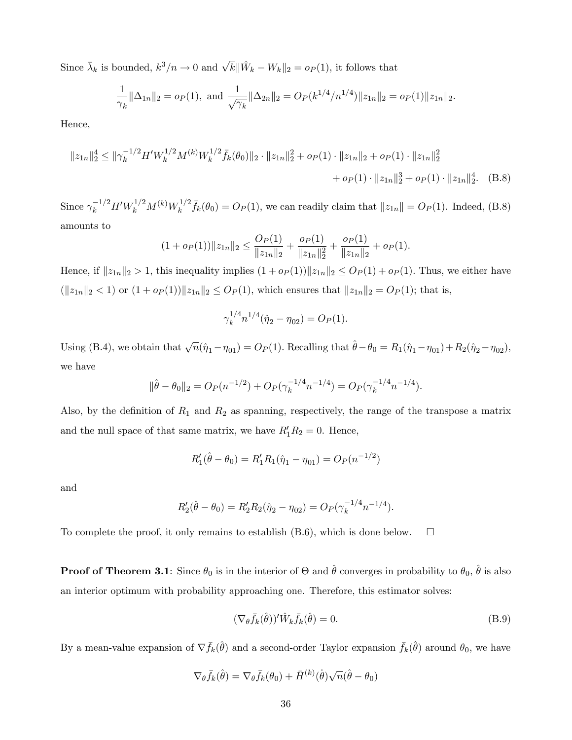Since $\bar{\lambda}_k$ is bounded, $k^3/n \to 0$ and $\sqrt{k}\|\hat{W}_k - W_k\|_2 = o_P(1)$, it follows that

$$\frac{1}{\gamma_k}\|\Delta_{1n}\|_2 = o_P(1), \text{ and } \frac{1}{\sqrt{\gamma_k}}\|\Delta_{2n}\|_2 = O_P(k^{1/4}/n^{1/4})\|z_{1n}\|_2 = o_P(1)\|z_{1n}\|_2.$$

Hence,

$$\|z_{1n}\|_2^4 \le \|\gamma_k^{-1/2} H' W_k^{1/2} M^{(k)} W_k^{1/2} \bar{f}_k(\theta_0)\|_2 \cdot \|z_{1n}\|_2^2 + o_P(1)\cdot\|z_{1n}\|_2 + o_P(1)\cdot\|z_{1n}\|_2^2$$
$$+ o_P(1)\cdot\|z_{1n}\|_2^3 + o_P(1)\cdot\|z_{1n}\|_2^4. \quad \text{(B.8)}$$

Since $\gamma_k^{-1/2} H' W_k^{1/2} M^{(k)} W_k^{1/2} \bar{f}_k(\theta_0) = O_P(1)$, we can readily claim that $\|z_{1n}\| = O_P(1)$. Indeed, (B.8) amounts to

$$(1 + o_P(1))\|z_{1n}\|_2 \le \frac{O_P(1)}{\|z_{1n}\|_2} + \frac{o_P(1)}{\|z_{1n}\|_2^2} + \frac{o_P(1)}{\|z_{1n}\|_2} + o_P(1).$$

Hence, if $\|z_{1n}\|_2 > 1$, this inequality implies $(1 + o_P(1))\|z_{1n}\|_2 \le O_P(1) + o_P(1)$. Thus, we either have ($\|z_{1n}\|_2 < 1$) or $(1 + o_P(1))\|z_{1n}\|_2 \le O_P(1)$, which ensures that $\|z_{1n}\|_2 = O_P(1)$; that is,

$$\gamma_k^{1/4} n^{1/4}(\hat{\eta}_2 - \eta_{02}) = O_P(1).$$

Using (B.4), we obtain that $\sqrt{n}(\hat{\eta}_1 - \eta_{01}) = O_P(1)$. Recalling that $\hat{\theta} - \theta_0 = R_1(\hat{\eta}_1 - \eta_{01}) + R_2(\hat{\eta}_2 - \eta_{02})$, we have

$$\|\hat{\theta} - \theta_0\|_2 = O_P(n^{-1/2}) + O_P(\gamma_k^{-1/4} n^{-1/4}) = O_P(\gamma_k^{-1/4} n^{-1/4}).$$

Also, by the definition of $R_1$ and $R_2$ as spanning, respectively, the range of the transpose a matrix and the null space of that same matrix, we have $R_1' R_2 = 0$. Hence,

$$R_1'(\hat{\theta} - \theta_0) = R_1' R_1(\hat{\eta}_1 - \eta_{01}) = O_P(n^{-1/2})$$

and

$$R_2'(\hat{\theta} - \theta_0) = R_2' R_2(\hat{\eta}_2 - \eta_{02}) = O_P(\gamma_k^{-1/4} n^{-1/4}).$$

To complete the proof, it only remains to establish (B.6), which is done below. $\square$

**Proof of Theorem 3.1**: Since $\theta_0$ is in the interior of $\Theta$ and $\hat{\theta}$ converges in probability to $\theta_0$, $\hat{\theta}$ is also an interior optimum with probability approaching one. Therefore, this estimator solves:

$$(\nabla_\theta \bar{f}_k(\hat{\theta}))' \hat{W}_k \bar{f}_k(\hat{\theta}) = 0. \quad \text{(B.9)}$$

By a mean-value expansion of $\nabla \bar{f}_k(\hat{\theta})$ and a second-order Taylor expansion $\bar{f}_k(\hat{\theta})$ around $\theta_0$, we have

$$\nabla_\theta \bar{f}_k(\hat{\theta}) = \nabla_\theta \bar{f}_k(\theta_0) + \bar{H}^{(k)}(\dot{\theta})\sqrt{n}(\hat{\theta} - \theta_0)$$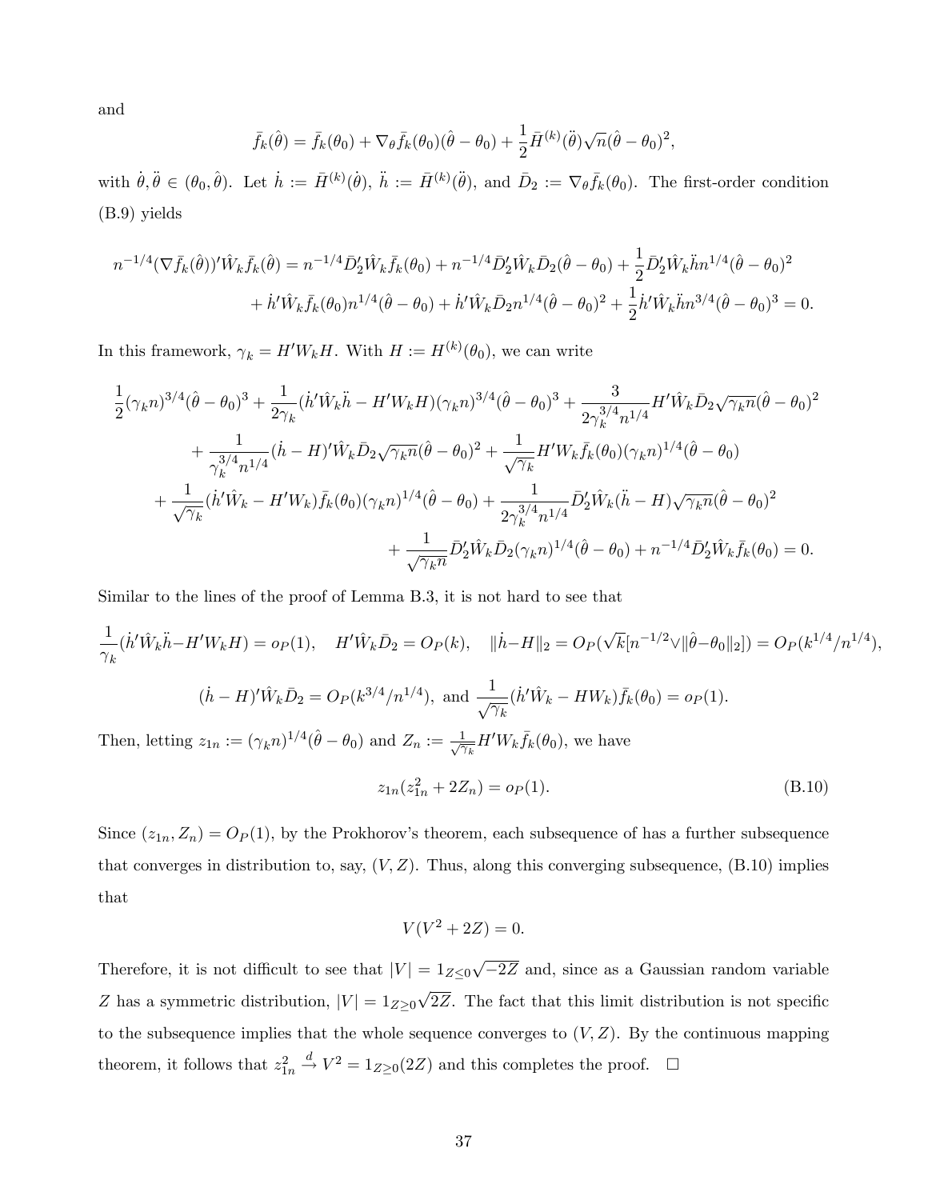and

$$\bar{f}_k(\hat{\theta}) = \bar{f}_k(\theta_0) + \nabla_\theta \bar{f}_k(\theta_0)(\hat{\theta}-\theta_0) + \frac{1}{2}\bar{H}^{(k)}(\ddot{\theta})\sqrt{n}(\hat{\theta}-\theta_0)^2,$$

with $\dot{\theta}, \ddot{\theta} \in (\theta_0, \hat{\theta})$. Let $\dot{h} := \bar{H}^{(k)}(\dot{\theta})$, $\ddot{h} := \bar{H}^{(k)}(\ddot{\theta})$, and $\bar{D}_2 := \nabla_\theta \bar{f}_k(\theta_0)$. The first-order condition (B.9) yields

$$\begin{aligned}
n^{-1/4}(\nabla \bar{f}_k(\hat{\theta}))'\hat{W}_k \bar{f}_k(\hat{\theta}) &= n^{-1/4}\bar{D}_2'\hat{W}_k\bar{f}_k(\theta_0) + n^{-1/4}\bar{D}_2'\hat{W}_k\bar{D}_2(\hat{\theta}-\theta_0) + \frac{1}{2}\bar{D}_2'\hat{W}_k\ddot{h}n^{1/4}(\hat{\theta}-\theta_0)^2 \\
&+ \dot{h}'\hat{W}_k\bar{f}_k(\theta_0)n^{1/4}(\hat{\theta}-\theta_0) + \dot{h}'\hat{W}_k\bar{D}_2 n^{1/4}(\hat{\theta}-\theta_0)^2 + \frac{1}{2}\dot{h}'\hat{W}_k\ddot{h}n^{3/4}(\hat{\theta}-\theta_0)^3 = 0.
\end{aligned}$$

In this framework, $\gamma_k = H'W_kH$. With $H := H^{(k)}(\theta_0)$, we can write

$$\begin{aligned}
&\frac{1}{2}(\gamma_k n)^{3/4}(\hat{\theta}-\theta_0)^3 + \frac{1}{2\gamma_k}(\dot{h}'\hat{W}_k\ddot{h} - H'W_kH)(\gamma_k n)^{3/4}(\hat{\theta}-\theta_0)^3 + \frac{3}{2\gamma_k^{3/4}n^{1/4}}H'\hat{W}_k\bar{D}_2\sqrt{\gamma_k n}(\hat{\theta}-\theta_0)^2 \\
&\quad + \frac{1}{\gamma_k^{3/4}n^{1/4}}(\dot{h}-H)'\hat{W}_k\bar{D}_2\sqrt{\gamma_k n}(\hat{\theta}-\theta_0)^2 + \frac{1}{\sqrt{\gamma_k}}H'W_k\bar{f}_k(\theta_0)(\gamma_k n)^{1/4}(\hat{\theta}-\theta_0) \\
&\quad + \frac{1}{\sqrt{\gamma_k}}(\dot{h}'\hat{W}_k - H'W_k)\bar{f}_k(\theta_0)(\gamma_k n)^{1/4}(\hat{\theta}-\theta_0) + \frac{1}{2\gamma_k^{3/4}n^{1/4}}\bar{D}_2'\hat{W}_k(\ddot{h}-H)\sqrt{\gamma_k n}(\hat{\theta}-\theta_0)^2 \\
&\quad + \frac{1}{\sqrt{\gamma_k n}}\bar{D}_2'\hat{W}_k\bar{D}_2(\gamma_k n)^{1/4}(\hat{\theta}-\theta_0) + n^{-1/4}\bar{D}_2'\hat{W}_k\bar{f}_k(\theta_0) = 0.
\end{aligned}$$

Similar to the lines of the proof of Lemma B.3, it is not hard to see that

$$\frac{1}{\gamma_k}(\dot{h}'\hat{W}_k\ddot{h} - H'W_kH) = o_P(1), \quad H'\hat{W}_k\bar{D}_2 = O_P(k), \quad \|\dot{h}-H\|_2 = O_P(\sqrt{k}[n^{-1/2}\vee\|\hat{\theta}-\theta_0\|_2]) = O_P(k^{1/4}/n^{1/4}),$$

$$(\dot{h}-H)'\hat{W}_k\bar{D}_2 = O_P(k^{3/4}/n^{1/4}), \text{ and } \frac{1}{\sqrt{\gamma_k}}(\dot{h}'\hat{W}_k - HW_k)\bar{f}_k(\theta_0) = o_P(1).$$

Then, letting $z_{1n} := (\gamma_k n)^{1/4}(\hat{\theta}-\theta_0)$ and $Z_n := \frac{1}{\sqrt{\gamma_k}}H'W_k\bar{f}_k(\theta_0)$, we have

$$z_{1n}(z_{1n}^2 + 2Z_n) = o_P(1). \tag{B.10}$$

Since $(z_{1n}, Z_n) = O_P(1)$, by the Prokhorov's theorem, each subsequence of has a further subsequence that converges in distribution to, say, $(V, Z)$. Thus, along this converging subsequence, (B.10) implies that

$$V(V^2 + 2Z) = 0.$$

Therefore, it is not difficult to see that $|V| = 1_{Z\le 0}\sqrt{-2Z}$ and, since as a Gaussian random variable $Z$ has a symmetric distribution, $|V| = 1_{Z\ge 0}\sqrt{2Z}$. The fact that this limit distribution is not specific to the subsequence implies that the whole sequence converges to $(V, Z)$. By the continuous mapping theorem, it follows that $z_{1n}^2 \xrightarrow{d} V^2 = 1_{Z\ge 0}(2Z)$ and this completes the proof. □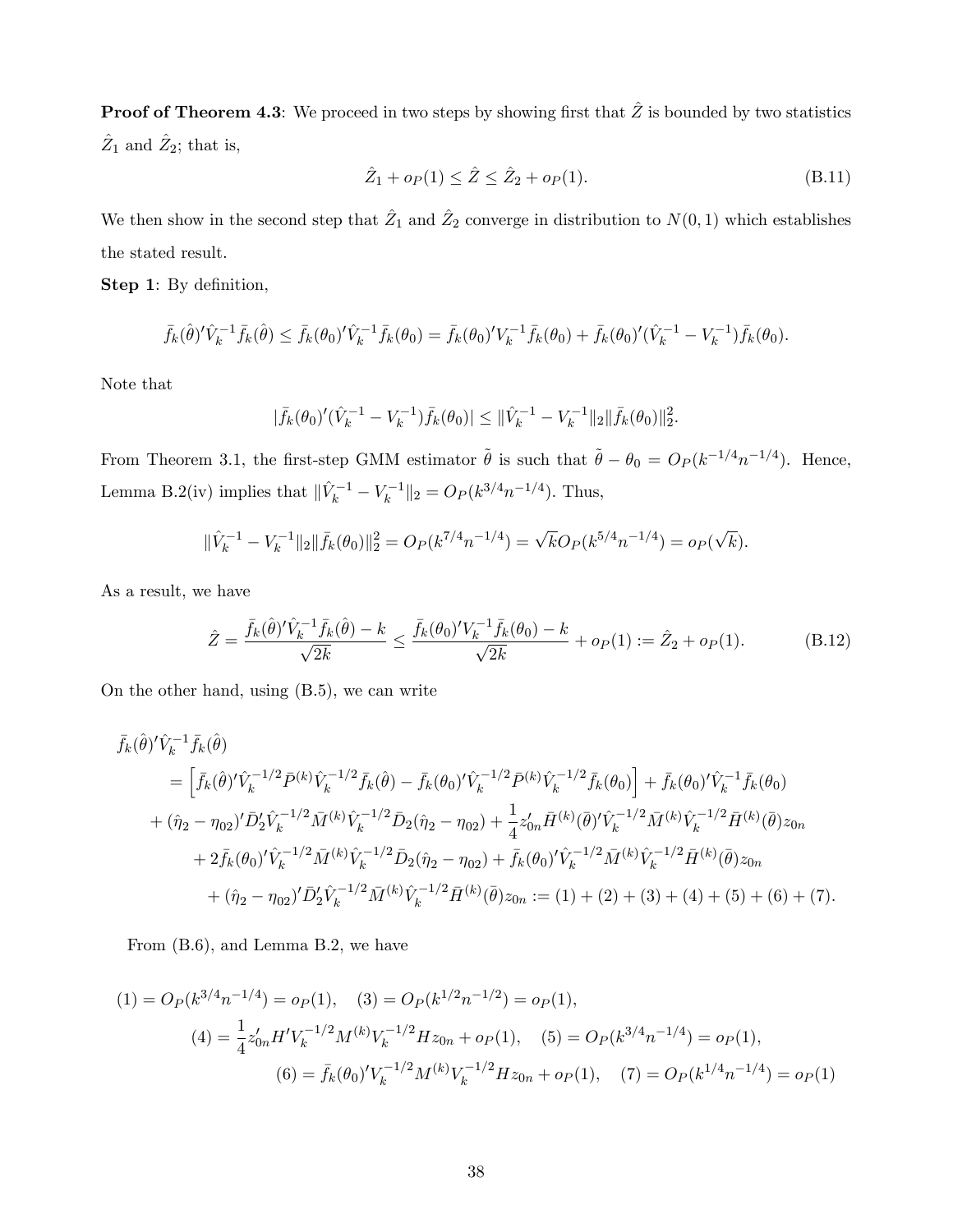**Proof of Theorem 4.3**: We proceed in two steps by showing first that $\hat{Z}$ is bounded by two statistics $\hat{Z}_1$ and $\hat{Z}_2$; that is,

$$\hat{Z}_1 + o_P(1) \leq \hat{Z} \leq \hat{Z}_2 + o_P(1). \tag{B.11}$$

We then show in the second step that $\hat{Z}_1$ and $\hat{Z}_2$ converge in distribution to $N(0,1)$ which establishes the stated result.

**Step 1**: By definition,

$$\bar{f}_k(\hat{\theta})'\hat{V}_k^{-1}\bar{f}_k(\hat{\theta}) \leq \bar{f}_k(\theta_0)'\hat{V}_k^{-1}\bar{f}_k(\theta_0) = \bar{f}_k(\theta_0)'V_k^{-1}\bar{f}_k(\theta_0) + \bar{f}_k(\theta_0)'(\hat{V}_k^{-1} - V_k^{-1})\bar{f}_k(\theta_0).$$

Note that

$$|\bar{f}_k(\theta_0)'(\hat{V}_k^{-1} - V_k^{-1})\bar{f}_k(\theta_0)| \leq \|\hat{V}_k^{-1} - V_k^{-1}\|_2 \|\bar{f}_k(\theta_0)\|_2^2.$$

From Theorem 3.1, the first-step GMM estimator $\tilde{\theta}$ is such that $\tilde{\theta} - \theta_0 = O_P(k^{-1/4}n^{-1/4})$. Hence, Lemma B.2(iv) implies that $\|\hat{V}_k^{-1} - V_k^{-1}\|_2 = O_P(k^{3/4}n^{-1/4})$. Thus,

$$\|\hat{V}_k^{-1} - V_k^{-1}\|_2 \|\bar{f}_k(\theta_0)\|_2^2 = O_P(k^{7/4}n^{-1/4}) = \sqrt{k}O_P(k^{5/4}n^{-1/4}) = o_P(\sqrt{k}).$$

As a result, we have

$$\hat{Z} = \frac{\bar{f}_k(\hat{\theta})'\hat{V}_k^{-1}\bar{f}_k(\hat{\theta}) - k}{\sqrt{2k}} \leq \frac{\bar{f}_k(\theta_0)'V_k^{-1}\bar{f}_k(\theta_0) - k}{\sqrt{2k}} + o_P(1) := \hat{Z}_2 + o_P(1). \tag{B.12}$$

On the other hand, using (B.5), we can write

$$\begin{aligned}
&\bar{f}_k(\hat{\theta})'\hat{V}_k^{-1}\bar{f}_k(\hat{\theta}) \\
&\quad = \left[\bar{f}_k(\hat{\theta})'\hat{V}_k^{-1/2}\bar{P}^{(k)}\hat{V}_k^{-1/2}\bar{f}_k(\hat{\theta}) - \bar{f}_k(\theta_0)'\hat{V}_k^{-1/2}\bar{P}^{(k)}\hat{V}_k^{-1/2}\bar{f}_k(\theta_0)\right] + \bar{f}_k(\theta_0)'\hat{V}_k^{-1}\bar{f}_k(\theta_0) \\
&\quad + (\hat{\eta}_2 - \eta_{02})'\bar{D}_2'\hat{V}_k^{-1/2}\bar{M}^{(k)}\hat{V}_k^{-1/2}\bar{D}_2(\hat{\eta}_2 - \eta_{02}) + \frac{1}{4}z_{0n}'\bar{H}^{(k)}(\bar{\theta})'\hat{V}_k^{-1/2}\bar{M}^{(k)}\hat{V}_k^{-1/2}\bar{H}^{(k)}(\bar{\theta})z_{0n} \\
&\qquad + 2\bar{f}_k(\theta_0)'\hat{V}_k^{-1/2}\bar{M}^{(k)}\hat{V}_k^{-1/2}\bar{D}_2(\hat{\eta}_2 - \eta_{02}) + \bar{f}_k(\theta_0)'\hat{V}_k^{-1/2}\bar{M}^{(k)}\hat{V}_k^{-1/2}\bar{H}^{(k)}(\bar{\theta})z_{0n} \\
&\qquad\quad + (\hat{\eta}_2 - \eta_{02})'\bar{D}_2'\hat{V}_k^{-1/2}\bar{M}^{(k)}\hat{V}_k^{-1/2}\bar{H}^{(k)}(\bar{\theta})z_{0n} := (1) + (2) + (3) + (4) + (5) + (6) + (7).
\end{aligned}$$

From (B.6), and Lemma B.2, we have

$$\begin{aligned}
(1) &= O_P(k^{3/4}n^{-1/4}) = o_P(1), \quad (3) = O_P(k^{1/2}n^{-1/2}) = o_P(1), \\
(4) &= \frac{1}{4}z_{0n}'H'V_k^{-1/2}M^{(k)}V_k^{-1/2}Hz_{0n} + o_P(1), \quad (5) = O_P(k^{3/4}n^{-1/4}) = o_P(1), \\
(6) &= \bar{f}_k(\theta_0)'V_k^{-1/2}M^{(k)}V_k^{-1/2}Hz_{0n} + o_P(1), \quad (7) = O_P(k^{1/4}n^{-1/4}) = o_P(1)
\end{aligned}$$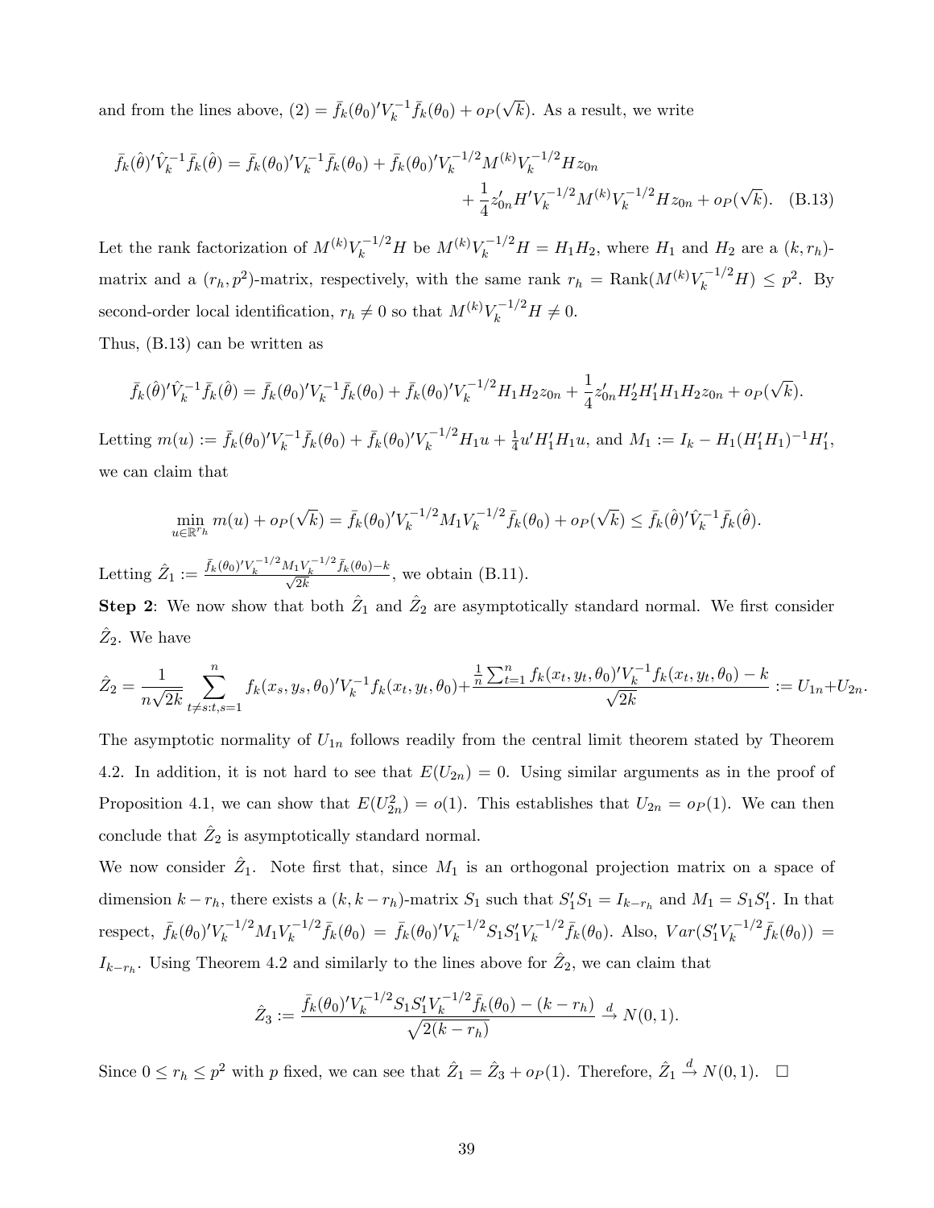and from the lines above, $(2) = \bar{f}_k(\theta_0)'V_k^{-1}\bar{f}_k(\theta_0) + o_P(\sqrt{k})$. As a result, we write

$$\bar{f}_k(\hat{\theta})'\hat{V}_k^{-1}\bar{f}_k(\hat{\theta}) = \bar{f}_k(\theta_0)'V_k^{-1}\bar{f}_k(\theta_0) + \bar{f}_k(\theta_0)'V_k^{-1/2}M^{(k)}V_k^{-1/2}Hz_{0n} + \frac{1}{4}z_{0n}'H'V_k^{-1/2}M^{(k)}V_k^{-1/2}Hz_{0n} + o_P(\sqrt{k}). \quad \text{(B.13)}$$

Let the rank factorization of $M^{(k)}V_k^{-1/2}H$ be $M^{(k)}V_k^{-1/2}H = H_1H_2$, where $H_1$ and $H_2$ are a $(k, r_h)$-matrix and a $(r_h, p^2)$-matrix, respectively, with the same rank $r_h = \text{Rank}(M^{(k)}V_k^{-1/2}H) \leq p^2$. By second-order local identification, $r_h \neq 0$ so that $M^{(k)}V_k^{-1/2}H \neq 0$.

Thus, (B.13) can be written as

$$\bar{f}_k(\hat{\theta})'\hat{V}_k^{-1}\bar{f}_k(\hat{\theta}) = \bar{f}_k(\theta_0)'V_k^{-1}\bar{f}_k(\theta_0) + \bar{f}_k(\theta_0)'V_k^{-1/2}H_1H_2z_{0n} + \frac{1}{4}z_{0n}'H_2'H_1'H_1H_2z_{0n} + o_P(\sqrt{k}).$$

Letting $m(u) := \bar{f}_k(\theta_0)'V_k^{-1}\bar{f}_k(\theta_0) + \bar{f}_k(\theta_0)'V_k^{-1/2}H_1u + \frac{1}{4}u'H_1'H_1u$, and $M_1 := I_k - H_1(H_1'H_1)^{-1}H_1'$, we can claim that

$$\min_{u\in\mathbb{R}^{r_h}} m(u) + o_P(\sqrt{k}) = \bar{f}_k(\theta_0)'V_k^{-1/2}M_1V_k^{-1/2}\bar{f}_k(\theta_0) + o_P(\sqrt{k}) \leq \bar{f}_k(\hat{\theta})'\hat{V}_k^{-1}\bar{f}_k(\hat{\theta}).$$

Letting $\hat{Z}_1 := \frac{\bar{f}_k(\theta_0)'V_k^{-1/2}M_1V_k^{-1/2}\bar{f}_k(\theta_0) - k}{\sqrt{2k}}$, we obtain (B.11).

**Step 2**: We now show that both $\hat{Z}_1$ and $\hat{Z}_2$ are asymptotically standard normal. We first consider $\hat{Z}_2$. We have

$$\hat{Z}_2 = \frac{1}{n\sqrt{2k}}\sum_{t\neq s:t,s=1}^{n} f_k(x_s, y_s, \theta_0)'V_k^{-1}f_k(x_t, y_t, \theta_0) + \frac{\frac{1}{n}\sum_{t=1}^{n} f_k(x_t, y_t, \theta_0)'V_k^{-1}f_k(x_t, y_t, \theta_0) - k}{\sqrt{2k}} := U_{1n} + U_{2n}.$$

The asymptotic normality of $U_{1n}$ follows readily from the central limit theorem stated by Theorem 4.2. In addition, it is not hard to see that $E(U_{2n}) = 0$. Using similar arguments as in the proof of Proposition 4.1, we can show that $E(U_{2n}^2) = o(1)$. This establishes that $U_{2n} = o_P(1)$. We can then conclude that $\hat{Z}_2$ is asymptotically standard normal.

We now consider $\hat{Z}_1$. Note first that, since $M_1$ is an orthogonal projection matrix on a space of dimension $k - r_h$, there exists a $(k, k - r_h)$-matrix $S_1$ such that $S_1'S_1 = I_{k-r_h}$ and $M_1 = S_1S_1'$. In that respect, $\bar{f}_k(\theta_0)'V_k^{-1/2}M_1V_k^{-1/2}\bar{f}_k(\theta_0) = \bar{f}_k(\theta_0)'V_k^{-1/2}S_1S_1'V_k^{-1/2}\bar{f}_k(\theta_0)$. Also, $Var(S_1'V_k^{-1/2}\bar{f}_k(\theta_0)) = I_{k-r_h}$. Using Theorem 4.2 and similarly to the lines above for $\hat{Z}_2$, we can claim that

$$\hat{Z}_3 := \frac{\bar{f}_k(\theta_0)'V_k^{-1/2}S_1S_1'V_k^{-1/2}\bar{f}_k(\theta_0) - (k - r_h)}{\sqrt{2(k - r_h)}} \xrightarrow{d} N(0, 1).$$

Since $0 \leq r_h \leq p^2$ with $p$ fixed, we can see that $\hat{Z}_1 = \hat{Z}_3 + o_P(1)$. Therefore, $\hat{Z}_1 \xrightarrow{d} N(0, 1)$. $\square$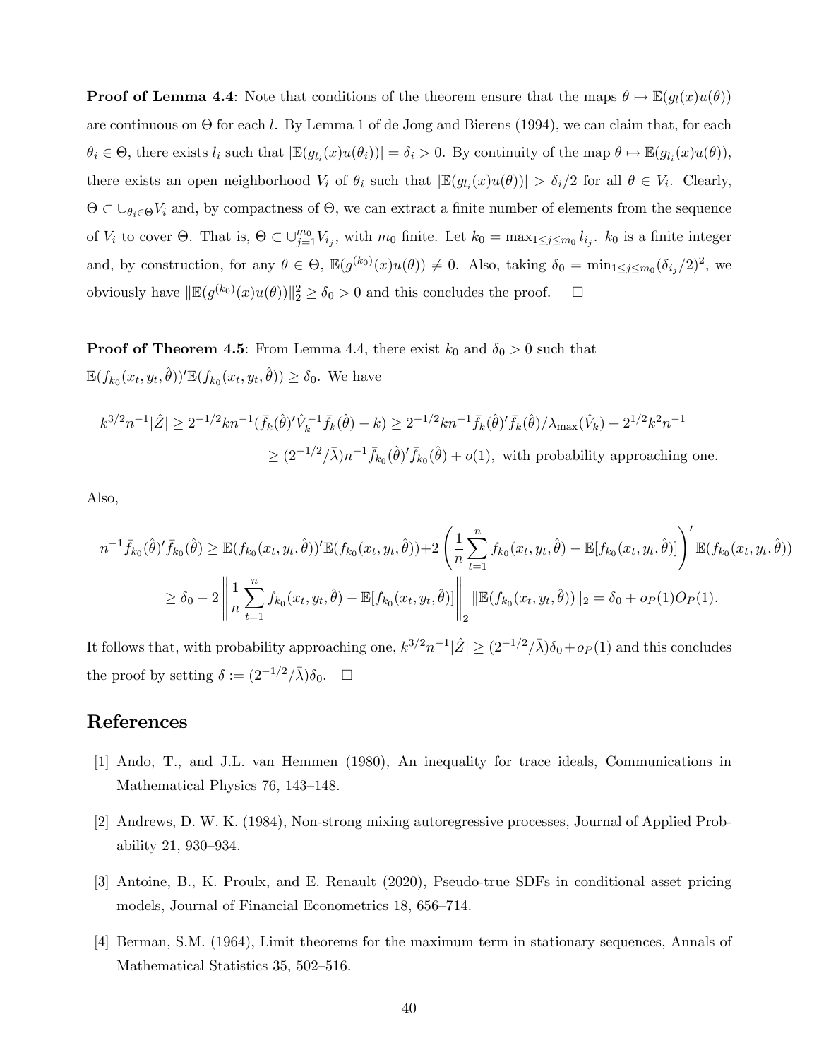**Proof of Lemma 4.4**: Note that conditions of the theorem ensure that the maps $\theta \mapsto \mathbb{E}(g_l(x)u(\theta))$ are continuous on $\Theta$ for each $l$. By Lemma 1 of de Jong and Bierens (1994), we can claim that, for each $\theta_i \in \Theta$, there exists $l_i$ such that $|\mathbb{E}(g_{l_i}(x)u(\theta_i))| = \delta_i > 0$. By continuity of the map $\theta \mapsto \mathbb{E}(g_{l_i}(x)u(\theta))$, there exists an open neighborhood $V_i$ of $\theta_i$ such that $|\mathbb{E}(g_{l_i}(x)u(\theta))| > \delta_i/2$ for all $\theta \in V_i$. Clearly, $\Theta \subset \cup_{\theta_i \in \Theta} V_i$ and, by compactness of $\Theta$, we can extract a finite number of elements from the sequence of $V_i$ to cover $\Theta$. That is, $\Theta \subset \cup_{j=1}^{m_0} V_{i_j}$, with $m_0$ finite. Let $k_0 = \max_{1 \leq j \leq m_0} l_{i_j}$. $k_0$ is a finite integer and, by construction, for any $\theta \in \Theta$, $\mathbb{E}(g^{(k_0)}(x)u(\theta)) \neq 0$. Also, taking $\delta_0 = \min_{1 \leq j \leq m_0}(\delta_{i_j}/2)^2$, we obviously have $\|\mathbb{E}(g^{(k_0)}(x)u(\theta))\|_2^2 \geq \delta_0 > 0$ and this concludes the proof. $\square$

**Proof of Theorem 4.5**: From Lemma 4.4, there exist $k_0$ and $\delta_0 > 0$ such that $\mathbb{E}(f_{k_0}(x_t, y_t, \hat{\theta}))'\mathbb{E}(f_{k_0}(x_t, y_t, \hat{\theta})) \geq \delta_0$. We have

$$
\begin{aligned}
k^{3/2}n^{-1}|\hat{Z}| &\geq 2^{-1/2}kn^{-1}(\bar{f}_k(\hat{\theta})'\hat{V}_k^{-1}\bar{f}_k(\hat{\theta}) - k) \geq 2^{-1/2}kn^{-1}\bar{f}_k(\hat{\theta})'\bar{f}_k(\hat{\theta})/\lambda_{\max}(\hat{V}_k) + 2^{1/2}k^2n^{-1} \\
&\geq (2^{-1/2}/\bar{\lambda})n^{-1}\bar{f}_{k_0}(\hat{\theta})'\bar{f}_{k_0}(\hat{\theta}) + o(1), \text{ with probability approaching one.}
\end{aligned}
$$

Also,

$$
\begin{aligned}
n^{-1}\bar{f}_{k_0}(\hat{\theta})'\bar{f}_{k_0}(\hat{\theta}) &\geq \mathbb{E}(f_{k_0}(x_t, y_t, \hat{\theta}))'\mathbb{E}(f_{k_0}(x_t, y_t, \hat{\theta})) + 2\left(\frac{1}{n}\sum_{t=1}^{n} f_{k_0}(x_t, y_t, \hat{\theta}) - \mathbb{E}[f_{k_0}(x_t, y_t, \hat{\theta})]\right)'\mathbb{E}(f_{k_0}(x_t, y_t, \hat{\theta})) \\
&\geq \delta_0 - 2\left\|\frac{1}{n}\sum_{t=1}^{n} f_{k_0}(x_t, y_t, \hat{\theta}) - \mathbb{E}[f_{k_0}(x_t, y_t, \hat{\theta})]\right\|_2 \|\mathbb{E}(f_{k_0}(x_t, y_t, \hat{\theta}))\|_2 = \delta_0 + o_P(1)O_P(1).
\end{aligned}
$$

It follows that, with probability approaching one, $k^{3/2}n^{-1}|\hat{Z}| \geq (2^{-1/2}/\bar{\lambda})\delta_0 + o_P(1)$ and this concludes the proof by setting $\delta := (2^{-1/2}/\bar{\lambda})\delta_0$. $\square$

# References

[1] Ando, T., and J.L. van Hemmen (1980), An inequality for trace ideals, Communications in Mathematical Physics 76, 143–148.

[2] Andrews, D. W. K. (1984), Non-strong mixing autoregressive processes, Journal of Applied Probability 21, 930–934.

[3] Antoine, B., K. Proulx, and E. Renault (2020), Pseudo-true SDFs in conditional asset pricing models, Journal of Financial Econometrics 18, 656–714.

[4] Berman, S.M. (1964), Limit theorems for the maximum term in stationary sequences, Annals of Mathematical Statistics 35, 502–516.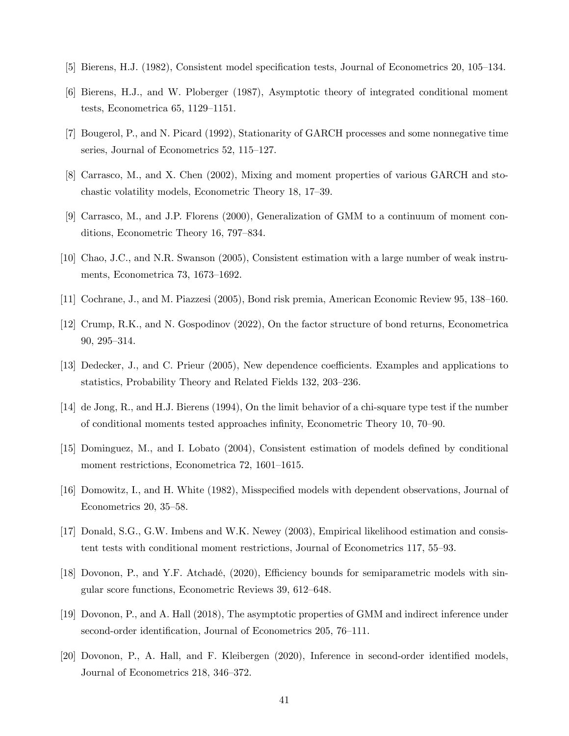[5] Bierens, H.J. (1982), Consistent model specification tests, Journal of Econometrics 20, 105–134.

[6] Bierens, H.J., and W. Ploberger (1987), Asymptotic theory of integrated conditional moment tests, Econometrica 65, 1129–1151.

[7] Bougerol, P., and N. Picard (1992), Stationarity of GARCH processes and some nonnegative time series, Journal of Econometrics 52, 115–127.

[8] Carrasco, M., and X. Chen (2002), Mixing and moment properties of various GARCH and stochastic volatility models, Econometric Theory 18, 17–39.

[9] Carrasco, M., and J.P. Florens (2000), Generalization of GMM to a continuum of moment conditions, Econometric Theory 16, 797–834.

[10] Chao, J.C., and N.R. Swanson (2005), Consistent estimation with a large number of weak instruments, Econometrica 73, 1673–1692.

[11] Cochrane, J., and M. Piazzesi (2005), Bond risk premia, American Economic Review 95, 138–160.

[12] Crump, R.K., and N. Gospodinov (2022), On the factor structure of bond returns, Econometrica 90, 295–314.

[13] Dedecker, J., and C. Prieur (2005), New dependence coefficients. Examples and applications to statistics, Probability Theory and Related Fields 132, 203–236.

[14] de Jong, R., and H.J. Bierens (1994), On the limit behavior of a chi-square type test if the number of conditional moments tested approaches infinity, Econometric Theory 10, 70–90.

[15] Dominguez, M., and I. Lobato (2004), Consistent estimation of models defined by conditional moment restrictions, Econometrica 72, 1601–1615.

[16] Domowitz, I., and H. White (1982), Misspecified models with dependent observations, Journal of Econometrics 20, 35–58.

[17] Donald, S.G., G.W. Imbens and W.K. Newey (2003), Empirical likelihood estimation and consistent tests with conditional moment restrictions, Journal of Econometrics 117, 55–93.

[18] Dovonon, P., and Y.F. Atchadé, (2020), Efficiency bounds for semiparametric models with singular score functions, Econometric Reviews 39, 612–648.

[19] Dovonon, P., and A. Hall (2018), The asymptotic properties of GMM and indirect inference under second-order identification, Journal of Econometrics 205, 76–111.

[20] Dovonon, P., A. Hall, and F. Kleibergen (2020), Inference in second-order identified models, Journal of Econometrics 218, 346–372.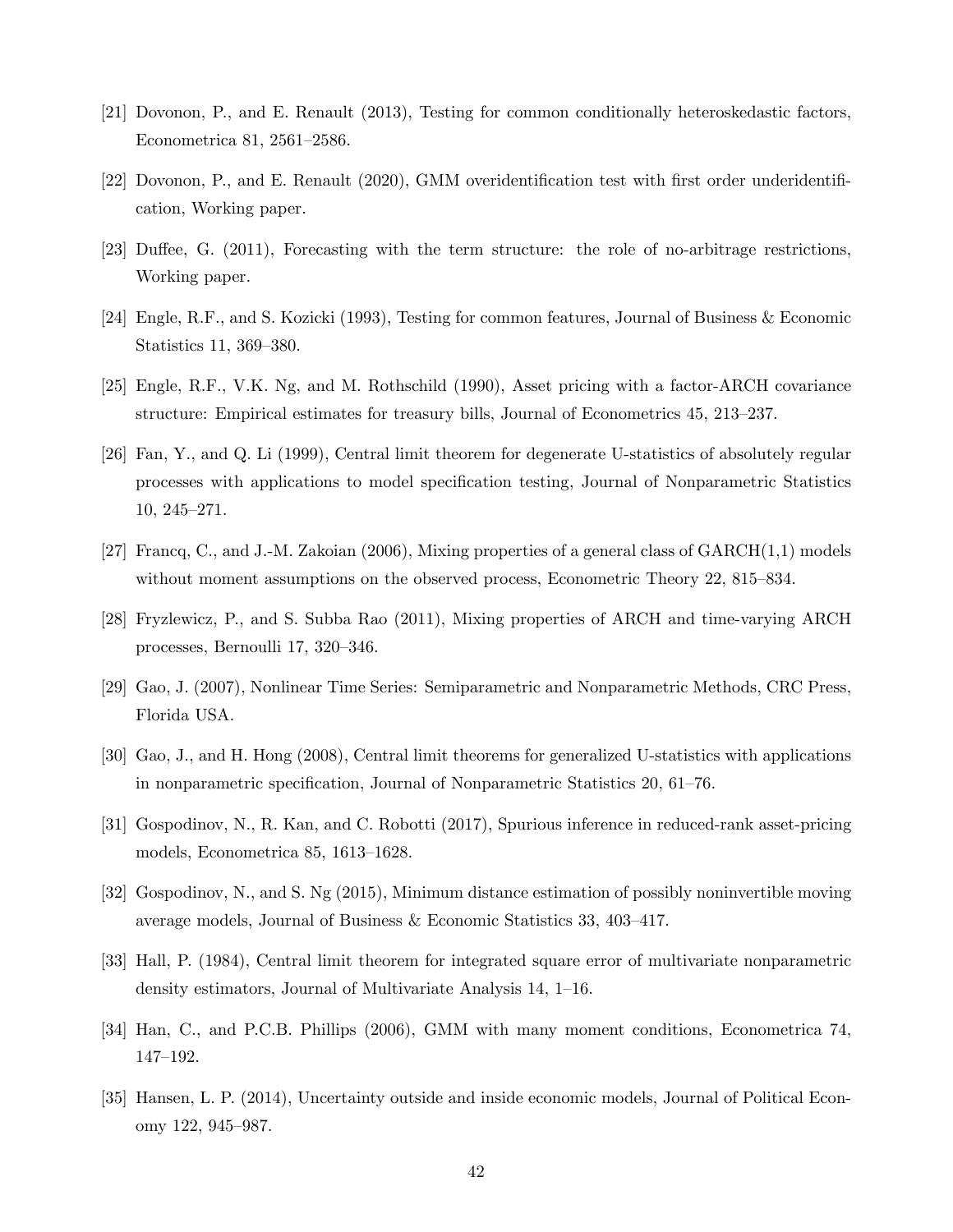[21] Dovonon, P., and E. Renault (2013), Testing for common conditionally heteroskedastic factors, Econometrica 81, 2561–2586.

[22] Dovonon, P., and E. Renault (2020), GMM overidentification test with first order underidentification, Working paper.

[23] Duffee, G. (2011), Forecasting with the term structure: the role of no-arbitrage restrictions, Working paper.

[24] Engle, R.F., and S. Kozicki (1993), Testing for common features, Journal of Business & Economic Statistics 11, 369–380.

[25] Engle, R.F., V.K. Ng, and M. Rothschild (1990), Asset pricing with a factor-ARCH covariance structure: Empirical estimates for treasury bills, Journal of Econometrics 45, 213–237.

[26] Fan, Y., and Q. Li (1999), Central limit theorem for degenerate U-statistics of absolutely regular processes with applications to model specification testing, Journal of Nonparametric Statistics 10, 245–271.

[27] Francq, C., and J.-M. Zakoian (2006), Mixing properties of a general class of GARCH(1,1) models without moment assumptions on the observed process, Econometric Theory 22, 815–834.

[28] Fryzlewicz, P., and S. Subba Rao (2011), Mixing properties of ARCH and time-varying ARCH processes, Bernoulli 17, 320–346.

[29] Gao, J. (2007), Nonlinear Time Series: Semiparametric and Nonparametric Methods, CRC Press, Florida USA.

[30] Gao, J., and H. Hong (2008), Central limit theorems for generalized U-statistics with applications in nonparametric specification, Journal of Nonparametric Statistics 20, 61–76.

[31] Gospodinov, N., R. Kan, and C. Robotti (2017), Spurious inference in reduced-rank asset-pricing models, Econometrica 85, 1613–1628.

[32] Gospodinov, N., and S. Ng (2015), Minimum distance estimation of possibly noninvertible moving average models, Journal of Business & Economic Statistics 33, 403–417.

[33] Hall, P. (1984), Central limit theorem for integrated square error of multivariate nonparametric density estimators, Journal of Multivariate Analysis 14, 1–16.

[34] Han, C., and P.C.B. Phillips (2006), GMM with many moment conditions, Econometrica 74, 147–192.

[35] Hansen, L. P. (2014), Uncertainty outside and inside economic models, Journal of Political Economy 122, 945–987.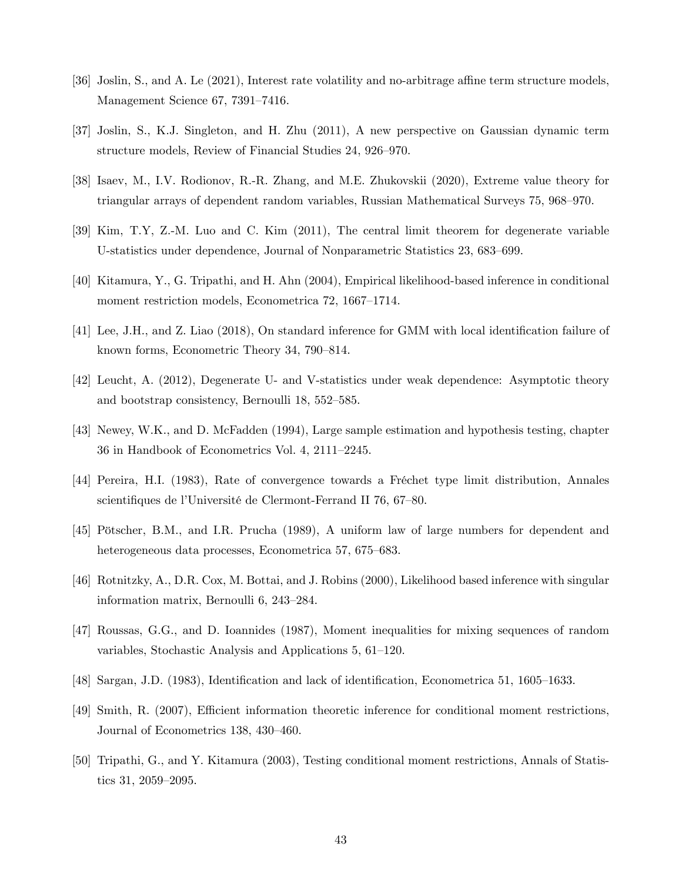[36] Joslin, S., and A. Le (2021), Interest rate volatility and no-arbitrage affine term structure models, Management Science 67, 7391–7416.

[37] Joslin, S., K.J. Singleton, and H. Zhu (2011), A new perspective on Gaussian dynamic term structure models, Review of Financial Studies 24, 926–970.

[38] Isaev, M., I.V. Rodionov, R.-R. Zhang, and M.E. Zhukovskii (2020), Extreme value theory for triangular arrays of dependent random variables, Russian Mathematical Surveys 75, 968–970.

[39] Kim, T.Y, Z.-M. Luo and C. Kim (2011), The central limit theorem for degenerate variable U-statistics under dependence, Journal of Nonparametric Statistics 23, 683–699.

[40] Kitamura, Y., G. Tripathi, and H. Ahn (2004), Empirical likelihood-based inference in conditional moment restriction models, Econometrica 72, 1667–1714.

[41] Lee, J.H., and Z. Liao (2018), On standard inference for GMM with local identification failure of known forms, Econometric Theory 34, 790–814.

[42] Leucht, A. (2012), Degenerate U- and V-statistics under weak dependence: Asymptotic theory and bootstrap consistency, Bernoulli 18, 552–585.

[43] Newey, W.K., and D. McFadden (1994), Large sample estimation and hypothesis testing, chapter 36 in Handbook of Econometrics Vol. 4, 2111–2245.

[44] Pereira, H.I. (1983), Rate of convergence towards a Fréchet type limit distribution, Annales scientifiques de l'Université de Clermont-Ferrand II 76, 67–80.

[45] Pötscher, B.M., and I.R. Prucha (1989), A uniform law of large numbers for dependent and heterogeneous data processes, Econometrica 57, 675–683.

[46] Rotnitzky, A., D.R. Cox, M. Bottai, and J. Robins (2000), Likelihood based inference with singular information matrix, Bernoulli 6, 243–284.

[47] Roussas, G.G., and D. Ioannides (1987), Moment inequalities for mixing sequences of random variables, Stochastic Analysis and Applications 5, 61–120.

[48] Sargan, J.D. (1983), Identification and lack of identification, Econometrica 51, 1605–1633.

[49] Smith, R. (2007), Efficient information theoretic inference for conditional moment restrictions, Journal of Econometrics 138, 430–460.

[50] Tripathi, G., and Y. Kitamura (2003), Testing conditional moment restrictions, Annals of Statistics 31, 2059–2095.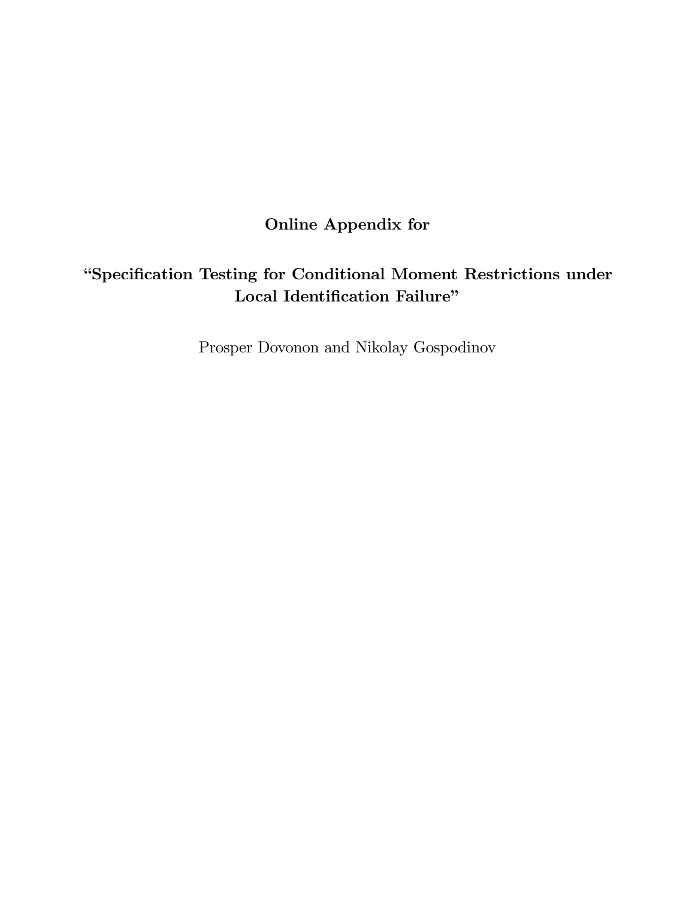**Online Appendix for**

**"Specification Testing for Conditional Moment Restrictions under Local Identification Failure"**

Prosper Dovonon and Nikolay Gospodinov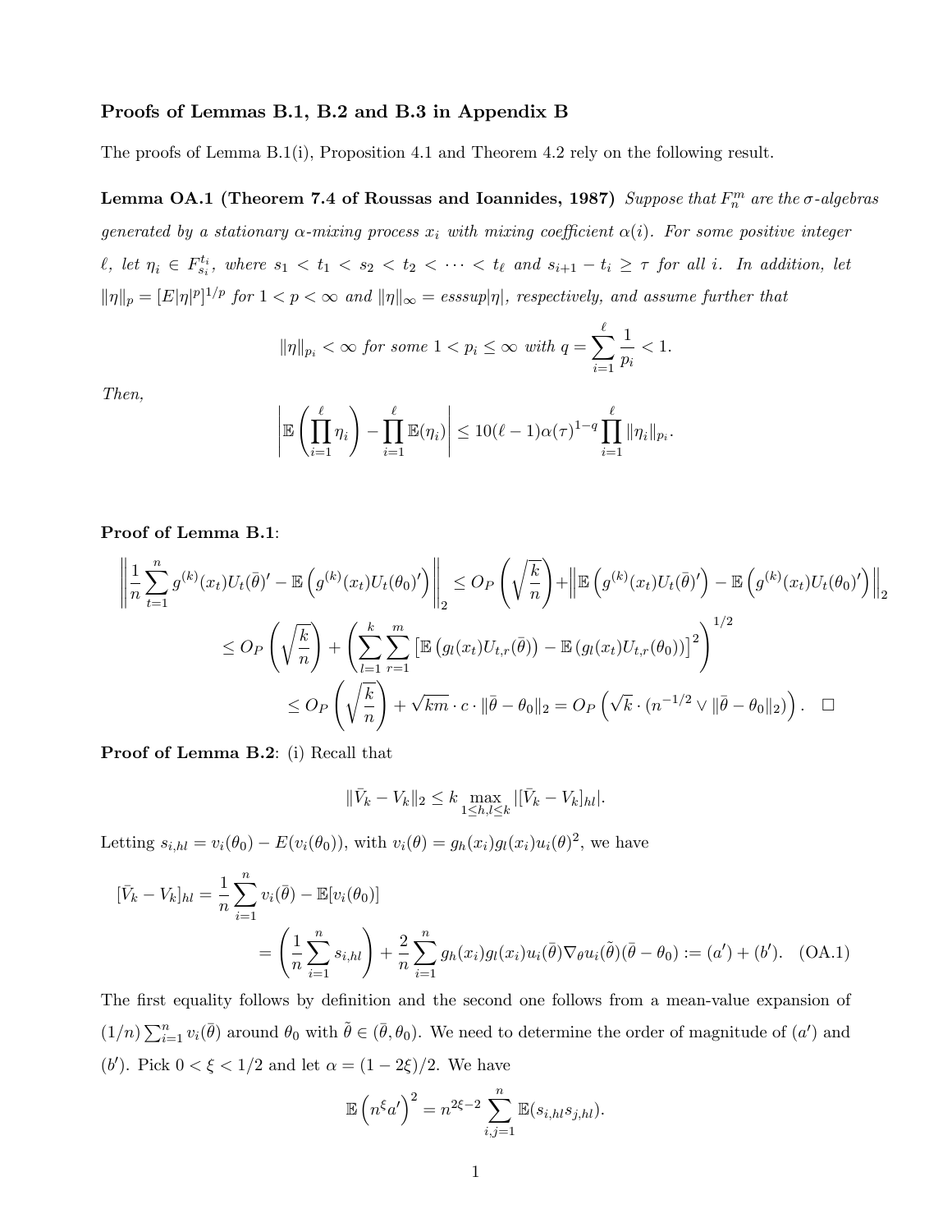**Proofs of Lemmas B.1, B.2 and B.3 in Appendix B**

The proofs of Lemma B.1(i), Proposition 4.1 and Theorem 4.2 rely on the following result.

**Lemma OA.1 (Theorem 7.4 of Roussas and Ioannides, 1987)** *Suppose that $F_n^m$ are the σ-algebras generated by a stationary α-mixing process $x_i$ with mixing coefficient $\alpha(i)$. For some positive integer $\ell$, let $\eta_i \in F_{s_i}^{t_i}$, where $s_1 < t_1 < s_2 < t_2 < \cdots < t_\ell$ and $s_{i+1} - t_i \geq \tau$ for all $i$. In addition, let $\|\eta\|_p = [E|\eta|^p]^{1/p}$ for $1 < p < \infty$ and $\|\eta\|_\infty = esssup|\eta|$, respectively, and assume further that*

$$\|\eta\|_{p_i} < \infty \text{ for some } 1 < p_i \leq \infty \text{ with } q = \sum_{i=1}^{\ell} \frac{1}{p_i} < 1.$$

*Then,*

$$\left| \mathbb{E}\left( \prod_{i=1}^{\ell} \eta_i \right) - \prod_{i=1}^{\ell} \mathbb{E}(\eta_i) \right| \leq 10(\ell - 1)\alpha(\tau)^{1-q} \prod_{i=1}^{\ell} \|\eta_i\|_{p_i}.$$

**Proof of Lemma B.1**:

$$\begin{aligned}
\left\| \frac{1}{n} \sum_{t=1}^{n} g^{(k)}(x_t) U_t(\bar{\theta})' - \mathbb{E}\left( g^{(k)}(x_t) U_t(\theta_0)' \right) \right\|_2 &\leq O_P\left( \sqrt{\frac{k}{n}} \right) + \left\| \mathbb{E}\left( g^{(k)}(x_t) U_t(\bar{\theta})' \right) - \mathbb{E}\left( g^{(k)}(x_t) U_t(\theta_0)' \right) \right\|_2 \\
&\leq O_P\left( \sqrt{\frac{k}{n}} \right) + \left( \sum_{l=1}^{k} \sum_{r=1}^{m} \left[ \mathbb{E}\left( g_l(x_t) U_{t,r}(\bar{\theta}) \right) - \mathbb{E}\left( g_l(x_t) U_{t,r}(\theta_0) \right) \right]^2 \right)^{1/2} \\
&\leq O_P\left( \sqrt{\frac{k}{n}} \right) + \sqrt{km} \cdot c \cdot \|\bar{\theta} - \theta_0\|_2 = O_P\left( \sqrt{k} \cdot (n^{-1/2} \vee \|\bar{\theta} - \theta_0\|_2) \right). \quad \square
\end{aligned}$$

**Proof of Lemma B.2**: (i) Recall that

$$\|\bar{V}_k - V_k\|_2 \leq k \max_{1 \leq h,l \leq k} |[\bar{V}_k - V_k]_{hl}|.$$

Letting $s_{i,hl} = v_i(\theta_0) - E(v_i(\theta_0))$, with $v_i(\theta) = g_h(x_i) g_l(x_i) u_i(\theta)^2$, we have

$$\begin{aligned}
[\bar{V}_k - V_k]_{hl} &= \frac{1}{n} \sum_{i=1}^{n} v_i(\bar{\theta}) - \mathbb{E}[v_i(\theta_0)] \\
&= \left( \frac{1}{n} \sum_{i=1}^{n} s_{i,hl} \right) + \frac{2}{n} \sum_{i=1}^{n} g_h(x_i) g_l(x_i) u_i(\bar{\theta}) \nabla_\theta u_i(\tilde{\theta})(\bar{\theta} - \theta_0) := (a') + (b'). \quad \text{(OA.1)}
\end{aligned}$$

The first equality follows by definition and the second one follows from a mean-value expansion of $(1/n) \sum_{i=1}^{n} v_i(\bar{\theta})$ around $\theta_0$ with $\tilde{\theta} \in (\bar{\theta}, \theta_0)$. We need to determine the order of magnitude of $(a')$ and $(b')$. Pick $0 < \xi < 1/2$ and let $\alpha = (1 - 2\xi)/2$. We have

$$\mathbb{E}\left( n^\xi a' \right)^2 = n^{2\xi - 2} \sum_{i,j=1}^{n} \mathbb{E}(s_{i,hl} s_{j,hl}).$$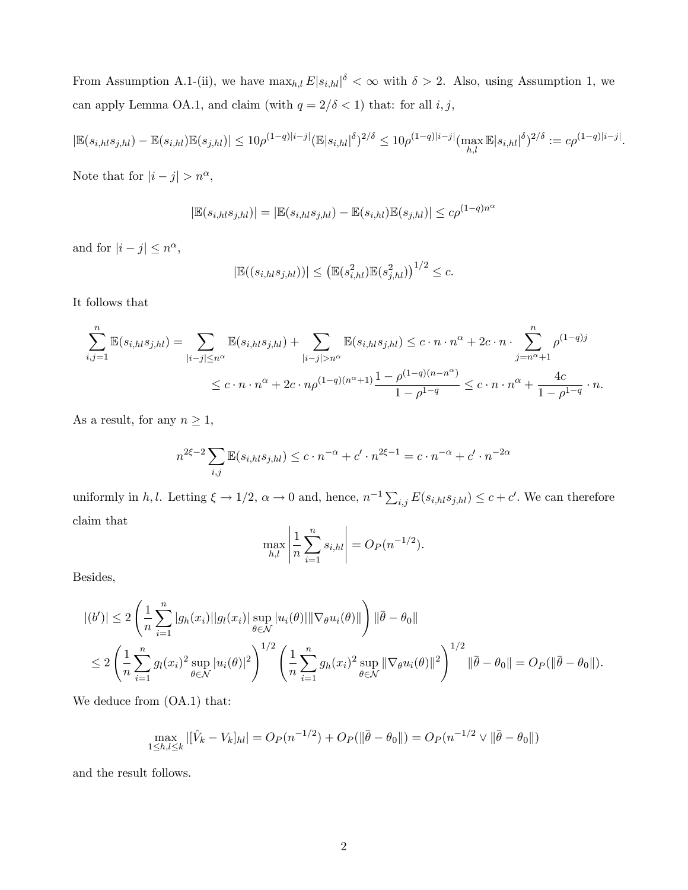From Assumption A.1-(ii), we have $\max_{h,l} E|s_{i,hl}|^{\delta} < \infty$ with $\delta > 2$. Also, using Assumption 1, we can apply Lemma OA.1, and claim (with $q = 2/\delta < 1$) that: for all $i, j$,

$$|\mathbb{E}(s_{i,hl}s_{j,hl}) - \mathbb{E}(s_{i,hl})\mathbb{E}(s_{j,hl})| \leq 10\rho^{(1-q)|i-j|}(\mathbb{E}|s_{i,hl}|^{\delta})^{2/\delta} \leq 10\rho^{(1-q)|i-j|}(\max_{h,l}\mathbb{E}|s_{i,hl}|^{\delta})^{2/\delta} := c\rho^{(1-q)|i-j|}.$$

Note that for $|i-j| > n^{\alpha}$,

$$|\mathbb{E}(s_{i,hl}s_{j,hl})| = |\mathbb{E}(s_{i,hl}s_{j,hl}) - \mathbb{E}(s_{i,hl})\mathbb{E}(s_{j,hl})| \leq c\rho^{(1-q)n^{\alpha}}$$

and for $|i-j| \leq n^{\alpha}$,

$$|\mathbb{E}((s_{i,hl}s_{j,hl}))| \leq \left(\mathbb{E}(s_{i,hl}^2)\mathbb{E}(s_{j,hl}^2)\right)^{1/2} \leq c.$$

It follows that

$$\sum_{i,j=1}^{n} \mathbb{E}(s_{i,hl}s_{j,hl}) = \sum_{|i-j| \leq n^{\alpha}} \mathbb{E}(s_{i,hl}s_{j,hl}) + \sum_{|i-j| > n^{\alpha}} \mathbb{E}(s_{i,hl}s_{j,hl}) \leq c \cdot n \cdot n^{\alpha} + 2c \cdot n \cdot \sum_{j=n^{\alpha}+1}^{n} \rho^{(1-q)j}$$

$$\leq c \cdot n \cdot n^{\alpha} + 2c \cdot n\rho^{(1-q)(n^{\alpha}+1)}\frac{1-\rho^{(1-q)(n-n^{\alpha})}}{1-\rho^{1-q}} \leq c \cdot n \cdot n^{\alpha} + \frac{4c}{1-\rho^{1-q}} \cdot n.$$

As a result, for any $n \geq 1$,

$$n^{2\xi-2}\sum_{i,j} \mathbb{E}(s_{i,hl}s_{j,hl}) \leq c \cdot n^{-\alpha} + c' \cdot n^{2\xi-1} = c \cdot n^{-\alpha} + c' \cdot n^{-2\alpha}$$

uniformly in $h, l$. Letting $\xi \to 1/2$, $\alpha \to 0$ and, hence, $n^{-1}\sum_{i,j} E(s_{i,hl}s_{j,hl}) \leq c + c'$. We can therefore claim that

$$\max_{h,l}\left|\frac{1}{n}\sum_{i=1}^{n} s_{i,hl}\right| = O_P(n^{-1/2}).$$

Besides,

$$|(b')| \leq 2\left(\frac{1}{n}\sum_{i=1}^{n}|g_h(x_i)||g_l(x_i)|\sup_{\theta \in \mathcal{N}}|u_i(\theta)|\|\nabla_{\theta}u_i(\theta)\|\right)\|\bar{\theta} - \theta_0\|$$

$$\leq 2\left(\frac{1}{n}\sum_{i=1}^{n}g_l(x_i)^2\sup_{\theta \in \mathcal{N}}|u_i(\theta)|^2\right)^{1/2}\left(\frac{1}{n}\sum_{i=1}^{n}g_h(x_i)^2\sup_{\theta \in \mathcal{N}}\|\nabla_{\theta}u_i(\theta)\|^2\right)^{1/2}\|\bar{\theta} - \theta_0\| = O_P(\|\bar{\theta} - \theta_0\|).$$

We deduce from (OA.1) that:

$$\max_{1 \leq h,l \leq k}|[\hat{V}_k - V_k]_{hl}| = O_P(n^{-1/2}) + O_P(\|\bar{\theta} - \theta_0\|) = O_P(n^{-1/2} \vee \|\bar{\theta} - \theta_0\|)$$

and the result follows.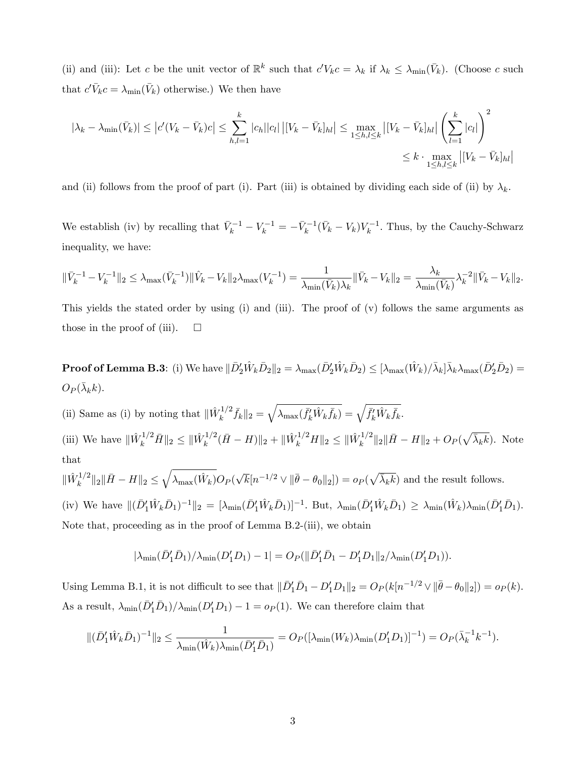(ii) and (iii): Let $c$ be the unit vector of $\mathbb{R}^k$ such that $c'V_kc = \lambda_k$ if $\lambda_k \leq \lambda_{\min}(\bar{V}_k)$. (Choose $c$ such that $c'\bar{V}_kc = \lambda_{\min}(\bar{V}_k)$ otherwise.) We then have

$$|\lambda_k - \lambda_{\min}(\bar{V}_k)| \leq \left|c'(V_k - \bar{V}_k)c\right| \leq \sum_{h,l=1}^{k} |c_h||c_l| \left|[V_k - \bar{V}_k]_{hl}\right| \leq \max_{1\leq h,l\leq k} \left|[V_k - \bar{V}_k]_{hl}\right| \left(\sum_{l=1}^{k} |c_l|\right)^2$$
$$\leq k \cdot \max_{1\leq h,l\leq k} \left|[V_k - \bar{V}_k]_{hl}\right|$$

and (ii) follows from the proof of part (i). Part (iii) is obtained by dividing each side of (ii) by $\lambda_k$.

We establish (iv) by recalling that $\bar{V}_k^{-1} - V_k^{-1} = -\bar{V}_k^{-1}(\bar{V}_k - V_k)V_k^{-1}$. Thus, by the Cauchy-Schwarz inequality, we have:

$$\|\bar{V}_k^{-1} - V_k^{-1}\|_2 \leq \lambda_{\max}(\bar{V}_k^{-1})\|\hat{V}_k - V_k\|_2\lambda_{\max}(V_k^{-1}) = \frac{1}{\lambda_{\min}(\bar{V}_k)\lambda_k}\|\bar{V}_k - V_k\|_2 = \frac{\lambda_k}{\lambda_{\min}(\bar{V}_k)}\lambda_k^{-2}\|\bar{V}_k - V_k\|_2.$$

This yields the stated order by using (i) and (iii). The proof of (v) follows the same arguments as those in the proof of (iii). $\square$

**Proof of Lemma B.3**: (i) We have $\|\bar{D}_2'\hat{W}_k\bar{D}_2\|_2 = \lambda_{\max}(\bar{D}_2'\hat{W}_k\bar{D}_2) \leq [\lambda_{\max}(\hat{W}_k)/\bar{\lambda}_k]\bar{\lambda}_k\lambda_{\max}(\bar{D}_2'\bar{D}_2) = O_P(\bar{\lambda}_k k)$.

(ii) Same as (i) by noting that $\|\hat{W}_k^{1/2}\bar{f}_k\|_2 = \sqrt{\lambda_{\max}(\bar{f}_k'\hat{W}_k\bar{f}_k)} = \sqrt{\bar{f}_k'\hat{W}_k\bar{f}_k}$.

(iii) We have $\|\hat{W}_k^{1/2}\bar{H}\|_2 \leq \|\hat{W}_k^{1/2}(\bar{H} - H)\|_2 + \|\hat{W}_k^{1/2}H\|_2 \leq \|\hat{W}_k^{1/2}\|_2\|\bar{H} - H\|_2 + O_P(\sqrt{\bar{\lambda}_k k})$. Note that

$\|\hat{W}_k^{1/2}\|_2\|\bar{H} - H\|_2 \leq \sqrt{\lambda_{\max}(\hat{W}_k)}O_P(\sqrt{k}[n^{-1/2} \vee \|\bar{\theta} - \theta_0\|_2]) = o_P(\sqrt{\bar{\lambda}_k k})$ and the result follows.

(iv) We have $\|(\bar{D}_1'\hat{W}_k\bar{D}_1)^{-1}\|_2 = [\lambda_{\min}(\bar{D}_1'\hat{W}_k\bar{D}_1)]^{-1}$. But, $\lambda_{\min}(\bar{D}_1'\hat{W}_k\bar{D}_1) \geq \lambda_{\min}(\hat{W}_k)\lambda_{\min}(\bar{D}_1'\bar{D}_1)$. Note that, proceeding as in the proof of Lemma B.2-(iii), we obtain

$$|\lambda_{\min}(\bar{D}_1'\bar{D}_1)/\lambda_{\min}(D_1'D_1) - 1| = O_P(\|\bar{D}_1'\bar{D}_1 - D_1'D_1\|_2/\lambda_{\min}(D_1'D_1)).$$

Using Lemma B.1, it is not difficult to see that $\|\bar{D}_1'\bar{D}_1 - D_1'D_1\|_2 = O_P(k[n^{-1/2} \vee \|\bar{\theta} - \theta_0\|_2]) = o_P(k)$. As a result, $\lambda_{\min}(\bar{D}_1'\bar{D}_1)/\lambda_{\min}(D_1'D_1) - 1 = o_P(1)$. We can therefore claim that

$$\|(\bar{D}_1'\hat{W}_k\bar{D}_1)^{-1}\|_2 \leq \frac{1}{\lambda_{\min}(\hat{W}_k)\lambda_{\min}(\bar{D}_1'\bar{D}_1)} = O_P([\lambda_{\min}(W_k)\lambda_{\min}(D_1'D_1)]^{-1}) = O_P(\bar{\lambda}_k^{-1}k^{-1}).$$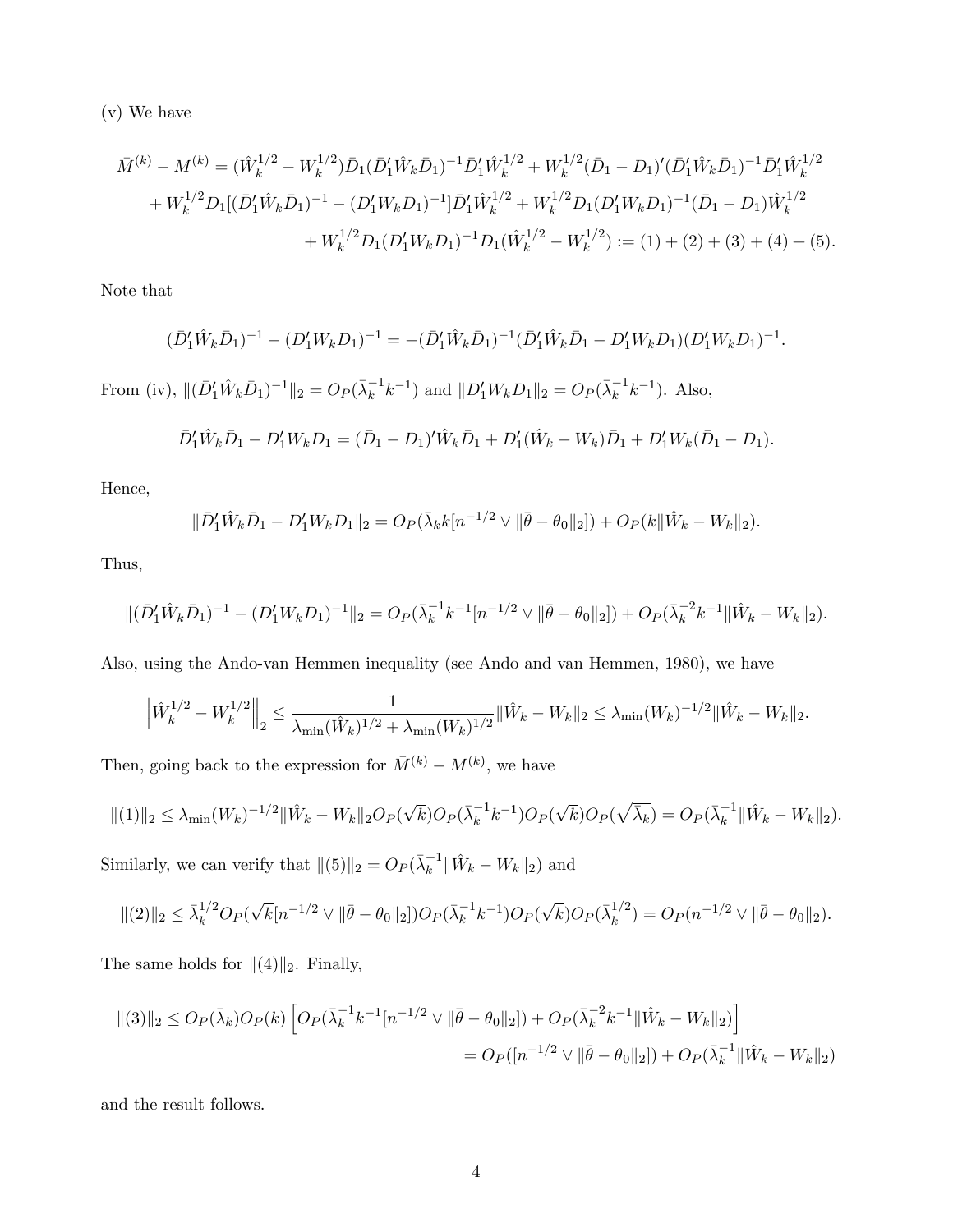(v) We have

$$\bar{M}^{(k)} - M^{(k)} = (\hat{W}_k^{1/2} - W_k^{1/2})\bar{D}_1(\bar{D}_1'\hat{W}_k\bar{D}_1)^{-1}\bar{D}_1'\hat{W}_k^{1/2} + W_k^{1/2}(\bar{D}_1 - D_1)'(\bar{D}_1'\hat{W}_k\bar{D}_1)^{-1}\bar{D}_1'\hat{W}_k^{1/2}$$
$$+ W_k^{1/2}D_1[(\bar{D}_1'\hat{W}_k\bar{D}_1)^{-1} - (D_1'W_kD_1)^{-1}]\bar{D}_1'\hat{W}_k^{1/2} + W_k^{1/2}D_1(D_1'W_kD_1)^{-1}(\bar{D}_1 - D_1)\hat{W}_k^{1/2}$$
$$+ W_k^{1/2}D_1(D_1'W_kD_1)^{-1}D_1(\hat{W}_k^{1/2} - W_k^{1/2}) := (1) + (2) + (3) + (4) + (5).$$

Note that

$$(\bar{D}_1'\hat{W}_k\bar{D}_1)^{-1} - (D_1'W_kD_1)^{-1} = -(\bar{D}_1'\hat{W}_k\bar{D}_1)^{-1}(\bar{D}_1'\hat{W}_k\bar{D}_1 - D_1'W_kD_1)(D_1'W_kD_1)^{-1}.$$

From (iv), $\|(\bar{D}_1'\hat{W}_k\bar{D}_1)^{-1}\|_2 = O_P(\bar{\lambda}_k^{-1}k^{-1})$ and $\|D_1'W_kD_1\|_2 = O_P(\bar{\lambda}_k^{-1}k^{-1})$. Also,

$$\bar{D}_1'\hat{W}_k\bar{D}_1 - D_1'W_kD_1 = (\bar{D}_1 - D_1)'\hat{W}_k\bar{D}_1 + D_1'(\hat{W}_k - W_k)\bar{D}_1 + D_1'W_k(\bar{D}_1 - D_1).$$

Hence,

$$\|\bar{D}_1'\hat{W}_k\bar{D}_1 - D_1'W_kD_1\|_2 = O_P(\bar{\lambda}_k k[n^{-1/2} \vee \|\bar{\theta} - \theta_0\|_2]) + O_P(k\|\hat{W}_k - W_k\|_2).$$

Thus,

$$\|(\bar{D}_1'\hat{W}_k\bar{D}_1)^{-1} - (D_1'W_kD_1)^{-1}\|_2 = O_P(\bar{\lambda}_k^{-1}k^{-1}[n^{-1/2} \vee \|\bar{\theta} - \theta_0\|_2]) + O_P(\bar{\lambda}_k^{-2}k^{-1}\|\hat{W}_k - W_k\|_2).$$

Also, using the Ando-van Hemmen inequality (see Ando and van Hemmen, 1980), we have

$$\left\|\hat{W}_k^{1/2} - W_k^{1/2}\right\|_2 \le \frac{1}{\lambda_{\min}(\hat{W}_k)^{1/2} + \lambda_{\min}(W_k)^{1/2}}\|\hat{W}_k - W_k\|_2 \le \lambda_{\min}(W_k)^{-1/2}\|\hat{W}_k - W_k\|_2.$$

Then, going back to the expression for $\bar{M}^{(k)} - M^{(k)}$, we have

$$\|(1)\|_2 \le \lambda_{\min}(W_k)^{-1/2}\|\hat{W}_k - W_k\|_2 O_P(\sqrt{k})O_P(\bar{\lambda}_k^{-1}k^{-1})O_P(\sqrt{k})O_P(\sqrt{\bar{\lambda}_k}) = O_P(\bar{\lambda}_k^{-1}\|\hat{W}_k - W_k\|_2).$$

Similarly, we can verify that $\|(5)\|_2 = O_P(\bar{\lambda}_k^{-1}\|\hat{W}_k - W_k\|_2)$ and

$$\|(2)\|_2 \le \bar{\lambda}_k^{1/2}O_P(\sqrt{k}[n^{-1/2} \vee \|\bar{\theta} - \theta_0\|_2])O_P(\bar{\lambda}_k^{-1}k^{-1})O_P(\sqrt{k})O_P(\bar{\lambda}_k^{1/2}) = O_P(n^{-1/2} \vee \|\bar{\theta} - \theta_0\|_2).$$

The same holds for $\|(4)\|_2$. Finally,

$$\|(3)\|_2 \le O_P(\bar{\lambda}_k)O_P(k)\left[O_P(\bar{\lambda}_k^{-1}k^{-1}[n^{-1/2} \vee \|\bar{\theta} - \theta_0\|_2]) + O_P(\bar{\lambda}_k^{-2}k^{-1}\|\hat{W}_k - W_k\|_2)\right]$$
$$= O_P([n^{-1/2} \vee \|\bar{\theta} - \theta_0\|_2]) + O_P(\bar{\lambda}_k^{-1}\|\hat{W}_k - W_k\|_2)$$

and the result follows.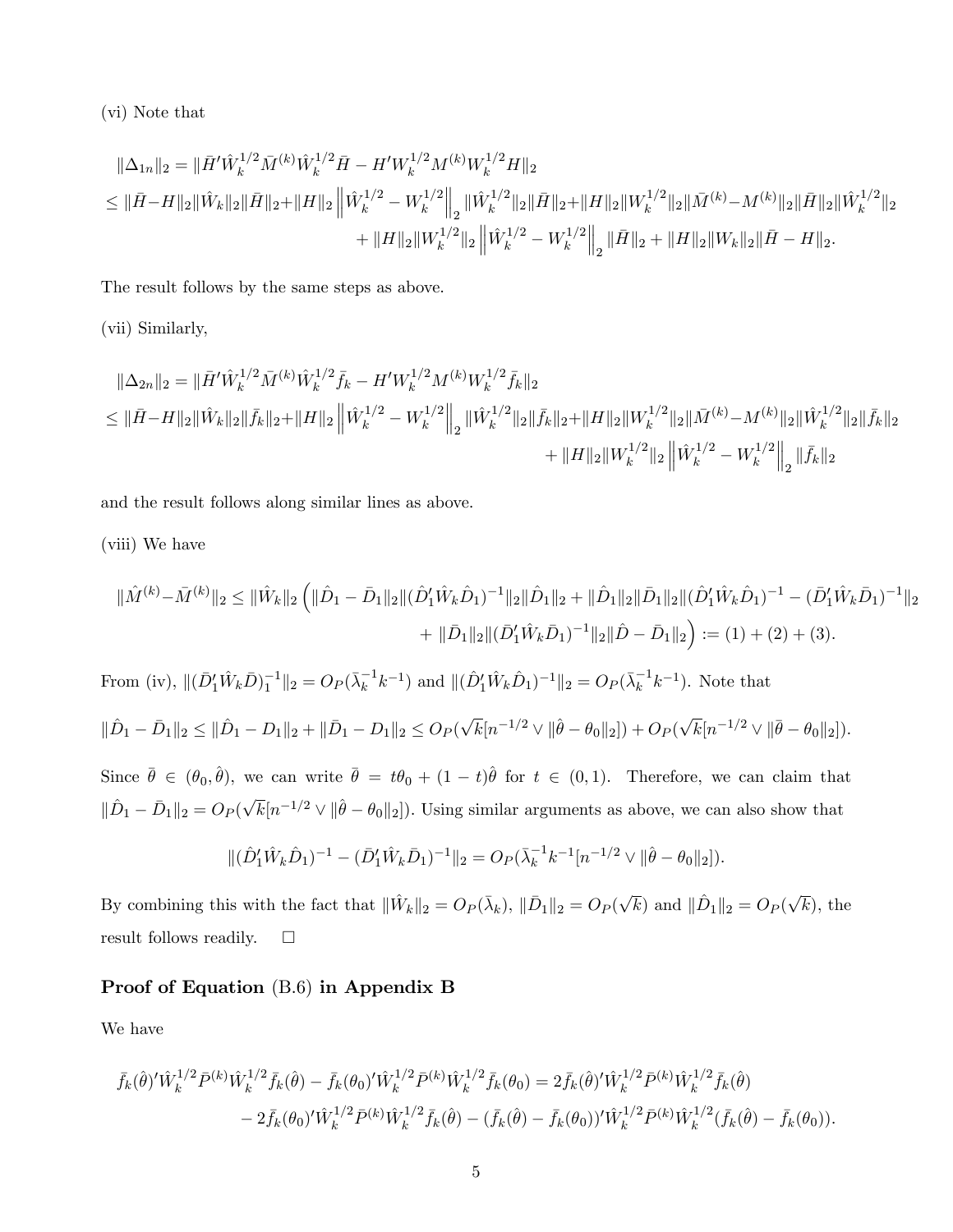(vi) Note that

$$
\begin{aligned}
\|\Delta_{1n}\|_2 &= \|\bar{H}'\hat{W}_k^{1/2}\bar{M}^{(k)}\hat{W}_k^{1/2}\bar{H} - H'W_k^{1/2}M^{(k)}W_k^{1/2}H\|_2 \\
&\leq \|\bar{H}-H\|_2\|\hat{W}_k\|_2\|\bar{H}\|_2+\|H\|_2\left\|\hat{W}_k^{1/2}-W_k^{1/2}\right\|_2\|\hat{W}_k^{1/2}\|_2\|\bar{H}\|_2+\|H\|_2\|W_k^{1/2}\|_2\|\bar{M}^{(k)}-M^{(k)}\|_2\|\bar{H}\|_2\|\hat{W}_k^{1/2}\|_2 \\
&\quad + \|H\|_2\|W_k^{1/2}\|_2\left\|\hat{W}_k^{1/2}-W_k^{1/2}\right\|_2\|\bar{H}\|_2 + \|H\|_2\|W_k\|_2\|\bar{H}-H\|_2.
\end{aligned}
$$

The result follows by the same steps as above.

(vii) Similarly,

$$
\begin{aligned}
\|\Delta_{2n}\|_2 &= \|\bar{H}'\hat{W}_k^{1/2}\bar{M}^{(k)}\hat{W}_k^{1/2}\bar{f}_k - H'W_k^{1/2}M^{(k)}W_k^{1/2}\bar{f}_k\|_2 \\
&\leq \|\bar{H}-H\|_2\|\hat{W}_k\|_2\|\bar{f}_k\|_2+\|H\|_2\left\|\hat{W}_k^{1/2}-W_k^{1/2}\right\|_2\|\hat{W}_k^{1/2}\|_2\|\bar{f}_k\|_2+\|H\|_2\|W_k^{1/2}\|_2\|\bar{M}^{(k)}-M^{(k)}\|_2\|\hat{W}_k^{1/2}\|_2\|\bar{f}_k\|_2 \\
&\quad + \|H\|_2\|W_k^{1/2}\|_2\left\|\hat{W}_k^{1/2}-W_k^{1/2}\right\|_2\|\bar{f}_k\|_2
\end{aligned}
$$

and the result follows along similar lines as above.

(viii) We have

$$
\begin{aligned}
\|\hat{M}^{(k)}-\bar{M}^{(k)}\|_2 &\leq \|\hat{W}_k\|_2\Big(\|\hat{D}_1-\bar{D}_1\|_2\|(\hat{D}_1'\hat{W}_k\hat{D}_1)^{-1}\|_2\|\hat{D}_1\|_2 + \|\hat{D}_1\|_2\|\bar{D}_1\|_2\|(\hat{D}_1'\hat{W}_k\hat{D}_1)^{-1}-(\bar{D}_1'\hat{W}_k\bar{D}_1)^{-1}\|_2 \\
&\quad + \|\bar{D}_1\|_2\|(\bar{D}_1'\hat{W}_k\bar{D}_1)^{-1}\|_2\|\hat{D}-\bar{D}_1\|_2\Big) := (1)+(2)+(3).
\end{aligned}
$$

From (iv), $\|(\bar{D}_1'\hat{W}_k\bar{D})_1^{-1}\|_2 = O_P(\bar{\lambda}_k^{-1}k^{-1})$ and $\|(\hat{D}_1'\hat{W}_k\hat{D}_1)^{-1}\|_2 = O_P(\bar{\lambda}_k^{-1}k^{-1})$. Note that

$$
\|\hat{D}_1-\bar{D}_1\|_2 \leq \|\hat{D}_1-D_1\|_2 + \|\bar{D}_1-D_1\|_2 \leq O_P(\sqrt{k}[n^{-1/2}\vee\|\hat{\theta}-\theta_0\|_2]) + O_P(\sqrt{k}[n^{-1/2}\vee\|\bar{\theta}-\theta_0\|_2]).
$$

Since $\bar{\theta}\in(\theta_0,\hat{\theta})$, we can write $\bar{\theta}=t\theta_0+(1-t)\hat{\theta}$ for $t\in(0,1)$. Therefore, we can claim that $\|\hat{D}_1-\bar{D}_1\|_2 = O_P(\sqrt{k}[n^{-1/2}\vee\|\hat{\theta}-\theta_0\|_2])$. Using similar arguments as above, we can also show that

$$
\|(\hat{D}_1'\hat{W}_k\hat{D}_1)^{-1}-(\bar{D}_1'\hat{W}_k\bar{D}_1)^{-1}\|_2 = O_P(\bar{\lambda}_k^{-1}k^{-1}[n^{-1/2}\vee\|\hat{\theta}-\theta_0\|_2]).
$$

By combining this with the fact that $\|\hat{W}_k\|_2 = O_P(\bar{\lambda}_k)$, $\|\bar{D}_1\|_2 = O_P(\sqrt{k})$ and $\|\hat{D}_1\|_2 = O_P(\sqrt{k})$, the result follows readily. $\square$

**Proof of Equation** (B.6) **in Appendix B**

We have

$$
\begin{aligned}
\bar{f}_k(\hat{\theta})'\hat{W}_k^{1/2}\bar{P}^{(k)}\hat{W}_k^{1/2}\bar{f}_k(\hat{\theta}) - \bar{f}_k(\theta_0)'\hat{W}_k^{1/2}\bar{P}^{(k)}\hat{W}_k^{1/2}\bar{f}_k(\theta_0) &= 2\bar{f}_k(\hat{\theta})'\hat{W}_k^{1/2}\bar{P}^{(k)}\hat{W}_k^{1/2}\bar{f}_k(\hat{\theta}) \\
&\quad - 2\bar{f}_k(\theta_0)'\hat{W}_k^{1/2}\bar{P}^{(k)}\hat{W}_k^{1/2}\bar{f}_k(\hat{\theta}) - (\bar{f}_k(\hat{\theta})-\bar{f}_k(\theta_0))'\hat{W}_k^{1/2}\bar{P}^{(k)}\hat{W}_k^{1/2}(\bar{f}_k(\hat{\theta})-\bar{f}_k(\theta_0)).
\end{aligned}
$$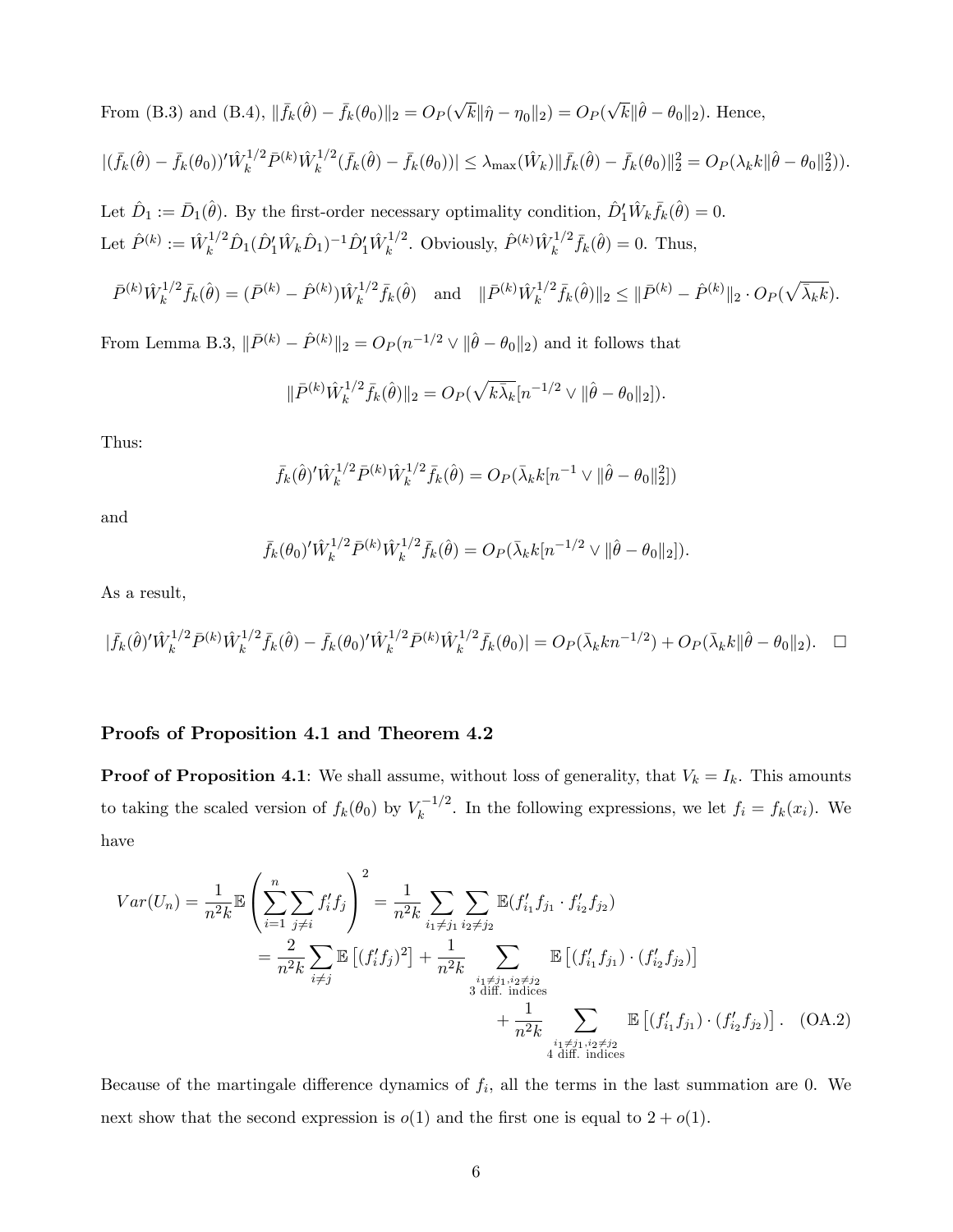From (B.3) and (B.4), $\|\bar{f}_k(\hat{\theta}) - \bar{f}_k(\theta_0)\|_2 = O_P(\sqrt{k}\|\hat{\eta} - \eta_0\|_2) = O_P(\sqrt{k}\|\hat{\theta} - \theta_0\|_2)$. Hence,

$$|(\bar{f}_k(\hat{\theta}) - \bar{f}_k(\theta_0))'\hat{W}_k^{1/2}\bar{P}^{(k)}\hat{W}_k^{1/2}(\bar{f}_k(\hat{\theta}) - \bar{f}_k(\theta_0))| \leq \lambda_{\max}(\hat{W}_k)\|\bar{f}_k(\hat{\theta}) - \bar{f}_k(\theta_0)\|_2^2 = O_P(\lambda_k k\|\hat{\theta} - \theta_0\|_2^2)).$$

Let $\hat{D}_1 := \bar{D}_1(\hat{\theta})$. By the first-order necessary optimality condition, $\hat{D}_1'\hat{W}_k\bar{f}_k(\hat{\theta}) = 0$.
Let $\hat{P}^{(k)} := \hat{W}_k^{1/2}\hat{D}_1(\hat{D}_1'\hat{W}_k\hat{D}_1)^{-1}\hat{D}_1'\hat{W}_k^{1/2}$. Obviously, $\hat{P}^{(k)}\hat{W}_k^{1/2}\bar{f}_k(\hat{\theta}) = 0$. Thus,

$$\bar{P}^{(k)}\hat{W}_k^{1/2}\bar{f}_k(\hat{\theta}) = (\bar{P}^{(k)} - \hat{P}^{(k)})\hat{W}_k^{1/2}\bar{f}_k(\hat{\theta}) \quad \text{and} \quad \|\bar{P}^{(k)}\hat{W}_k^{1/2}\bar{f}_k(\hat{\theta})\|_2 \leq \|\bar{P}^{(k)} - \hat{P}^{(k)}\|_2 \cdot O_P(\sqrt{\bar{\lambda}_k k}).$$

From Lemma B.3, $\|\bar{P}^{(k)} - \hat{P}^{(k)}\|_2 = O_P(n^{-1/2} \vee \|\hat{\theta} - \theta_0\|_2)$ and it follows that

$$\|\bar{P}^{(k)}\hat{W}_k^{1/2}\bar{f}_k(\hat{\theta})\|_2 = O_P(\sqrt{k\bar{\lambda}_k}[n^{-1/2} \vee \|\hat{\theta} - \theta_0\|_2]).$$

Thus:

$$\bar{f}_k(\hat{\theta})'\hat{W}_k^{1/2}\bar{P}^{(k)}\hat{W}_k^{1/2}\bar{f}_k(\hat{\theta}) = O_P(\bar{\lambda}_k k[n^{-1} \vee \|\hat{\theta} - \theta_0\|_2^2])$$

and

$$\bar{f}_k(\theta_0)'\hat{W}_k^{1/2}\bar{P}^{(k)}\hat{W}_k^{1/2}\bar{f}_k(\hat{\theta}) = O_P(\bar{\lambda}_k k[n^{-1/2} \vee \|\hat{\theta} - \theta_0\|_2]).$$

As a result,

$$|\bar{f}_k(\hat{\theta})'\hat{W}_k^{1/2}\bar{P}^{(k)}\hat{W}_k^{1/2}\bar{f}_k(\hat{\theta}) - \bar{f}_k(\theta_0)'\hat{W}_k^{1/2}\bar{P}^{(k)}\hat{W}_k^{1/2}\bar{f}_k(\theta_0)| = O_P(\bar{\lambda}_k k n^{-1/2}) + O_P(\bar{\lambda}_k k\|\hat{\theta} - \theta_0\|_2). \quad \square$$

### Proofs of Proposition 4.1 and Theorem 4.2

**Proof of Proposition 4.1**: We shall assume, without loss of generality, that $V_k = I_k$. This amounts to taking the scaled version of $f_k(\theta_0)$ by $V_k^{-1/2}$. In the following expressions, we let $f_i = f_k(x_i)$. We have

$$\begin{aligned}
Var(U_n) = \frac{1}{n^2 k}\mathbb{E}\left(\sum_{i=1}^{n}\sum_{j\neq i} f_i' f_j\right)^2 &= \frac{1}{n^2 k}\sum_{i_1\neq j_1}\sum_{i_2\neq j_2}\mathbb{E}(f_{i_1}' f_{j_1}\cdot f_{i_2}' f_{j_2}) \\
&= \frac{2}{n^2 k}\sum_{i\neq j}\mathbb{E}\left[(f_i' f_j)^2\right] + \frac{1}{n^2 k}\sum_{\substack{i_1\neq j_1, i_2\neq j_2 \\ \text{3 diff. indices}}}\mathbb{E}\left[(f_{i_1}' f_{j_1})\cdot(f_{i_2}' f_{j_2})\right] \\
&\quad + \frac{1}{n^2 k}\sum_{\substack{i_1\neq j_1, i_2\neq j_2 \\ \text{4 diff. indices}}}\mathbb{E}\left[(f_{i_1}' f_{j_1})\cdot(f_{i_2}' f_{j_2})\right]. \quad \text{(OA.2)}
\end{aligned}$$

Because of the martingale difference dynamics of $f_i$, all the terms in the last summation are 0. We next show that the second expression is $o(1)$ and the first one is equal to $2 + o(1)$.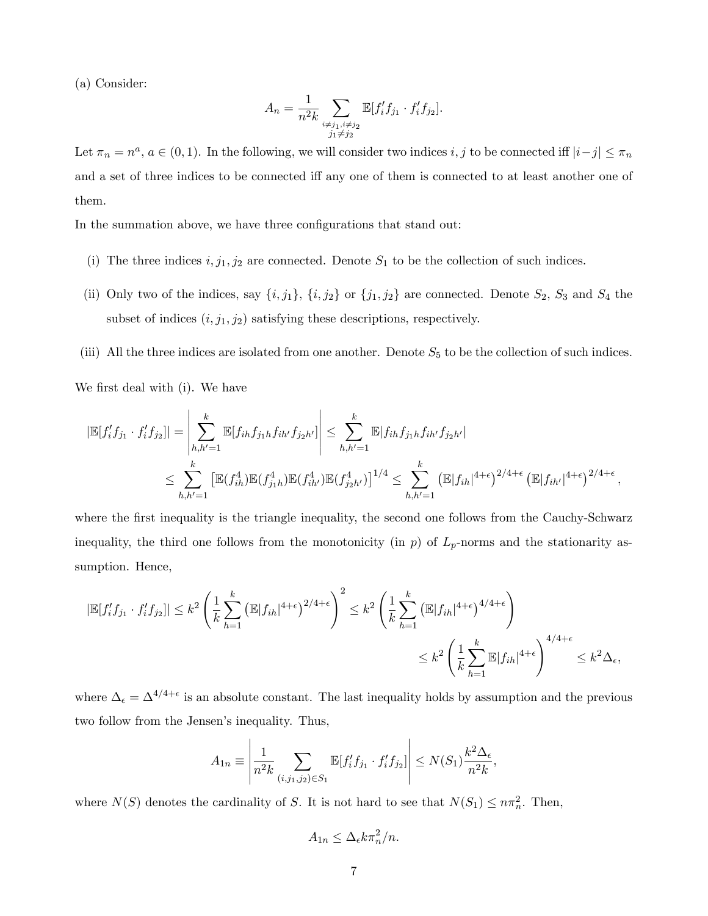(a) Consider:

$$A_n = \frac{1}{n^2 k} \sum_{\substack{i \neq j_1, i \neq j_2 \\ j_1 \neq j_2}} \mathbb{E}[f_i' f_{j_1} \cdot f_i' f_{j_2}].$$

Let $\pi_n = n^a$, $a \in (0,1)$. In the following, we will consider two indices $i, j$ to be connected iff $|i-j| \leq \pi_n$ and a set of three indices to be connected iff any one of them is connected to at least another one of them.

In the summation above, we have three configurations that stand out:

(i) The three indices $i, j_1, j_2$ are connected. Denote $S_1$ to be the collection of such indices.

(ii) Only two of the indices, say $\{i, j_1\}$, $\{i, j_2\}$ or $\{j_1, j_2\}$ are connected. Denote $S_2$, $S_3$ and $S_4$ the subset of indices $(i, j_1, j_2)$ satisfying these descriptions, respectively.

(iii) All the three indices are isolated from one another. Denote $S_5$ to be the collection of such indices.

We first deal with (i). We have

$$\begin{aligned}
|\mathbb{E}[f_i' f_{j_1} \cdot f_i' f_{j_2}]| &= \left| \sum_{h,h'=1}^{k} \mathbb{E}[f_{ih} f_{j_1 h} f_{ih'} f_{j_2 h'}] \right| \leq \sum_{h,h'=1}^{k} \mathbb{E}|f_{ih} f_{j_1 h} f_{ih'} f_{j_2 h'}| \\
&\leq \sum_{h,h'=1}^{k} \left[ \mathbb{E}(f_{ih}^4) \mathbb{E}(f_{j_1 h}^4) \mathbb{E}(f_{ih'}^4) \mathbb{E}(f_{j_2 h'}^4) \right]^{1/4} \leq \sum_{h,h'=1}^{k} \left( \mathbb{E}|f_{ih}|^{4+\epsilon} \right)^{2/4+\epsilon} \left( \mathbb{E}|f_{ih'}|^{4+\epsilon} \right)^{2/4+\epsilon},
\end{aligned}$$

where the first inequality is the triangle inequality, the second one follows from the Cauchy-Schwarz inequality, the third one follows from the monotonicity (in $p$) of $L_p$-norms and the stationarity assumption. Hence,

$$\begin{aligned}
|\mathbb{E}[f_i' f_{j_1} \cdot f_i' f_{j_2}]| &\leq k^2 \left( \frac{1}{k} \sum_{h=1}^{k} \left( \mathbb{E}|f_{ih}|^{4+\epsilon} \right)^{2/4+\epsilon} \right)^2 \leq k^2 \left( \frac{1}{k} \sum_{h=1}^{k} \left( \mathbb{E}|f_{ih}|^{4+\epsilon} \right)^{4/4+\epsilon} \right) \\
&\leq k^2 \left( \frac{1}{k} \sum_{h=1}^{k} \mathbb{E}|f_{ih}|^{4+\epsilon} \right)^{4/4+\epsilon} \leq k^2 \Delta_\epsilon,
\end{aligned}$$

where $\Delta_\epsilon = \Delta^{4/4+\epsilon}$ is an absolute constant. The last inequality holds by assumption and the previous two follow from the Jensen's inequality. Thus,

$$A_{1n} \equiv \left| \frac{1}{n^2 k} \sum_{(i,j_1,j_2) \in S_1} \mathbb{E}[f_i' f_{j_1} \cdot f_i' f_{j_2}] \right| \leq N(S_1) \frac{k^2 \Delta_\epsilon}{n^2 k},$$

where $N(S)$ denotes the cardinality of $S$. It is not hard to see that $N(S_1) \leq n \pi_n^2$. Then,

$$A_{1n} \leq \Delta_\epsilon k \pi_n^2 / n.$$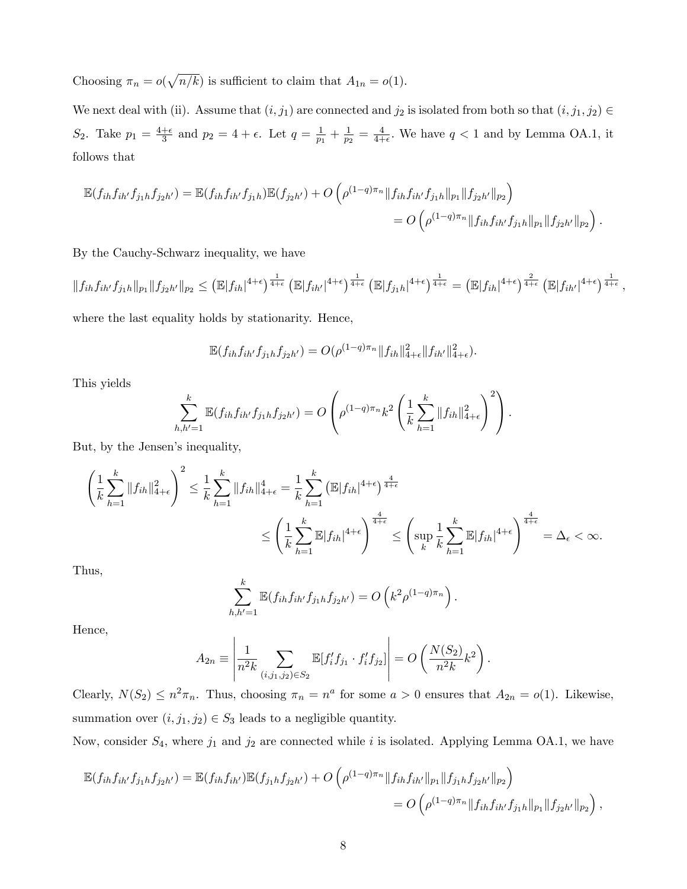Choosing $\pi_n = o(\sqrt{n/k})$ is sufficient to claim that $A_{1n} = o(1)$.

We next deal with (ii). Assume that $(i, j_1)$ are connected and $j_2$ is isolated from both so that $(i, j_1, j_2) \in S_2$. Take $p_1 = \frac{4+\epsilon}{3}$ and $p_2 = 4 + \epsilon$. Let $q = \frac{1}{p_1} + \frac{1}{p_2} = \frac{4}{4+\epsilon}$. We have $q < 1$ and by Lemma OA.1, it follows that

$$
\begin{aligned}
\mathbb{E}(f_{ih} f_{ih'} f_{j_1 h} f_{j_2 h'}) &= \mathbb{E}(f_{ih} f_{ih'} f_{j_1 h}) \mathbb{E}(f_{j_2 h'}) + O\left(\rho^{(1-q)\pi_n} \|f_{ih} f_{ih'} f_{j_1 h}\|_{p_1} \|f_{j_2 h'}\|_{p_2}\right) \\
&= O\left(\rho^{(1-q)\pi_n} \|f_{ih} f_{ih'} f_{j_1 h}\|_{p_1} \|f_{j_2 h'}\|_{p_2}\right).
\end{aligned}
$$

By the Cauchy-Schwarz inequality, we have

$$
\|f_{ih} f_{ih'} f_{j_1 h}\|_{p_1} \|f_{j_2 h'}\|_{p_2} \leq \left(\mathbb{E}|f_{ih}|^{4+\epsilon}\right)^{\frac{1}{4+\epsilon}} \left(\mathbb{E}|f_{ih'}|^{4+\epsilon}\right)^{\frac{1}{4+\epsilon}} \left(\mathbb{E}|f_{j_1 h}|^{4+\epsilon}\right)^{\frac{1}{4+\epsilon}} = \left(\mathbb{E}|f_{ih}|^{4+\epsilon}\right)^{\frac{2}{4+\epsilon}} \left(\mathbb{E}|f_{ih'}|^{4+\epsilon}\right)^{\frac{1}{4+\epsilon}},
$$

where the last equality holds by stationarity. Hence,

$$
\mathbb{E}(f_{ih} f_{ih'} f_{j_1 h} f_{j_2 h'}) = O(\rho^{(1-q)\pi_n} \|f_{ih}\|_{4+\epsilon}^2 \|f_{ih'}\|_{4+\epsilon}^2).
$$

This yields

$$
\sum_{h,h'=1}^{k} \mathbb{E}(f_{ih} f_{ih'} f_{j_1 h} f_{j_2 h'}) = O\left(\rho^{(1-q)\pi_n} k^2 \left(\frac{1}{k} \sum_{h=1}^{k} \|f_{ih}\|_{4+\epsilon}^2\right)^2\right).
$$

But, by the Jensen's inequality,

$$
\begin{aligned}
\left(\frac{1}{k} \sum_{h=1}^{k} \|f_{ih}\|_{4+\epsilon}^2\right)^2 &\leq \frac{1}{k} \sum_{h=1}^{k} \|f_{ih}\|_{4+\epsilon}^4 = \frac{1}{k} \sum_{h=1}^{k} \left(\mathbb{E}|f_{ih}|^{4+\epsilon}\right)^{\frac{4}{4+\epsilon}} \\
&\leq \left(\frac{1}{k} \sum_{h=1}^{k} \mathbb{E}|f_{ih}|^{4+\epsilon}\right)^{\frac{4}{4+\epsilon}} \leq \left(\sup_k \frac{1}{k} \sum_{h=1}^{k} \mathbb{E}|f_{ih}|^{4+\epsilon}\right)^{\frac{4}{4+\epsilon}} = \Delta_\epsilon < \infty.
\end{aligned}
$$

Thus,

$$
\sum_{h,h'=1}^{k} \mathbb{E}(f_{ih} f_{ih'} f_{j_1 h} f_{j_2 h'}) = O\left(k^2 \rho^{(1-q)\pi_n}\right).
$$

Hence,

$$
A_{2n} \equiv \left| \frac{1}{n^2 k} \sum_{(i,j_1,j_2) \in S_2} \mathbb{E}[f_i' f_{j_1} \cdot f_i' f_{j_2}] \right| = O\left(\frac{N(S_2)}{n^2 k} k^2\right).
$$

Clearly, $N(S_2) \leq n^2 \pi_n$. Thus, choosing $\pi_n = n^a$ for some $a > 0$ ensures that $A_{2n} = o(1)$. Likewise, summation over $(i, j_1, j_2) \in S_3$ leads to a negligible quantity.

Now, consider $S_4$, where $j_1$ and $j_2$ are connected while $i$ is isolated. Applying Lemma OA.1, we have

$$
\begin{aligned}
\mathbb{E}(f_{ih} f_{ih'} f_{j_1 h} f_{j_2 h'}) &= \mathbb{E}(f_{ih} f_{ih'}) \mathbb{E}(f_{j_1 h} f_{j_2 h'}) + O\left(\rho^{(1-q)\pi_n} \|f_{ih} f_{ih'}\|_{p_1} \|f_{j_1 h} f_{j_2 h'}\|_{p_2}\right) \\
&= O\left(\rho^{(1-q)\pi_n} \|f_{ih} f_{ih'} f_{j_1 h}\|_{p_1} \|f_{j_2 h'}\|_{p_2}\right),
\end{aligned}
$$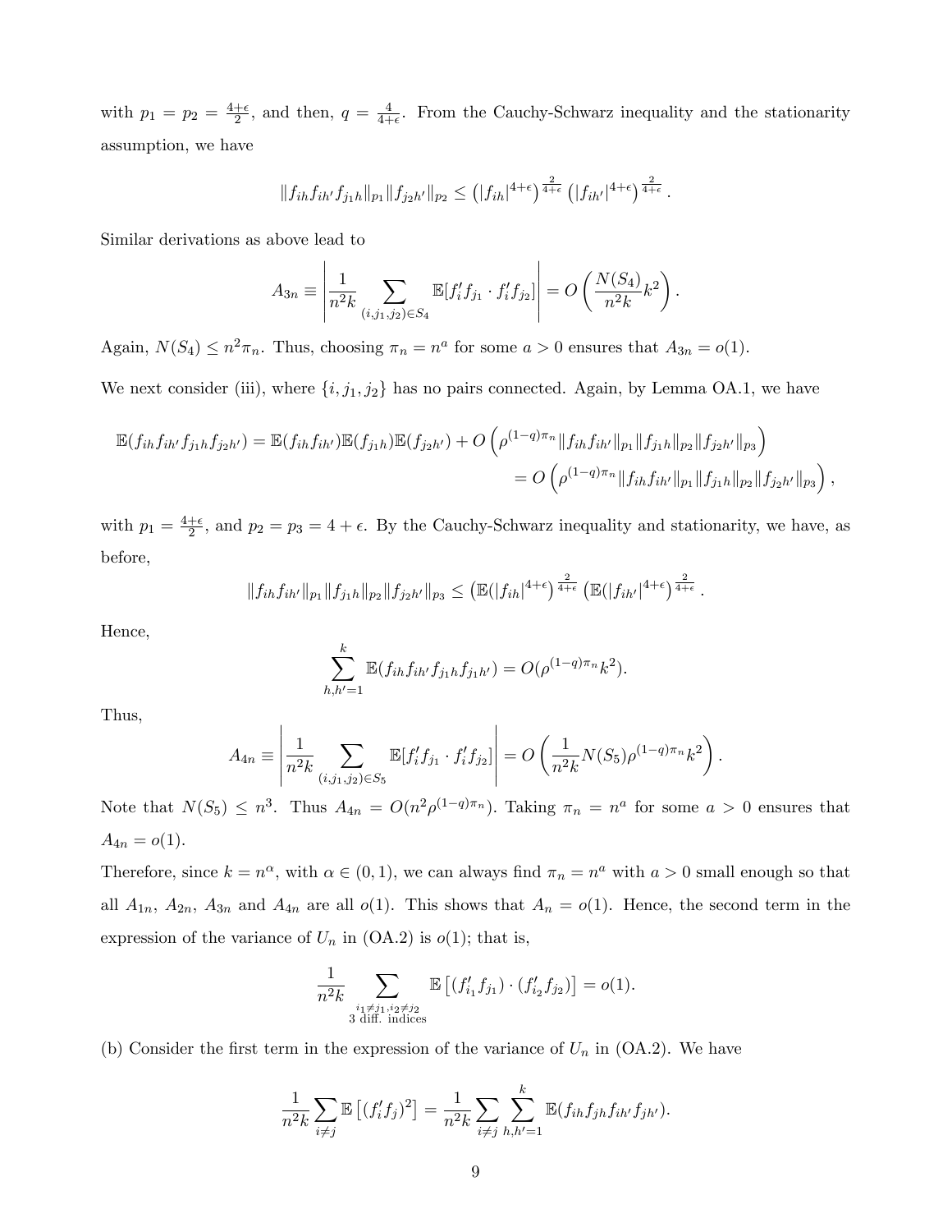with $p_1 = p_2 = \frac{4+\epsilon}{2}$, and then, $q = \frac{4}{4+\epsilon}$. From the Cauchy-Schwarz inequality and the stationarity assumption, we have

$$\|f_{ih} f_{ih'} f_{j_1 h}\|_{p_1} \|f_{j_2 h'}\|_{p_2} \leq \left(|f_{ih}|^{4+\epsilon}\right)^{\frac{2}{4+\epsilon}} \left(|f_{ih'}|^{4+\epsilon}\right)^{\frac{2}{4+\epsilon}}.$$

Similar derivations as above lead to

$$A_{3n} \equiv \left| \frac{1}{n^2 k} \sum_{(i,j_1,j_2) \in S_4} \mathbb{E}[f_i' f_{j_1} \cdot f_i' f_{j_2}] \right| = O\left( \frac{N(S_4)}{n^2 k} k^2 \right).$$

Again, $N(S_4) \leq n^2 \pi_n$. Thus, choosing $\pi_n = n^a$ for some $a > 0$ ensures that $A_{3n} = o(1)$.

We next consider (iii), where $\{i, j_1, j_2\}$ has no pairs connected. Again, by Lemma OA.1, we have

$$\begin{aligned}
\mathbb{E}(f_{ih} f_{ih'} f_{j_1 h} f_{j_2 h'}) &= \mathbb{E}(f_{ih} f_{ih'}) \mathbb{E}(f_{j_1 h}) \mathbb{E}(f_{j_2 h'}) + O\left( \rho^{(1-q)\pi_n} \|f_{ih} f_{ih'}\|_{p_1} \|f_{j_1 h}\|_{p_2} \|f_{j_2 h'}\|_{p_3} \right) \\
&= O\left( \rho^{(1-q)\pi_n} \|f_{ih} f_{ih'}\|_{p_1} \|f_{j_1 h}\|_{p_2} \|f_{j_2 h'}\|_{p_3} \right),
\end{aligned}$$

with $p_1 = \frac{4+\epsilon}{2}$, and $p_2 = p_3 = 4 + \epsilon$. By the Cauchy-Schwarz inequality and stationarity, we have, as before,

$$\|f_{ih} f_{ih'}\|_{p_1} \|f_{j_1 h}\|_{p_2} \|f_{j_2 h'}\|_{p_3} \leq \left(\mathbb{E}(|f_{ih}|^{4+\epsilon}\right)^{\frac{2}{4+\epsilon}} \left(\mathbb{E}(|f_{ih'}|^{4+\epsilon}\right)^{\frac{2}{4+\epsilon}}.$$

Hence,

$$\sum_{h,h'=1}^{k} \mathbb{E}(f_{ih} f_{ih'} f_{j_1 h} f_{j_1 h'}) = O(\rho^{(1-q)\pi_n} k^2).$$

Thus,

$$A_{4n} \equiv \left| \frac{1}{n^2 k} \sum_{(i,j_1,j_2) \in S_5} \mathbb{E}[f_i' f_{j_1} \cdot f_i' f_{j_2}] \right| = O\left( \frac{1}{n^2 k} N(S_5) \rho^{(1-q)\pi_n} k^2 \right).$$

Note that $N(S_5) \leq n^3$. Thus $A_{4n} = O(n^2 \rho^{(1-q)\pi_n})$. Taking $\pi_n = n^a$ for some $a > 0$ ensures that $A_{4n} = o(1)$.

Therefore, since $k = n^\alpha$, with $\alpha \in (0, 1)$, we can always find $\pi_n = n^a$ with $a > 0$ small enough so that all $A_{1n}$, $A_{2n}$, $A_{3n}$ and $A_{4n}$ are all $o(1)$. This shows that $A_n = o(1)$. Hence, the second term in the expression of the variance of $U_n$ in (OA.2) is $o(1)$; that is,

$$\frac{1}{n^2 k} \sum_{\substack{i_1 \neq j_1, i_2 \neq j_2 \\ \text{3 diff. indices}}} \mathbb{E}\left[ (f_{i_1}' f_{j_1}) \cdot (f_{i_2}' f_{j_2}) \right] = o(1).$$

(b) Consider the first term in the expression of the variance of $U_n$ in (OA.2). We have

$$\frac{1}{n^2 k} \sum_{i \neq j} \mathbb{E}\left[ (f_i' f_j)^2 \right] = \frac{1}{n^2 k} \sum_{i \neq j} \sum_{h,h'=1}^{k} \mathbb{E}(f_{ih} f_{jh} f_{ih'} f_{jh'}).$$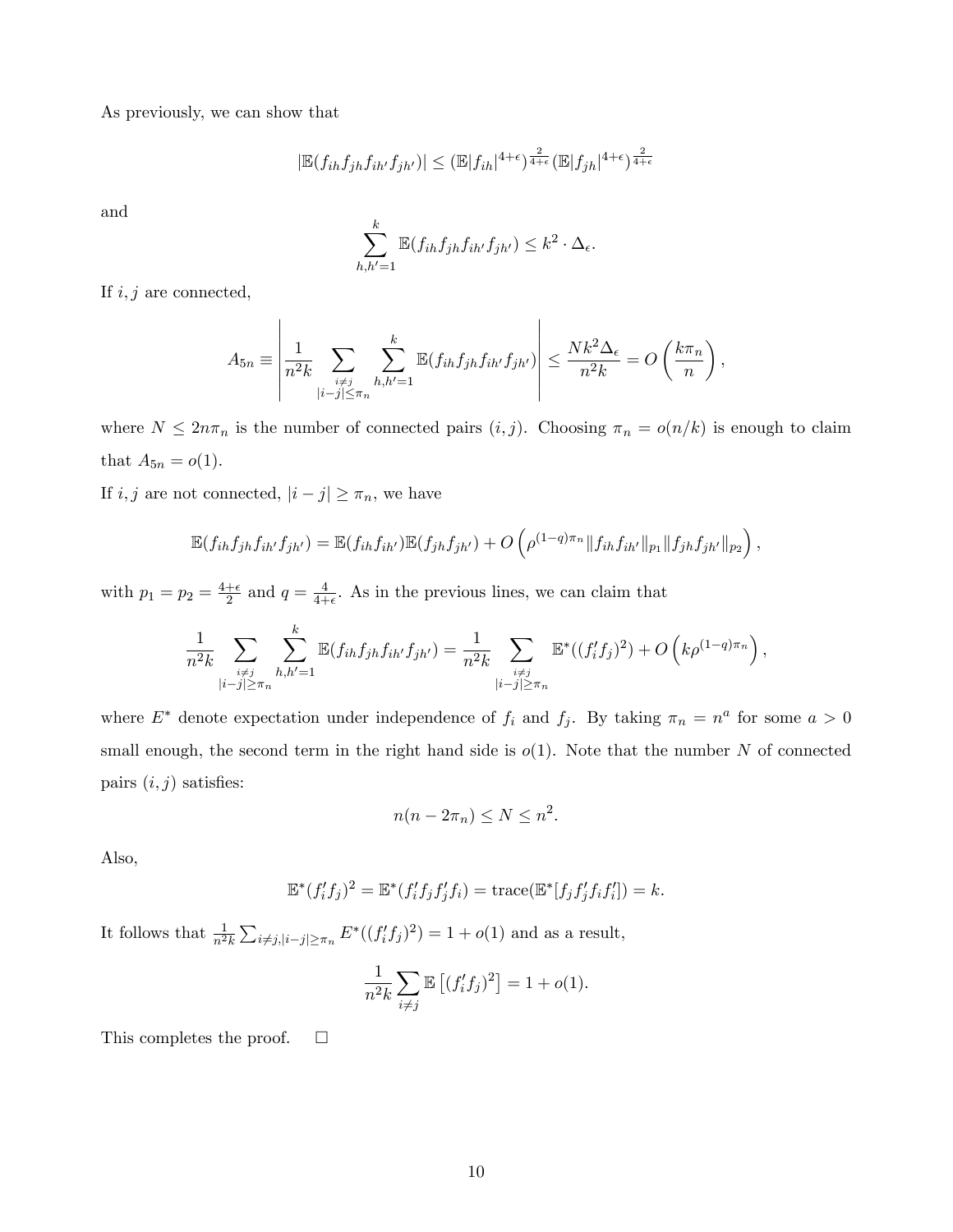As previously, we can show that

$$|\mathbb{E}(f_{ih}f_{jh}f_{ih'}f_{jh'})| \leq (\mathbb{E}|f_{ih}|^{4+\epsilon})^{\frac{2}{4+\epsilon}}(\mathbb{E}|f_{jh}|^{4+\epsilon})^{\frac{2}{4+\epsilon}}$$

and

$$\sum_{h,h'=1}^{k} \mathbb{E}(f_{ih}f_{jh}f_{ih'}f_{jh'}) \leq k^2 \cdot \Delta_\epsilon.$$

If $i, j$ are connected,

$$A_{5n} \equiv \left| \frac{1}{n^2 k} \sum_{\substack{i \neq j \\ |i-j| \leq \pi_n}} \sum_{h,h'=1}^{k} \mathbb{E}(f_{ih}f_{jh}f_{ih'}f_{jh'}) \right| \leq \frac{N k^2 \Delta_\epsilon}{n^2 k} = O\left(\frac{k\pi_n}{n}\right),$$

where $N \leq 2n\pi_n$ is the number of connected pairs $(i, j)$. Choosing $\pi_n = o(n/k)$ is enough to claim that $A_{5n} = o(1)$.

If $i, j$ are not connected, $|i - j| \geq \pi_n$, we have

$$\mathbb{E}(f_{ih}f_{jh}f_{ih'}f_{jh'}) = \mathbb{E}(f_{ih}f_{ih'})\mathbb{E}(f_{jh}f_{jh'}) + O\left(\rho^{(1-q)\pi_n} \|f_{ih}f_{ih'}\|_{p_1} \|f_{jh}f_{jh'}\|_{p_2}\right),$$

with $p_1 = p_2 = \frac{4+\epsilon}{2}$ and $q = \frac{4}{4+\epsilon}$. As in the previous lines, we can claim that

$$\frac{1}{n^2 k} \sum_{\substack{i \neq j \\ |i-j| \geq \pi_n}} \sum_{h,h'=1}^{k} \mathbb{E}(f_{ih}f_{jh}f_{ih'}f_{jh'}) = \frac{1}{n^2 k} \sum_{\substack{i \neq j \\ |i-j| \geq \pi_n}} \mathbb{E}^*((f_i'f_j)^2) + O\left(k\rho^{(1-q)\pi_n}\right),$$

where $E^*$ denote expectation under independence of $f_i$ and $f_j$. By taking $\pi_n = n^a$ for some $a > 0$ small enough, the second term in the right hand side is $o(1)$. Note that the number $N$ of connected pairs $(i, j)$ satisfies:

$$n(n - 2\pi_n) \leq N \leq n^2.$$

Also,

$$\mathbb{E}^*(f_i'f_j)^2 = \mathbb{E}^*(f_i'f_jf_j'f_i) = \text{trace}(\mathbb{E}^*[f_jf_j'f_if_i']) = k.$$

It follows that $\frac{1}{n^2 k} \sum_{i \neq j, |i-j| \geq \pi_n} E^*((f_i'f_j)^2) = 1 + o(1)$ and as a result,

$$\frac{1}{n^2 k} \sum_{i \neq j} \mathbb{E}\left[(f_i'f_j)^2\right] = 1 + o(1).$$

This completes the proof. $\square$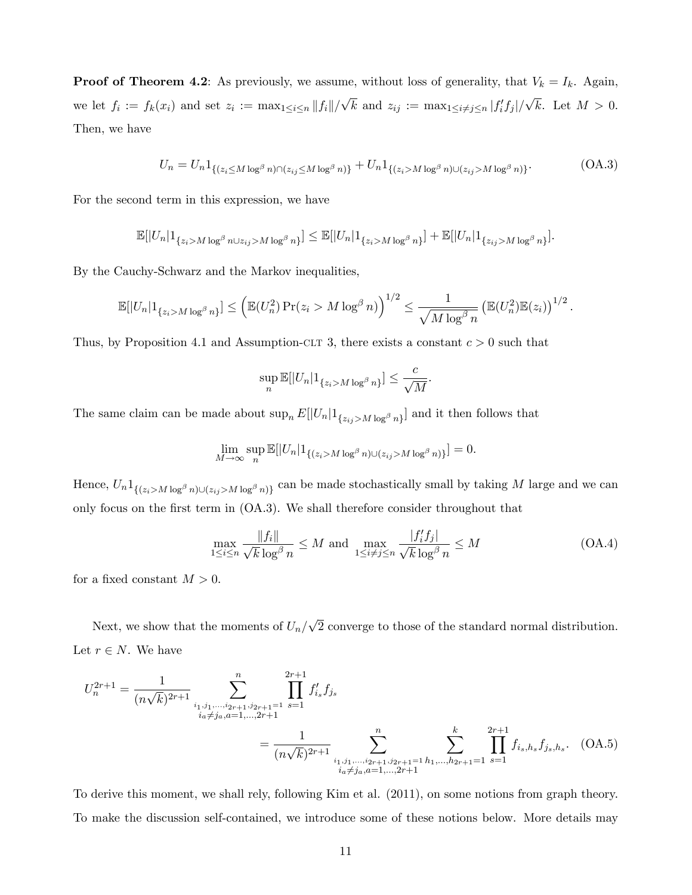**Proof of Theorem 4.2**: As previously, we assume, without loss of generality, that $V_k = I_k$. Again, we let $f_i := f_k(x_i)$ and set $z_i := \max_{1\leq i\leq n} \|f_i\|/\sqrt{k}$ and $z_{ij} := \max_{1\leq i\neq j\leq n} |f_i' f_j|/\sqrt{k}$. Let $M > 0$. Then, we have

$$U_n = U_n 1_{\{(z_i \leq M \log^\beta n)\cap(z_{ij}\leq M\log^\beta n)\}} + U_n 1_{\{(z_i > M\log^\beta n)\cup(z_{ij} > M\log^\beta n)\}}. \tag{OA.3}$$

For the second term in this expression, we have

$$\mathbb{E}[|U_n|1_{\{z_i > M\log^\beta n \cup z_{ij} > M\log^\beta n\}}] \leq \mathbb{E}[|U_n|1_{\{z_i > M\log^\beta n\}}] + \mathbb{E}[|U_n|1_{\{z_{ij} > M\log^\beta n\}}].$$

By the Cauchy-Schwarz and the Markov inequalities,

$$\mathbb{E}[|U_n|1_{\{z_i > M\log^\beta n\}}] \leq \left(\mathbb{E}(U_n^2)\Pr(z_i > M\log^\beta n)\right)^{1/2} \leq \frac{1}{\sqrt{M\log^\beta n}}\left(\mathbb{E}(U_n^2)\mathbb{E}(z_i)\right)^{1/2}.$$

Thus, by Proposition 4.1 and Assumption-CLT 3, there exists a constant $c > 0$ such that

$$\sup_n \mathbb{E}[|U_n|1_{\{z_i > M\log^\beta n\}}] \leq \frac{c}{\sqrt{M}}.$$

The same claim can be made about $\sup_n E[|U_n|1_{\{z_{ij} > M\log^\beta n\}}]$ and it then follows that

$$\lim_{M\to\infty}\sup_n \mathbb{E}[|U_n|1_{\{(z_i > M\log^\beta n)\cup(z_{ij} > M\log^\beta n)\}}] = 0.$$

Hence, $U_n 1_{\{(z_i > M\log^\beta n)\cup(z_{ij} > M\log^\beta n)\}}$ can be made stochastically small by taking $M$ large and we can only focus on the first term in (OA.3). We shall therefore consider throughout that

$$\max_{1\leq i\leq n}\frac{\|f_i\|}{\sqrt{k}\log^\beta n} \leq M \text{ and } \max_{1\leq i\neq j\leq n}\frac{|f_i' f_j|}{\sqrt{k}\log^\beta n} \leq M \tag{OA.4}$$

for a fixed constant $M > 0$.

Next, we show that the moments of $U_n/\sqrt{2}$ converge to those of the standard normal distribution. Let $r \in N$. We have

$$\begin{aligned}
U_n^{2r+1} &= \frac{1}{(n\sqrt{k})^{2r+1}} \sum_{\substack{i_1,j_1,\ldots,i_{2r+1},j_{2r+1}=1\\ i_a\neq j_a, a=1,\ldots,2r+1}}^{n} \prod_{s=1}^{2r+1} f_{i_s}' f_{j_s} \\
&= \frac{1}{(n\sqrt{k})^{2r+1}} \sum_{\substack{i_1,j_1,\ldots,i_{2r+1},j_{2r+1}=1\\ i_a\neq j_a, a=1,\ldots,2r+1}}^{n} \sum_{h_1,\ldots,h_{2r+1}=1}^{k} \prod_{s=1}^{2r+1} f_{i_s,h_s} f_{j_s,h_s}. \qquad \text{(OA.5)}
\end{aligned}$$

To derive this moment, we shall rely, following Kim et al. (2011), on some notions from graph theory. To make the discussion self-contained, we introduce some of these notions below. More details may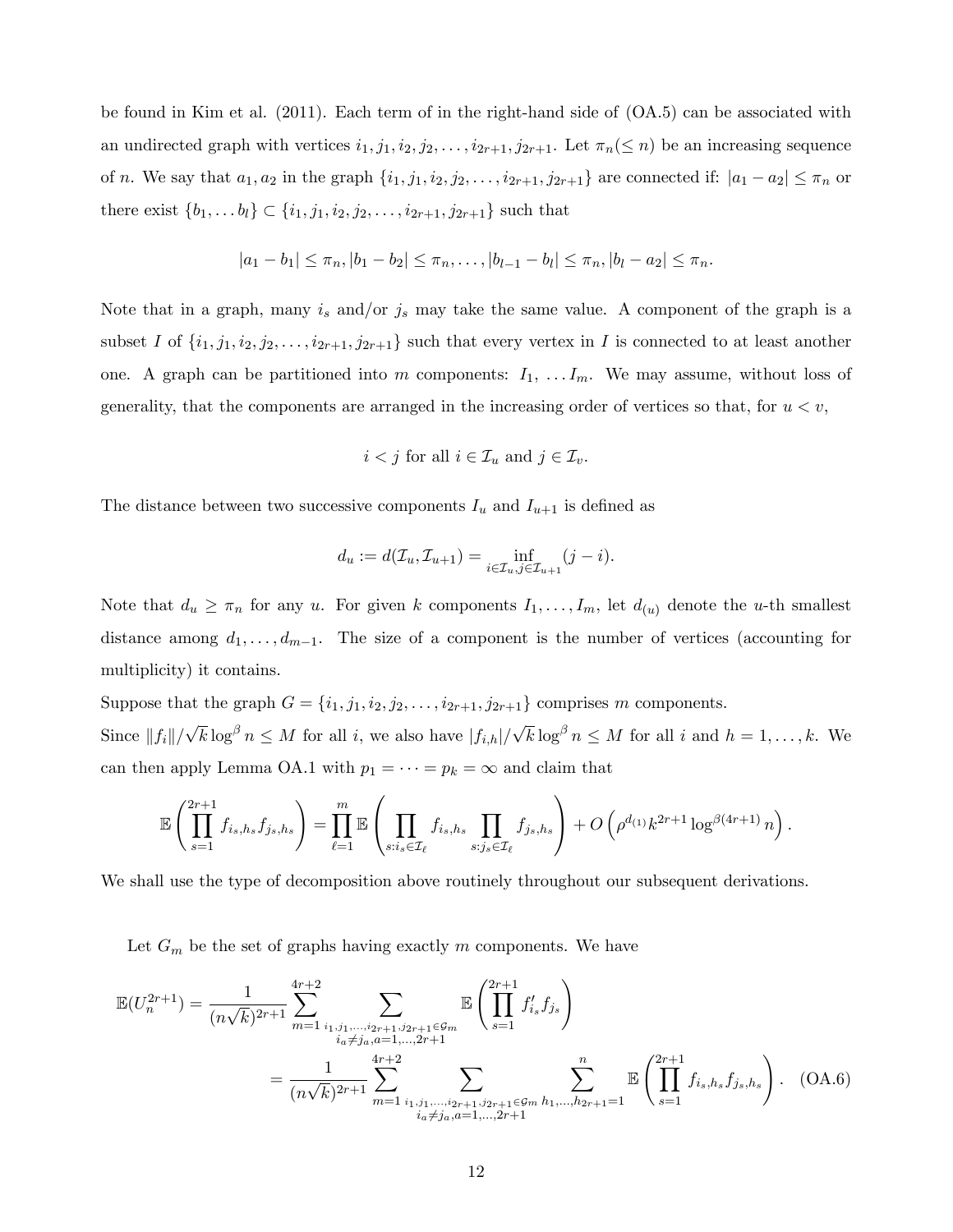be found in Kim et al. (2011). Each term of in the right-hand side of (OA.5) can be associated with an undirected graph with vertices $i_1, j_1, i_2, j_2, \ldots, i_{2r+1}, j_{2r+1}$. Let $\pi_n (\leq n)$ be an increasing sequence of $n$. We say that $a_1, a_2$ in the graph $\{i_1, j_1, i_2, j_2, \ldots, i_{2r+1}, j_{2r+1}\}$ are connected if: $|a_1 - a_2| \leq \pi_n$ or there exist $\{b_1, \ldots b_l\} \subset \{i_1, j_1, i_2, j_2, \ldots, i_{2r+1}, j_{2r+1}\}$ such that

$$|a_1 - b_1| \leq \pi_n, |b_1 - b_2| \leq \pi_n, \ldots, |b_{l-1} - b_l| \leq \pi_n, |b_l - a_2| \leq \pi_n.$$

Note that in a graph, many $i_s$ and/or $j_s$ may take the same value. A component of the graph is a subset $I$ of $\{i_1, j_1, i_2, j_2, \ldots, i_{2r+1}, j_{2r+1}\}$ such that every vertex in $I$ is connected to at least another one. A graph can be partitioned into $m$ components: $I_1, \ldots I_m$. We may assume, without loss of generality, that the components are arranged in the increasing order of vertices so that, for $u < v$,

$$i < j \text{ for all } i \in \mathcal{I}_u \text{ and } j \in \mathcal{I}_v.$$

The distance between two successive components $I_u$ and $I_{u+1}$ is defined as

$$d_u := d(\mathcal{I}_u, \mathcal{I}_{u+1}) = \inf_{i \in \mathcal{I}_u, j \in \mathcal{I}_{u+1}} (j - i).$$

Note that $d_u \geq \pi_n$ for any $u$. For given $k$ components $I_1, \ldots, I_m$, let $d_{(u)}$ denote the $u$-th smallest distance among $d_1, \ldots, d_{m-1}$. The size of a component is the number of vertices (accounting for multiplicity) it contains.

Suppose that the graph $G = \{i_1, j_1, i_2, j_2, \ldots, i_{2r+1}, j_{2r+1}\}$ comprises $m$ components.

Since $\|f_i\|/\sqrt{k} \log^\beta n \leq M$ for all $i$, we also have $|f_{i,h}|/\sqrt{k} \log^\beta n \leq M$ for all $i$ and $h = 1, \ldots, k$. We can then apply Lemma OA.1 with $p_1 = \cdots = p_k = \infty$ and claim that

$$\mathbb{E}\left(\prod_{s=1}^{2r+1} f_{i_s,h_s} f_{j_s,h_s}\right) = \prod_{\ell=1}^{m} \mathbb{E}\left(\prod_{s:i_s \in \mathcal{I}_\ell} f_{i_s,h_s} \prod_{s:j_s \in \mathcal{I}_\ell} f_{j_s,h_s}\right) + O\left(\rho^{d_{(1)}} k^{2r+1} \log^{\beta(4r+1)} n\right).$$

We shall use the type of decomposition above routinely throughout our subsequent derivations.

Let $G_m$ be the set of graphs having exactly $m$ components. We have

$$\begin{aligned}
\mathbb{E}(U_n^{2r+1}) &= \frac{1}{(n\sqrt{k})^{2r+1}} \sum_{m=1}^{4r+2} \sum_{\substack{i_1, j_1, \ldots, i_{2r+1}, j_{2r+1} \in \mathcal{G}_m \\ i_a \neq j_a, a=1,\ldots,2r+1}} \mathbb{E}\left(\prod_{s=1}^{2r+1} f'_{i_s} f_{j_s}\right) \\
&= \frac{1}{(n\sqrt{k})^{2r+1}} \sum_{m=1}^{4r+2} \sum_{\substack{i_1, j_1, \ldots, i_{2r+1}, j_{2r+1} \in \mathcal{G}_m \\ i_a \neq j_a, a=1,\ldots,2r+1}} \sum_{h_1, \ldots, h_{2r+1}=1}^{n} \mathbb{E}\left(\prod_{s=1}^{2r+1} f_{i_s,h_s} f_{j_s,h_s}\right). \quad \text{(OA.6)}
\end{aligned}$$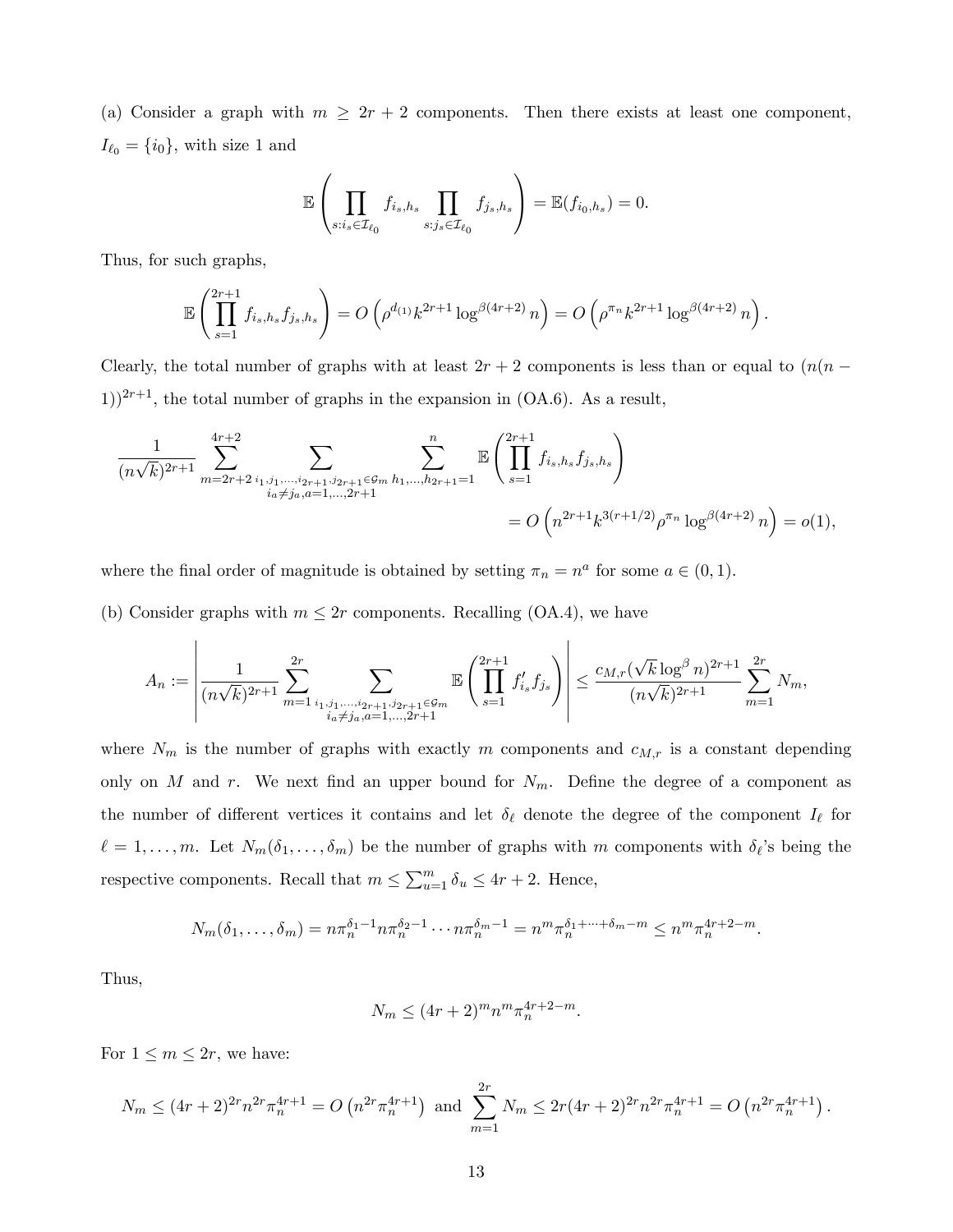(a) Consider a graph with $m \geq 2r+2$ components. Then there exists at least one component, $I_{\ell_0} = \{i_0\}$, with size 1 and

$$\mathbb{E}\left(\prod_{s:i_s \in \mathcal{I}_{\ell_0}} f_{i_s,h_s} \prod_{s:j_s \in \mathcal{I}_{\ell_0}} f_{j_s,h_s}\right) = \mathbb{E}(f_{i_0,h_s}) = 0.$$

Thus, for such graphs,

$$\mathbb{E}\left(\prod_{s=1}^{2r+1} f_{i_s,h_s} f_{j_s,h_s}\right) = O\left(\rho^{d_{(1)}} k^{2r+1} \log^{\beta(4r+2)} n\right) = O\left(\rho^{\pi_n} k^{2r+1} \log^{\beta(4r+2)} n\right).$$

Clearly, the total number of graphs with at least $2r+2$ components is less than or equal to $(n(n-1))^{2r+1}$, the total number of graphs in the expansion in (OA.6). As a result,

$$\frac{1}{(n\sqrt{k})^{2r+1}} \sum_{m=2r+2}^{4r+2} \sum_{\substack{i_1,j_1,\ldots,i_{2r+1},j_{2r+1} \in \mathcal{G}_m \\ i_a \neq j_a, a=1,\ldots,2r+1}} \sum_{h_1,\ldots,h_{2r+1}=1}^{n} \mathbb{E}\left(\prod_{s=1}^{2r+1} f_{i_s,h_s} f_{j_s,h_s}\right)$$

$$= O\left(n^{2r+1} k^{3(r+1/2)} \rho^{\pi_n} \log^{\beta(4r+2)} n\right) = o(1),$$

where the final order of magnitude is obtained by setting $\pi_n = n^a$ for some $a \in (0,1)$.

(b) Consider graphs with $m \leq 2r$ components. Recalling (OA.4), we have

$$A_n := \left| \frac{1}{(n\sqrt{k})^{2r+1}} \sum_{m=1}^{2r} \sum_{\substack{i_1,j_1,\ldots,i_{2r+1},j_{2r+1} \in \mathcal{G}_m \\ i_a \neq j_a, a=1,\ldots,2r+1}} \mathbb{E}\left(\prod_{s=1}^{2r+1} f'_{i_s} f_{j_s}\right) \right| \leq \frac{c_{M,r}(\sqrt{k}\log^{\beta} n)^{2r+1}}{(n\sqrt{k})^{2r+1}} \sum_{m=1}^{2r} N_m,$$

where $N_m$ is the number of graphs with exactly $m$ components and $c_{M,r}$ is a constant depending only on $M$ and $r$. We next find an upper bound for $N_m$. Define the degree of a component as the number of different vertices it contains and let $\delta_\ell$ denote the degree of the component $I_\ell$ for $\ell = 1,\ldots,m$. Let $N_m(\delta_1,\ldots,\delta_m)$ be the number of graphs with $m$ components with $\delta_\ell$'s being the respective components. Recall that $m \leq \sum_{u=1}^{m} \delta_u \leq 4r+2$. Hence,

$$N_m(\delta_1,\ldots,\delta_m) = n\pi_n^{\delta_1-1} n\pi_n^{\delta_2-1} \cdots n\pi_n^{\delta_m-1} = n^m \pi_n^{\delta_1+\cdots+\delta_m-m} \leq n^m \pi_n^{4r+2-m}.$$

Thus,

$$N_m \leq (4r+2)^m n^m \pi_n^{4r+2-m}.$$

For $1 \leq m \leq 2r$, we have:

$$N_m \leq (4r+2)^{2r} n^{2r} \pi_n^{4r+1} = O\left(n^{2r}\pi_n^{4r+1}\right) \text{ and } \sum_{m=1}^{2r} N_m \leq 2r(4r+2)^{2r} n^{2r} \pi_n^{4r+1} = O\left(n^{2r}\pi_n^{4r+1}\right).$$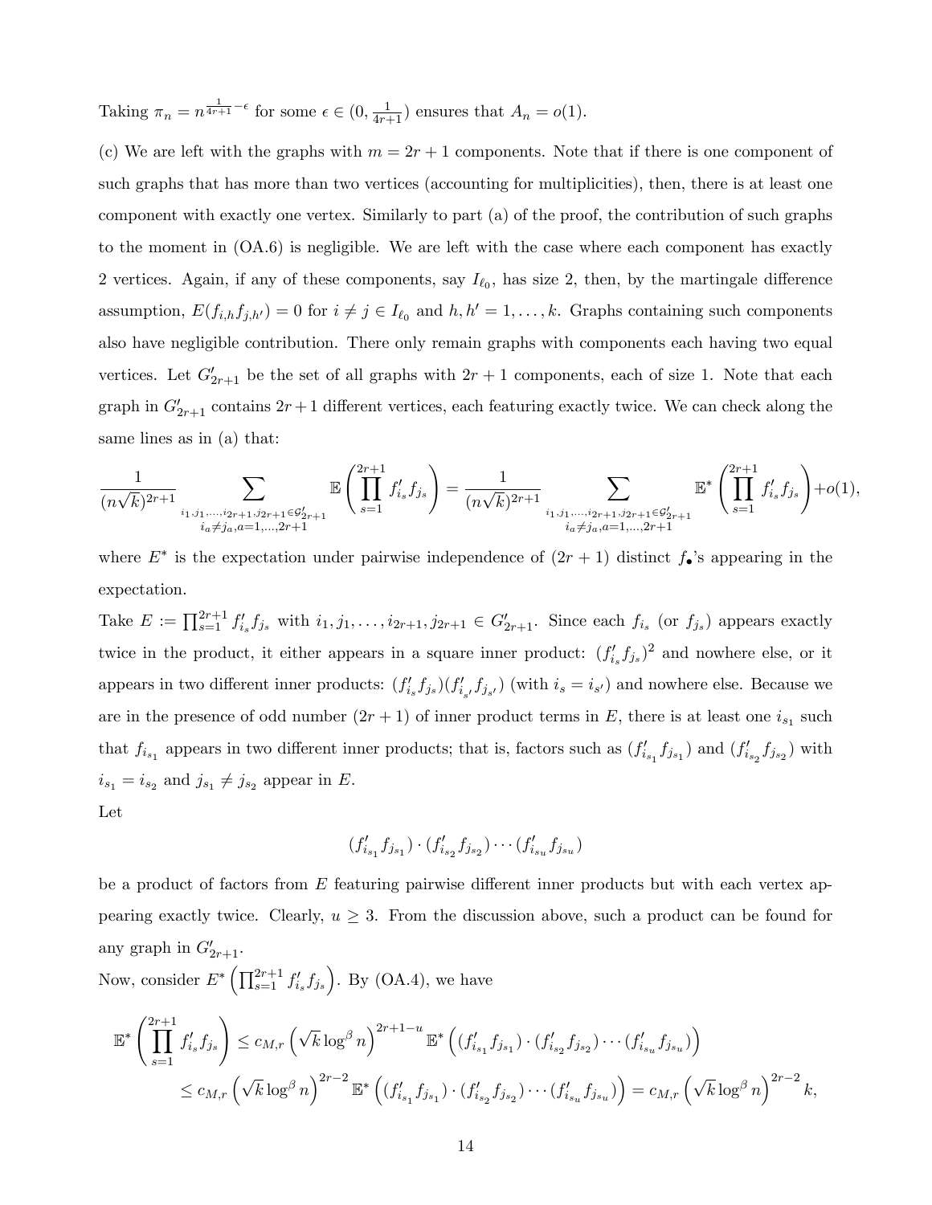Taking $\pi_n = n^{\frac{1}{4r+1}-\epsilon}$ for some $\epsilon \in (0, \frac{1}{4r+1})$ ensures that $A_n = o(1)$.

(c) We are left with the graphs with $m = 2r+1$ components. Note that if there is one component of such graphs that has more than two vertices (accounting for multiplicities), then, there is at least one component with exactly one vertex. Similarly to part (a) of the proof, the contribution of such graphs to the moment in (OA.6) is negligible. We are left with the case where each component has exactly 2 vertices. Again, if any of these components, say $I_{\ell_0}$, has size 2, then, by the martingale difference assumption, $E(f_{i,h}f_{j,h'}) = 0$ for $i \neq j \in I_{\ell_0}$ and $h, h' = 1, \ldots, k$. Graphs containing such components also have negligible contribution. There only remain graphs with components each having two equal vertices. Let $G'_{2r+1}$ be the set of all graphs with $2r+1$ components, each of size 1. Note that each graph in $G'_{2r+1}$ contains $2r+1$ different vertices, each featuring exactly twice. We can check along the same lines as in (a) that:

$$\frac{1}{(n\sqrt{k})^{2r+1}} \sum_{\substack{i_1, j_1, \ldots, i_{2r+1}, j_{2r+1} \in \mathcal{G}'_{2r+1} \\ i_a \neq j_a, a=1,\ldots,2r+1}} \mathbb{E}\left(\prod_{s=1}^{2r+1} f'_{i_s} f_{j_s}\right) = \frac{1}{(n\sqrt{k})^{2r+1}} \sum_{\substack{i_1, j_1, \ldots, i_{2r+1}, j_{2r+1} \in \mathcal{G}'_{2r+1} \\ i_a \neq j_a, a=1,\ldots,2r+1}} \mathbb{E}^*\left(\prod_{s=1}^{2r+1} f'_{i_s} f_{j_s}\right) + o(1),$$

where $E^*$ is the expectation under pairwise independence of $(2r+1)$ distinct $f_\bullet$'s appearing in the expectation.

Take $E := \prod_{s=1}^{2r+1} f'_{i_s} f_{j_s}$ with $i_1, j_1, \ldots, i_{2r+1}, j_{2r+1} \in G'_{2r+1}$. Since each $f_{i_s}$ (or $f_{j_s}$) appears exactly twice in the product, it either appears in a square inner product: $(f'_{i_s} f_{j_s})^2$ and nowhere else, or it appears in two different inner products: $(f'_{i_s} f_{j_s})(f'_{i_{s'}} f_{j_{s'}})$ (with $i_s = i_{s'}$) and nowhere else. Because we are in the presence of odd number $(2r+1)$ of inner product terms in $E$, there is at least one $i_{s_1}$ such that $f_{i_{s_1}}$ appears in two different inner products; that is, factors such as $(f'_{i_{s_1}} f_{j_{s_1}})$ and $(f'_{i_{s_2}} f_{j_{s_2}})$ with $i_{s_1} = i_{s_2}$ and $j_{s_1} \neq j_{s_2}$ appear in $E$.

Let

$$(f'_{i_{s_1}} f_{j_{s_1}}) \cdot (f'_{i_{s_2}} f_{j_{s_2}}) \cdots (f'_{i_{s_u}} f_{j_{s_u}})$$

be a product of factors from $E$ featuring pairwise different inner products but with each vertex appearing exactly twice. Clearly, $u \geq 3$. From the discussion above, such a product can be found for any graph in $G'_{2r+1}$.

Now, consider $E^*\left(\prod_{s=1}^{2r+1} f'_{i_s} f_{j_s}\right)$. By (OA.4), we have

$$\begin{aligned}
\mathbb{E}^*\left(\prod_{s=1}^{2r+1} f'_{i_s} f_{j_s}\right) &\leq c_{M,r}\left(\sqrt{k}\log^\beta n\right)^{2r+1-u} \mathbb{E}^*\left((f'_{i_{s_1}} f_{j_{s_1}}) \cdot (f'_{i_{s_2}} f_{j_{s_2}}) \cdots (f'_{i_{s_u}} f_{j_{s_u}})\right) \\
&\leq c_{M,r}\left(\sqrt{k}\log^\beta n\right)^{2r-2} \mathbb{E}^*\left((f'_{i_{s_1}} f_{j_{s_1}}) \cdot (f'_{i_{s_2}} f_{j_{s_2}}) \cdots (f'_{i_{s_u}} f_{j_{s_u}})\right) = c_{M,r}\left(\sqrt{k}\log^\beta n\right)^{2r-2} k,
\end{aligned}$$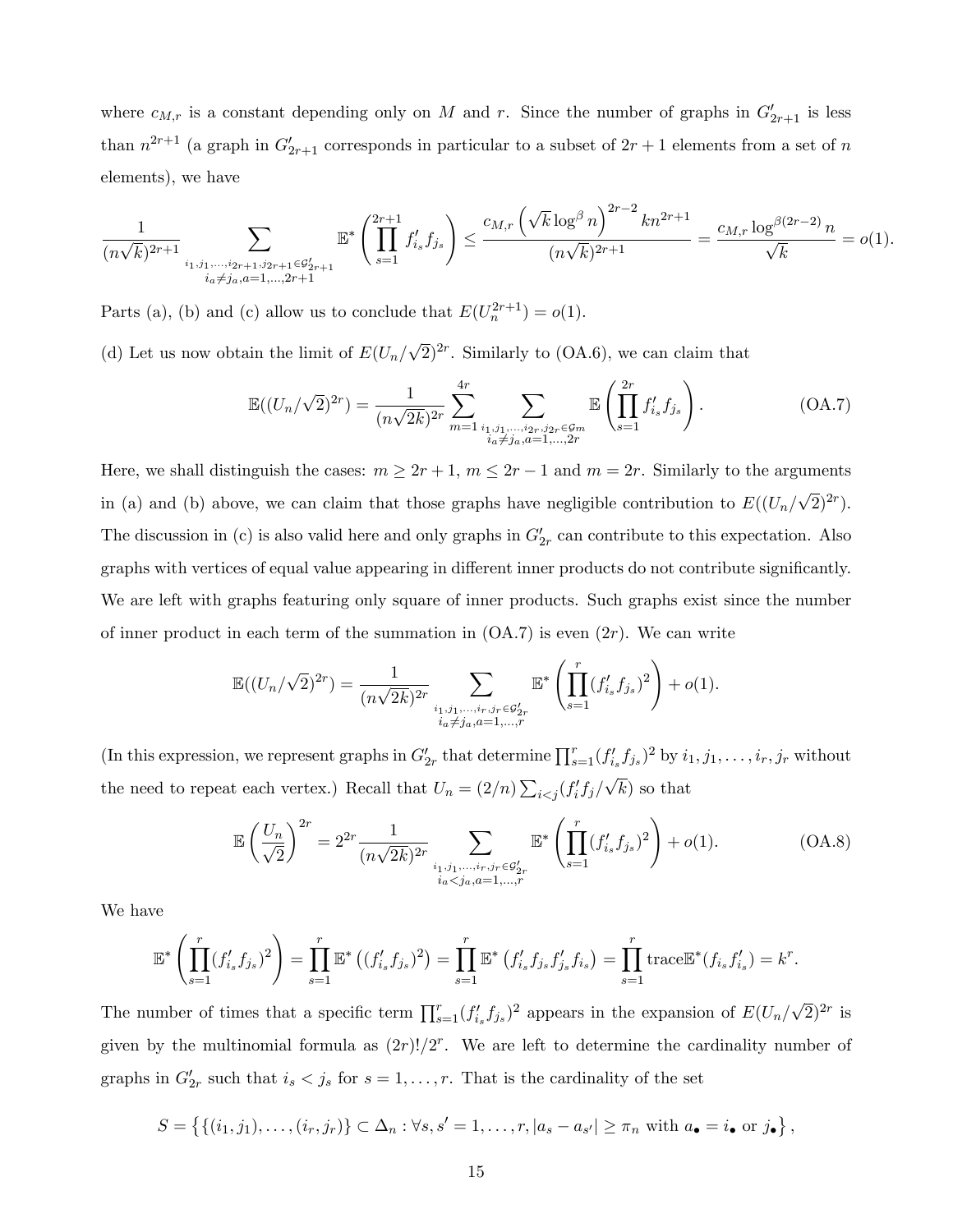where $c_{M,r}$ is a constant depending only on $M$ and $r$. Since the number of graphs in $G'_{2r+1}$ is less than $n^{2r+1}$ (a graph in $G'_{2r+1}$ corresponds in particular to a subset of $2r+1$ elements from a set of $n$ elements), we have

$$\frac{1}{(n\sqrt{k})^{2r+1}} \sum_{\substack{i_1,j_1,\ldots,i_{2r+1},j_{2r+1}\in\mathcal{G}'_{2r+1} \\ i_a\neq j_a, a=1,\ldots,2r+1}} \mathbb{E}^*\left(\prod_{s=1}^{2r+1} f'_{i_s} f_{j_s}\right) \leq \frac{c_{M,r}\left(\sqrt{k}\log^\beta n\right)^{2r-2} kn^{2r+1}}{(n\sqrt{k})^{2r+1}} = \frac{c_{M,r}\log^{\beta(2r-2)} n}{\sqrt{k}} = o(1).$$

Parts (a), (b) and (c) allow us to conclude that $E(U_n^{2r+1}) = o(1)$.

(d) Let us now obtain the limit of $E(U_n/\sqrt{2})^{2r}$. Similarly to (OA.6), we can claim that

$$\mathbb{E}((U_n/\sqrt{2})^{2r}) = \frac{1}{(n\sqrt{2k})^{2r}} \sum_{m=1}^{4r} \sum_{\substack{i_1,j_1,\ldots,i_{2r},j_{2r}\in\mathcal{G}_m \\ i_a\neq j_a, a=1,\ldots,2r}} \mathbb{E}\left(\prod_{s=1}^{2r} f'_{i_s} f_{j_s}\right). \tag{OA.7}$$

Here, we shall distinguish the cases: $m \geq 2r+1$, $m \leq 2r-1$ and $m = 2r$. Similarly to the arguments in (a) and (b) above, we can claim that those graphs have negligible contribution to $E((U_n/\sqrt{2})^{2r})$. The discussion in (c) is also valid here and only graphs in $G'_{2r}$ can contribute to this expectation. Also graphs with vertices of equal value appearing in different inner products do not contribute significantly. We are left with graphs featuring only square of inner products. Such graphs exist since the number of inner product in each term of the summation in (OA.7) is even ($2r$). We can write

$$\mathbb{E}((U_n/\sqrt{2})^{2r}) = \frac{1}{(n\sqrt{2k})^{2r}} \sum_{\substack{i_1,j_1,\ldots,i_r,j_r\in\mathcal{G}'_{2r} \\ i_a\neq j_a, a=1,\ldots,r}} \mathbb{E}^*\left(\prod_{s=1}^{r} (f'_{i_s} f_{j_s})^2\right) + o(1).$$

(In this expression, we represent graphs in $G'_{2r}$ that determine $\prod_{s=1}^r (f'_{i_s} f_{j_s})^2$ by $i_1, j_1, \ldots, i_r, j_r$ without the need to repeat each vertex.) Recall that $U_n = (2/n)\sum_{i<j}(f'_i f_j/\sqrt{k})$ so that

$$\mathbb{E}\left(\frac{U_n}{\sqrt{2}}\right)^{2r} = 2^{2r}\frac{1}{(n\sqrt{2k})^{2r}} \sum_{\substack{i_1,j_1,\ldots,i_r,j_r\in\mathcal{G}'_{2r} \\ i_a< j_a, a=1,\ldots,r}} \mathbb{E}^*\left(\prod_{s=1}^{r} (f'_{i_s} f_{j_s})^2\right) + o(1). \tag{OA.8}$$

We have

$$\mathbb{E}^*\left(\prod_{s=1}^{r} (f'_{i_s} f_{j_s})^2\right) = \prod_{s=1}^{r} \mathbb{E}^*\left((f'_{i_s} f_{j_s})^2\right) = \prod_{s=1}^{r} \mathbb{E}^*\left(f'_{i_s} f_{j_s} f'_{j_s} f_{i_s}\right) = \prod_{s=1}^{r} \mathrm{trace}\mathbb{E}^*(f_{i_s} f'_{i_s}) = k^r.$$

The number of times that a specific term $\prod_{s=1}^r (f'_{i_s} f_{j_s})^2$ appears in the expansion of $E(U_n/\sqrt{2})^{2r}$ is given by the multinomial formula as $(2r)!/2^r$. We are left to determine the cardinality number of graphs in $G'_{2r}$ such that $i_s < j_s$ for $s = 1, \ldots, r$. That is the cardinality of the set

$$S = \left\{\{(i_1, j_1), \ldots, (i_r, j_r)\} \subset \Delta_n : \forall s, s' = 1, \ldots, r, |a_s - a_{s'}| \geq \pi_n \text{ with } a_\bullet = i_\bullet \text{ or } j_\bullet\right\},$$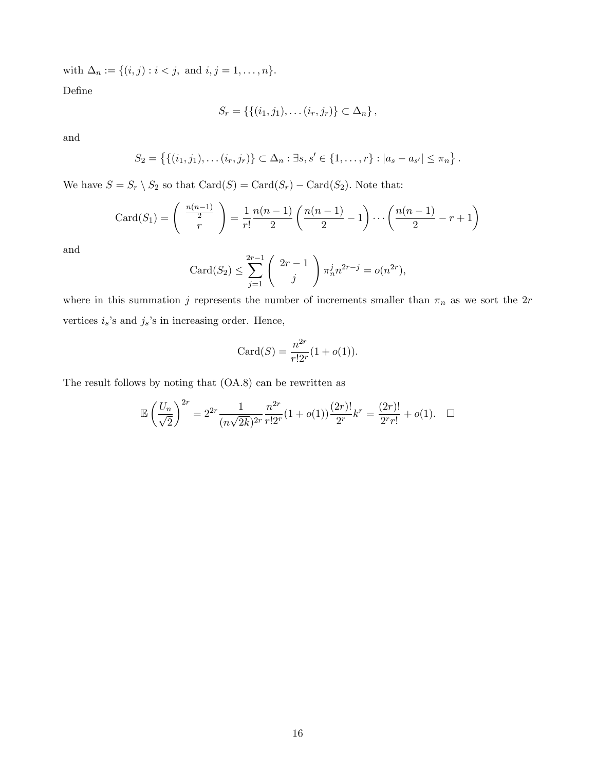with $\Delta_n := \{(i,j) : i < j, \text{ and } i,j = 1,\dots,n\}$.

Define

$$S_r = \{\{(i_1,j_1),\dots(i_r,j_r)\} \subset \Delta_n\},$$

and

$$S_2 = \big\{\{(i_1,j_1),\dots(i_r,j_r)\} \subset \Delta_n : \exists s,s' \in \{1,\dots,r\} : |a_s - a_{s'}| \le \pi_n\big\}.$$

We have $S = S_r \setminus S_2$ so that $\mathrm{Card}(S) = \mathrm{Card}(S_r) - \mathrm{Card}(S_2)$. Note that:

$$\mathrm{Card}(S_1) = \left( \begin{array}{c} \frac{n(n-1)}{2} \\ r \end{array} \right) = \frac{1}{r!}\frac{n(n-1)}{2}\left(\frac{n(n-1)}{2} - 1\right)\cdots\left(\frac{n(n-1)}{2} - r + 1\right)$$

and

$$\mathrm{Card}(S_2) \le \sum_{j=1}^{2r-1} \left( \begin{array}{c} 2r-1 \\ j \end{array} \right) \pi_n^j n^{2r-j} = o(n^{2r}),$$

where in this summation $j$ represents the number of increments smaller than $\pi_n$ as we sort the $2r$ vertices $i_s$'s and $j_s$'s in increasing order. Hence,

$$\mathrm{Card}(S) = \frac{n^{2r}}{r!2^r}(1 + o(1)).$$

The result follows by noting that (OA.8) can be rewritten as

$$\mathbb{E}\left(\frac{U_n}{\sqrt{2}}\right)^{2r} = 2^{2r}\frac{1}{(n\sqrt{2k})^{2r}}\frac{n^{2r}}{r!2^r}(1 + o(1))\frac{(2r)!}{2^r}k^r = \frac{(2r)!}{2^r r!} + o(1). \quad \square$$